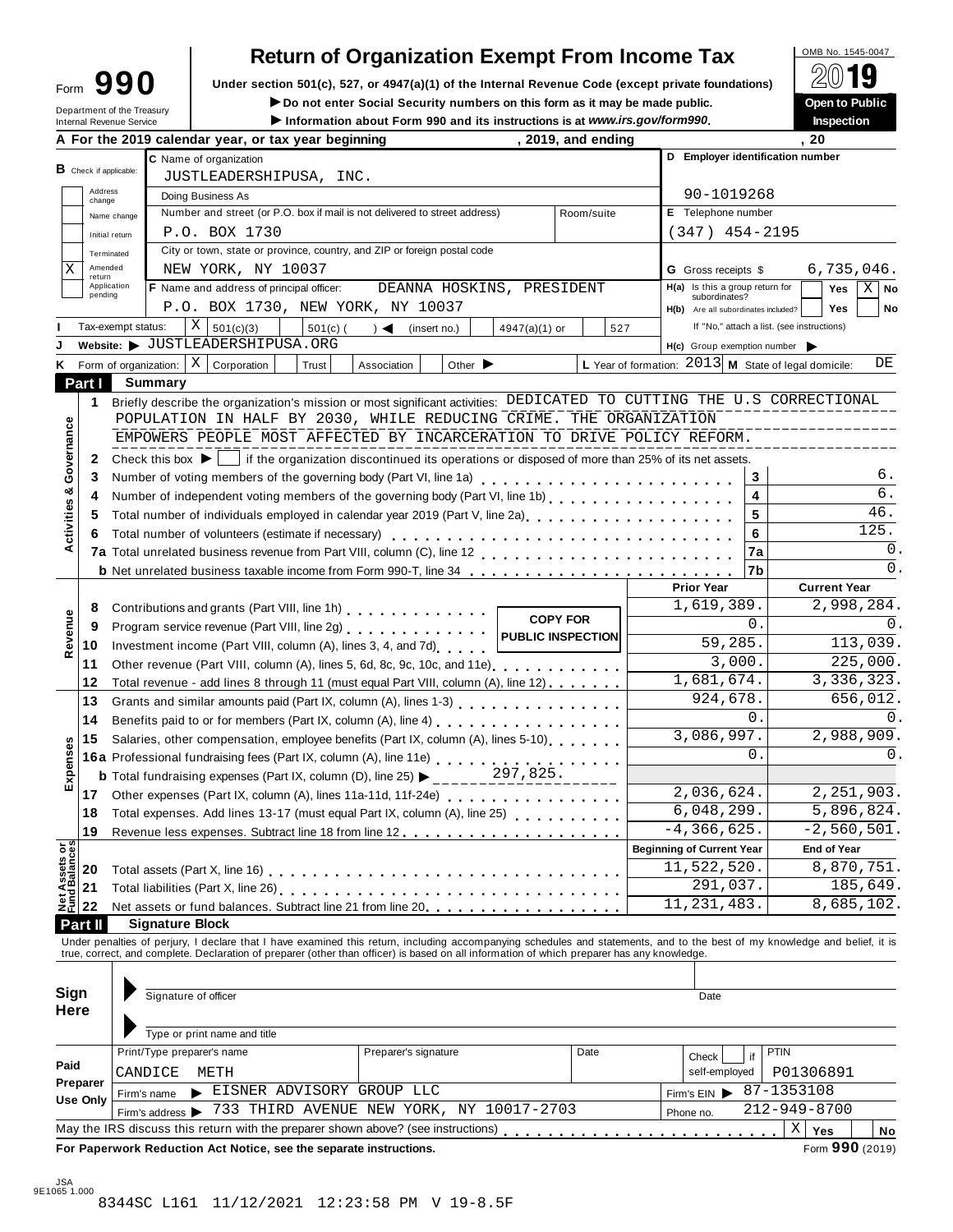Form **990**

Department of the Treasury
Internal Revenue Service

# Return of Organization Exempt From Income Tax

**Under section 501(c), 527, or 4947(a)(1) of the Internal Revenue Code (except private foundations)**

▶ **Do not enter Social Security numbers on this form as it may be made public.**

▶ **Information about Form 990 and its instructions is at** ***www.irs.gov/form990*****.**

OMB No. 1545-0047

**2019**

**Open to Public Inspection**

**A For the 2019 calendar year, or tax year beginning , 2019, and ending , 20**

**B** Check if applicable:
- Address change
- Name change
- Initial return
- Terminated
- X Amended return
- Application pending

**C** Name of organization: JUSTLEADERSHIPUSA, INC.

Doing Business As

Number and street (or P.O. box if mail is not delivered to street address) / Room/suite: P.O. BOX 1730

City or town, state or province, country, and ZIP or foreign postal code: NEW YORK, NY 10037

**D Employer identification number:** 90-1019268

**E** Telephone number: (347) 454-2195

**G** Gross receipts $ 6,735,046.

**F** Name and address of principal officer: DEANNA HOSKINS, PRESIDENT
P.O. BOX 1730, NEW YORK, NY 10037

**H(a)** Is this a group return for subordinates? Yes [ ] No [X]

**H(b)** Are all subordinates included? Yes [ ] No [ ]
If "No," attach a list. (see instructions)

**I** Tax-exempt status: [X] 501(c)(3) [ ] 501(c) ( ) ◀ (insert no.) [ ] 4947(a)(1) or [ ] 527

**J** Website: ▶ JUSTLEADERSHIPUSA.ORG

**H(c)** Group exemption number ▶

**K** Form of organization: [X] Corporation [ ] Trust [ ] Association [ ] Other ▶

**L** Year of formation: 2013 **M** State of legal domicile: DE

## Part I Summary

**Activities & Governance**

1 Briefly describe the organization's mission or most significant activities: DEDICATED TO CUTTING THE U.S CORRECTIONAL POPULATION IN HALF BY 2030, WHILE REDUCING CRIME. THE ORGANIZATION EMPOWERS PEOPLE MOST AFFECTED BY INCARCERATION TO DRIVE POLICY REFORM.

2 Check this box ▶ [ ] if the organization discontinued its operations or disposed of more than 25% of its net assets.

| | | | |
|---|---|---|---|
| 3 | Number of voting members of the governing body (Part VI, line 1a) | 3 | 6. |
| 4 | Number of independent voting members of the governing body (Part VI, line 1b) | 4 | 6. |
| 5 | Total number of individuals employed in calendar year 2019 (Part V, line 2a) | 5 | 46. |
| 6 | Total number of volunteers (estimate if necessary) | 6 | 125. |
| 7a | Total unrelated business revenue from Part VIII, column (C), line 12 | 7a | 0. |
| b | Net unrelated business taxable income from Form 990-T, line 34 | 7b | 0. |

**COPY FOR PUBLIC INSPECTION**

| | | | Prior Year | Current Year |
|---|---|---|---|---|
| **Revenue** | 8 | Contributions and grants (Part VIII, line 1h) | 1,619,389. | 2,998,284. |
| | 9 | Program service revenue (Part VIII, line 2g) | 0. | 0. |
| | 10 | Investment income (Part VIII, column (A), lines 3, 4, and 7d) | 59,285. | 113,039. |
| | 11 | Other revenue (Part VIII, column (A), lines 5, 6d, 8c, 9c, 10c, and 11e) | 3,000. | 225,000. |
| | 12 | Total revenue - add lines 8 through 11 (must equal Part VIII, column (A), line 12) | 1,681,674. | 3,336,323. |
| **Expenses** | 13 | Grants and similar amounts paid (Part IX, column (A), lines 1-3) | 924,678. | 656,012. |
| | 14 | Benefits paid to or for members (Part IX, column (A), line 4) | 0. | 0. |
| | 15 | Salaries, other compensation, employee benefits (Part IX, column (A), lines 5-10) | 3,086,997. | 2,988,909. |
| | 16a | Professional fundraising fees (Part IX, column (A), line 11e) | 0. | 0. |
| | b | Total fundraising expenses (Part IX, column (D), line 25) ▶ 297,825. | | |
| | 17 | Other expenses (Part IX, column (A), lines 11a-11d, 11f-24e) | 2,036,624. | 2,251,903. |
| | 18 | Total expenses. Add lines 13-17 (must equal Part IX, column (A), line 25) | 6,048,299. | 5,896,824. |
| | 19 | Revenue less expenses. Subtract line 18 from line 12 | -4,366,625. | -2,560,501. |
| | | | **Beginning of Current Year** | **End of Year** |
| **Net Assets or Fund Balances** | 20 | Total assets (Part X, line 16) | 11,522,520. | 8,870,751. |
| | 21 | Total liabilities (Part X, line 26) | 291,037. | 185,649. |
| | 22 | Net assets or fund balances. Subtract line 21 from line 20 | 11,231,483. | 8,685,102. |

## Part II Signature Block

Under penalties of perjury, I declare that I have examined this return, including accompanying schedules and statements, and to the best of my knowledge and belief, it is true, correct, and complete. Declaration of preparer (other than officer) is based on all information of which preparer has any knowledge.

**Sign Here**

Signature of officer — Date

Type or print name and title

**Paid Preparer Use Only**

| Print/Type preparer's name | Preparer's signature | Date | Check [ ] if self-employed | PTIN |
|---|---|---|---|---|
| CANDICE METH | | | | P01306891 |

Firm's name ▶ EISNER ADVISORY GROUP LLC — Firm's EIN ▶ 87-1353108

Firm's address ▶ 733 THIRD AVENUE NEW YORK, NY 10017-2703 — Phone no. 212-949-8700

May the IRS discuss this return with the preparer shown above? (see instructions) [X] Yes [ ] No

**For Paperwork Reduction Act Notice, see the separate instructions.** Form **990** (2019)

JSA
9E1065 1.000

8344SC L161 11/12/2021 12:23:58 PM V 19-8.5F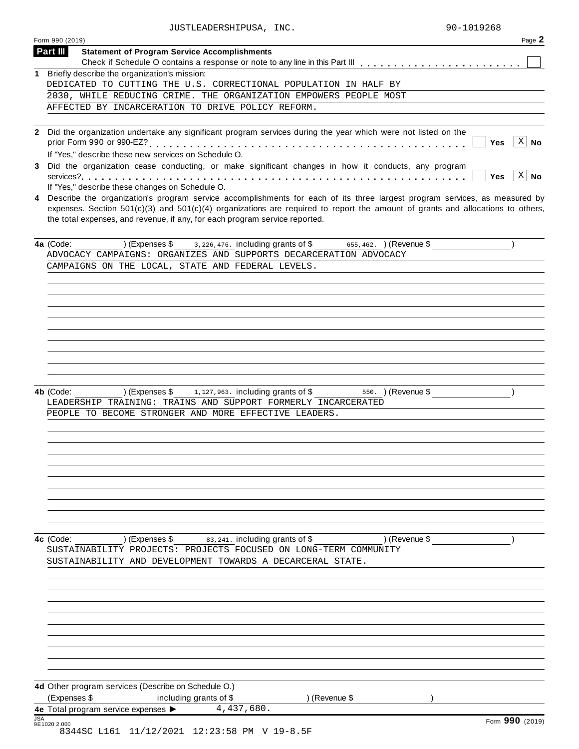JUSTLEADERSHIPUSA, INC. 90-1019268

Form 990 (2019)

## Part III Statement of Program Service Accomplishments

Check if Schedule O contains a response or note to any line in this Part III . . . . . . . . . . . . . . . . . . . . . . . . ☐

**1** Briefly describe the organization's mission:

DEDICATED TO CUTTING THE U.S. CORRECTIONAL POPULATION IN HALF BY 2030, WHILE REDUCING CRIME. THE ORGANIZATION EMPOWERS PEOPLE MOST AFFECTED BY INCARCERATION TO DRIVE POLICY REFORM.

**2** Did the organization undertake any significant program services during the year which were not listed on the prior Form 990 or 990-EZ? . . . . . . . . . . . . . . . . . . . . . . . . . . . . . . . . . . . . . . . ☐ Yes ☒ No

If "Yes," describe these new services on Schedule O.

**3** Did the organization cease conducting, or make significant changes in how it conducts, any program services? . . . . . . . . . . . . . . . . . . . . . . . . . . . . . . . . . . . . . . . . . . . . . . . . . . ☐ Yes ☒ No

If "Yes," describe these changes on Schedule O.

**4** Describe the organization's program service accomplishments for each of its three largest program services, as measured by expenses. Section 501(c)(3) and 501(c)(4) organizations are required to report the amount of grants and allocations to others, the total expenses, and revenue, if any, for each program service reported.

**4a** (Code: ) (Expenses $ 3,226,476. including grants of $ 655,462. ) (Revenue $ )

ADVOCACY CAMPAIGNS: ORGANIZES AND SUPPORTS DECARCERATION ADVOCACY CAMPAIGNS ON THE LOCAL, STATE AND FEDERAL LEVELS.

**4b** (Code: ) (Expenses $ 1,127,963. including grants of $ 550. ) (Revenue $ )

LEADERSHIP TRAINING: TRAINS AND SUPPORT FORMERLY INCARCERATED PEOPLE TO BECOME STRONGER AND MORE EFFECTIVE LEADERS.

**4c** (Code: ) (Expenses $ 83,241. including grants of $ ) (Revenue $ )

SUSTAINABILITY PROJECTS: PROJECTS FOCUSED ON LONG-TERM COMMUNITY SUSTAINABILITY AND DEVELOPMENT TOWARDS A DECARCERAL STATE.

**4d** Other program services (Describe on Schedule O.)

(Expenses $ including grants of $ ) (Revenue $ )

**4e** Total program service expenses ▶ 4,437,680.

JSA 9E1020 2.000

Form **990** (2019)

8344SC L161 11/12/2021 12:23:58 PM V 19-8.5F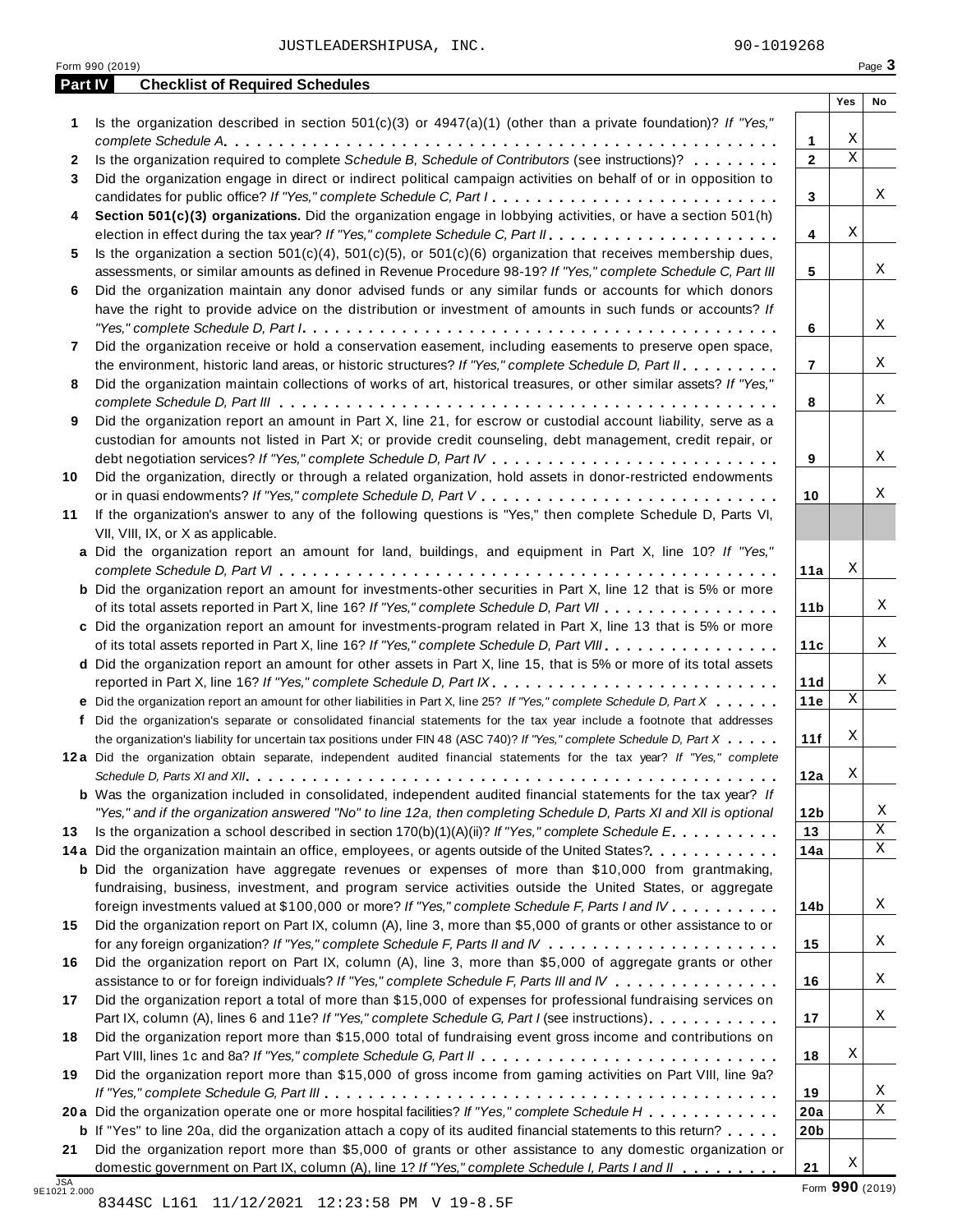JUSTLEADERSHIPUSA, INC. 90-1019268

Form 990 (2019) Page **3**

## Part IV Checklist of Required Schedules

| | | | Yes | No |
|---|---|---|---|---|
| **1** | Is the organization described in section 501(c)(3) or 4947(a)(1) (other than a private foundation)? *If "Yes," complete Schedule A* | **1** | X | |
| **2** | Is the organization required to complete *Schedule B, Schedule of Contributors* (see instructions)? | **2** | X | |
| **3** | Did the organization engage in direct or indirect political campaign activities on behalf of or in opposition to candidates for public office? *If "Yes," complete Schedule C, Part I* | **3** | | X |
| **4** | **Section 501(c)(3) organizations.** Did the organization engage in lobbying activities, or have a section 501(h) election in effect during the tax year? *If "Yes," complete Schedule C, Part II* | **4** | X | |
| **5** | Is the organization a section 501(c)(4), 501(c)(5), or 501(c)(6) organization that receives membership dues, assessments, or similar amounts as defined in Revenue Procedure 98-19? *If "Yes," complete Schedule C, Part III* | **5** | | X |
| **6** | Did the organization maintain any donor advised funds or any similar funds or accounts for which donors have the right to provide advice on the distribution or investment of amounts in such funds or accounts? *If "Yes," complete Schedule D, Part I* | **6** | | X |
| **7** | Did the organization receive or hold a conservation easement, including easements to preserve open space, the environment, historic land areas, or historic structures? *If "Yes," complete Schedule D, Part II* | **7** | | X |
| **8** | Did the organization maintain collections of works of art, historical treasures, or other similar assets? *If "Yes," complete Schedule D, Part III* | **8** | | X |
| **9** | Did the organization report an amount in Part X, line 21, for escrow or custodial account liability, serve as a custodian for amounts not listed in Part X; or provide credit counseling, debt management, credit repair, or debt negotiation services? *If "Yes," complete Schedule D, Part IV* | **9** | | X |
| **10** | Did the organization, directly or through a related organization, hold assets in donor-restricted endowments or in quasi endowments? *If "Yes," complete Schedule D, Part V* | **10** | | X |
| **11** | If the organization's answer to any of the following questions is "Yes," then complete Schedule D, Parts VI, VII, VIII, IX, or X as applicable. | | | |
| **a** | Did the organization report an amount for land, buildings, and equipment in Part X, line 10? *If "Yes," complete Schedule D, Part VI* | **11a** | X | |
| **b** | Did the organization report an amount for investments-other securities in Part X, line 12 that is 5% or more of its total assets reported in Part X, line 16? *If "Yes," complete Schedule D, Part VII* | **11b** | | X |
| **c** | Did the organization report an amount for investments-program related in Part X, line 13 that is 5% or more of its total assets reported in Part X, line 16? *If "Yes," complete Schedule D, Part VIII* | **11c** | | X |
| **d** | Did the organization report an amount for other assets in Part X, line 15, that is 5% or more of its total assets reported in Part X, line 16? *If "Yes," complete Schedule D, Part IX* | **11d** | | X |
| **e** | Did the organization report an amount for other liabilities in Part X, line 25? *If "Yes," complete Schedule D, Part X* | **11e** | X | |
| **f** | Did the organization's separate or consolidated financial statements for the tax year include a footnote that addresses the organization's liability for uncertain tax positions under FIN 48 (ASC 740)? *If "Yes," complete Schedule D, Part X* | **11f** | X | |
| **12a** | Did the organization obtain separate, independent audited financial statements for the tax year? *If "Yes," complete Schedule D, Parts XI and XII* | **12a** | X | |
| **b** | Was the organization included in consolidated, independent audited financial statements for the tax year? *If "Yes," and if the organization answered "No" to line 12a, then completing Schedule D, Parts XI and XII is optional* | **12b** | | X |
| **13** | Is the organization a school described in section 170(b)(1)(A)(ii)? *If "Yes," complete Schedule E* | **13** | | X |
| **14a** | Did the organization maintain an office, employees, or agents outside of the United States? | **14a** | | X |
| **b** | Did the organization have aggregate revenues or expenses of more than $10,000 from grantmaking, fundraising, business, investment, and program service activities outside the United States, or aggregate foreign investments valued at $100,000 or more? *If "Yes," complete Schedule F, Parts I and IV* | **14b** | | X |
| **15** | Did the organization report on Part IX, column (A), line 3, more than $5,000 of grants or other assistance to or for any foreign organization? *If "Yes," complete Schedule F, Parts II and IV* | **15** | | X |
| **16** | Did the organization report on Part IX, column (A), line 3, more than $5,000 of aggregate grants or other assistance to or for foreign individuals? *If "Yes," complete Schedule F, Parts III and IV* | **16** | | X |
| **17** | Did the organization report a total of more than $15,000 of expenses for professional fundraising services on Part IX, column (A), lines 6 and 11e? *If "Yes," complete Schedule G, Part I* (see instructions) | **17** | | X |
| **18** | Did the organization report more than $15,000 total of fundraising event gross income and contributions on Part VIII, lines 1c and 8a? *If "Yes," complete Schedule G, Part II* | **18** | X | |
| **19** | Did the organization report more than $15,000 of gross income from gaming activities on Part VIII, line 9a? *If "Yes," complete Schedule G, Part III* | **19** | | X |
| **20a** | Did the organization operate one or more hospital facilities? *If "Yes," complete Schedule H* | **20a** | | X |
| **b** | If "Yes" to line 20a, did the organization attach a copy of its audited financial statements to this return? | **20b** | | |
| **21** | Did the organization report more than $5,000 of grants or other assistance to any domestic organization or domestic government on Part IX, column (A), line 1? *If "Yes," complete Schedule I, Parts I and II* | **21** | X | |

JSA 9E1021 2.000

Form **990** (2019)

8344SC L161 11/12/2021 12:23:58 PM V 19-8.5F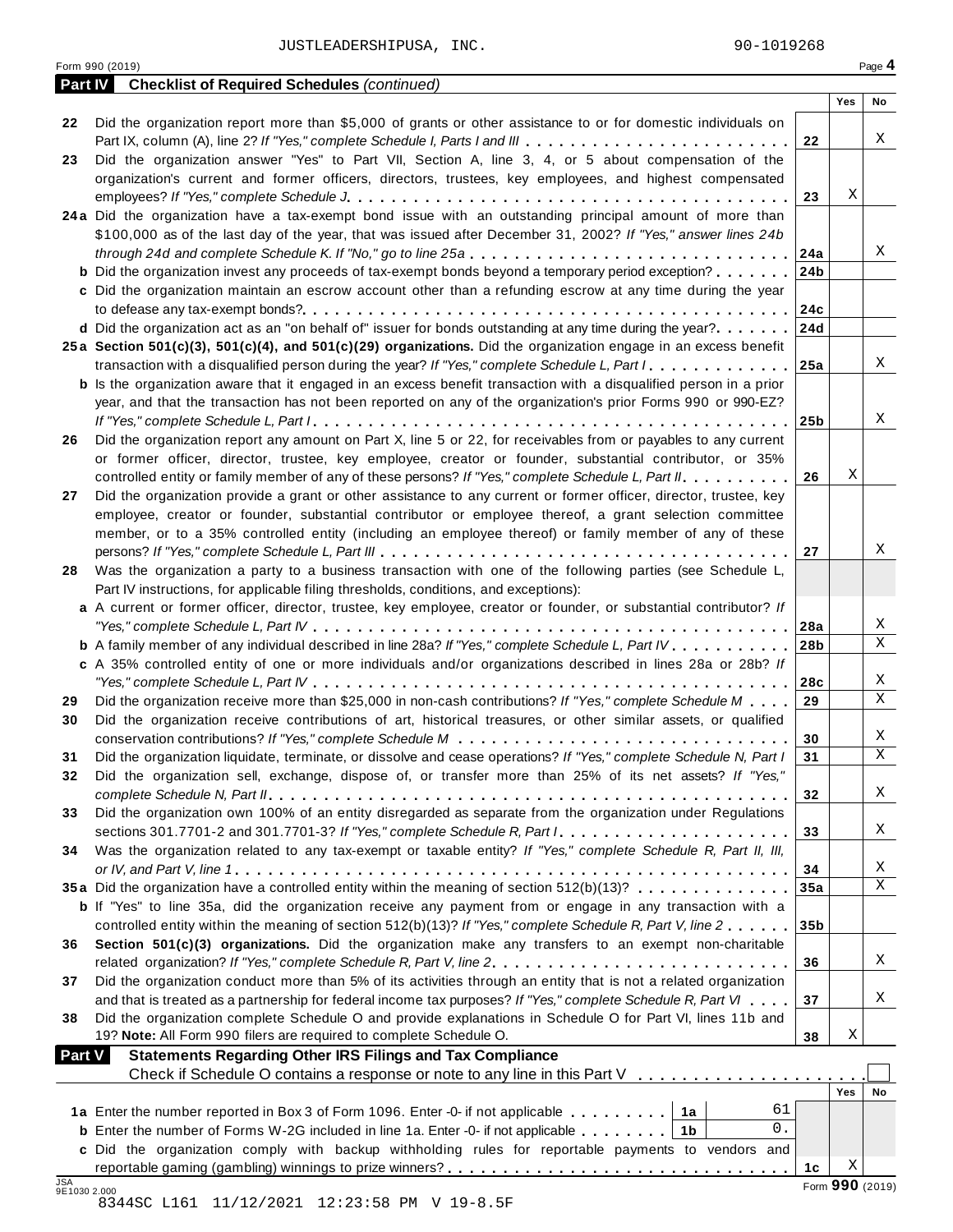JUSTLEADERSHIPUSA, INC. 90-1019268

Form 990 (2019)

## Part IV Checklist of Required Schedules *(continued)*

| | | | Yes | No |
|---|---|---|---|---|
| 22 | Did the organization report more than $5,000 of grants or other assistance to or for domestic individuals on Part IX, column (A), line 2? *If "Yes," complete Schedule I, Parts I and III* | 22 | | X |
| 23 | Did the organization answer "Yes" to Part VII, Section A, line 3, 4, or 5 about compensation of the organization's current and former officers, directors, trustees, key employees, and highest compensated employees? *If "Yes," complete Schedule J* | 23 | X | |
| 24a | Did the organization have a tax-exempt bond issue with an outstanding principal amount of more than $100,000 as of the last day of the year, that was issued after December 31, 2002? *If "Yes," answer lines 24b through 24d and complete Schedule K. If "No," go to line 25a* | 24a | | X |
| b | Did the organization invest any proceeds of tax-exempt bonds beyond a temporary period exception? | 24b | | |
| c | Did the organization maintain an escrow account other than a refunding escrow at any time during the year to defease any tax-exempt bonds? | 24c | | |
| d | Did the organization act as an "on behalf of" issuer for bonds outstanding at any time during the year? | 24d | | |
| 25a | **Section 501(c)(3), 501(c)(4), and 501(c)(29) organizations.** Did the organization engage in an excess benefit transaction with a disqualified person during the year? *If "Yes," complete Schedule L, Part I* | 25a | | X |
| b | Is the organization aware that it engaged in an excess benefit transaction with a disqualified person in a prior year, and that the transaction has not been reported on any of the organization's prior Forms 990 or 990-EZ? *If "Yes," complete Schedule L, Part I* | 25b | | X |
| 26 | Did the organization report any amount on Part X, line 5 or 22, for receivables from or payables to any current or former officer, director, trustee, key employee, creator or founder, substantial contributor, or 35% controlled entity or family member of any of these persons? *If "Yes," complete Schedule L, Part II* | 26 | X | |
| 27 | Did the organization provide a grant or other assistance to any current or former officer, director, trustee, key employee, creator or founder, substantial contributor or employee thereof, a grant selection committee member, or to a 35% controlled entity (including an employee thereof) or family member of any of these persons? *If "Yes," complete Schedule L, Part III* | 27 | | X |
| 28 | Was the organization a party to a business transaction with one of the following parties (see Schedule L, Part IV instructions, for applicable filing thresholds, conditions, and exceptions): | | | |
| a | A current or former officer, director, trustee, key employee, creator or founder, or substantial contributor? *If "Yes," complete Schedule L, Part IV* | 28a | | X |
| b | A family member of any individual described in line 28a? *If "Yes," complete Schedule L, Part IV* | 28b | | X |
| c | A 35% controlled entity of one or more individuals and/or organizations described in lines 28a or 28b? *If "Yes," complete Schedule L, Part IV* | 28c | | X |
| 29 | Did the organization receive more than $25,000 in non-cash contributions? *If "Yes," complete Schedule M* | 29 | | X |
| 30 | Did the organization receive contributions of art, historical treasures, or other similar assets, or qualified conservation contributions? *If "Yes," complete Schedule M* | 30 | | X |
| 31 | Did the organization liquidate, terminate, or dissolve and cease operations? *If "Yes," complete Schedule N, Part I* | 31 | | X |
| 32 | Did the organization sell, exchange, dispose of, or transfer more than 25% of its net assets? *If "Yes," complete Schedule N, Part II* | 32 | | X |
| 33 | Did the organization own 100% of an entity disregarded as separate from the organization under Regulations sections 301.7701-2 and 301.7701-3? *If "Yes," complete Schedule R, Part I* | 33 | | X |
| 34 | Was the organization related to any tax-exempt or taxable entity? *If "Yes," complete Schedule R, Part II, III, or IV, and Part V, line 1* | 34 | | X |
| 35a | Did the organization have a controlled entity within the meaning of section 512(b)(13)? | 35a | | X |
| b | If "Yes" to line 35a, did the organization receive any payment from or engage in any transaction with a controlled entity within the meaning of section 512(b)(13)? *If "Yes," complete Schedule R, Part V, line 2* | 35b | | |
| 36 | **Section 501(c)(3) organizations.** Did the organization make any transfers to an exempt non-charitable related organization? *If "Yes," complete Schedule R, Part V, line 2* | 36 | | X |
| 37 | Did the organization conduct more than 5% of its activities through an entity that is not a related organization and that is treated as a partnership for federal income tax purposes? *If "Yes," complete Schedule R, Part VI* | 37 | | X |
| 38 | Did the organization complete Schedule O and provide explanations in Schedule O for Part VI, lines 11b and 19? **Note:** All Form 990 filers are required to complete Schedule O. | 38 | X | |

## Part V Statements Regarding Other IRS Filings and Tax Compliance

Check if Schedule O contains a response or note to any line in this Part V ☐

| | | | | | Yes | No |
|---|---|---|---|---|---|---|
| 1a | Enter the number reported in Box 3 of Form 1096. Enter -0- if not applicable | 1a | 61 | | | |
| b | Enter the number of Forms W-2G included in line 1a. Enter -0- if not applicable | 1b | 0. | | | |
| c | Did the organization comply with backup withholding rules for reportable payments to vendors and reportable gaming (gambling) winnings to prize winners? | | | 1c | X | |

Form 990 (2019)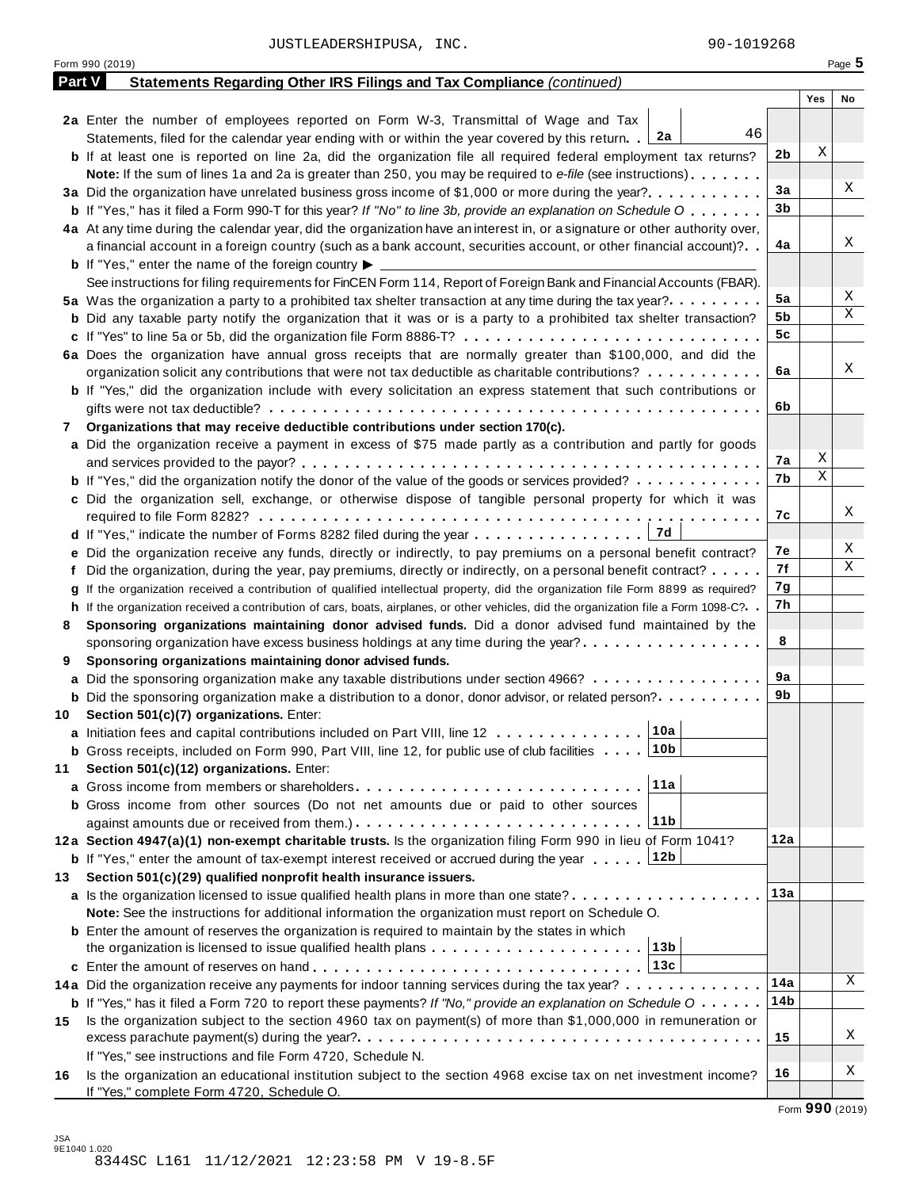JUSTLEADERSHIPUSA, INC. 90-1019268

## Part V Statements Regarding Other IRS Filings and Tax Compliance *(continued)*

| | | | Yes | No |
|---|---|---|---|---|
| **2a** | Enter the number of employees reported on Form W-3, Transmittal of Wage and Tax Statements, filed for the calendar year ending with or within the year covered by this return . . **2a** 46 | | | |
| **b** | If at least one is reported on line 2a, did the organization file all required federal employment tax returns? | 2b | X | |
| | **Note:** If the sum of lines 1a and 2a is greater than 250, you may be required to *e-file* (see instructions) | | | |
| **3a** | Did the organization have unrelated business gross income of $1,000 or more during the year? | 3a | | X |
| **b** | If "Yes," has it filed a Form 990-T for this year? *If "No" to line 3b, provide an explanation on Schedule O* | 3b | | |
| **4a** | At any time during the calendar year, did the organization have an interest in, or a signature or other authority over, a financial account in a foreign country (such as a bank account, securities account, or other financial account)? | 4a | | X |
| **b** | If "Yes," enter the name of the foreign country ▶ | | | |
| | See instructions for filing requirements for FinCEN Form 114, Report of Foreign Bank and Financial Accounts (FBAR). | | | |
| **5a** | Was the organization a party to a prohibited tax shelter transaction at any time during the tax year? | 5a | | X |
| **b** | Did any taxable party notify the organization that it was or is a party to a prohibited tax shelter transaction? | 5b | | X |
| **c** | If "Yes" to line 5a or 5b, did the organization file Form 8886-T? | 5c | | |
| **6a** | Does the organization have annual gross receipts that are normally greater than $100,000, and did the organization solicit any contributions that were not tax deductible as charitable contributions? | 6a | | X |
| **b** | If "Yes," did the organization include with every solicitation an express statement that such contributions or gifts were not tax deductible? | 6b | | |
| **7** | **Organizations that may receive deductible contributions under section 170(c).** | | | |
| **a** | Did the organization receive a payment in excess of $75 made partly as a contribution and partly for goods and services provided to the payor? | 7a | X | |
| **b** | If "Yes," did the organization notify the donor of the value of the goods or services provided? | 7b | X | |
| **c** | Did the organization sell, exchange, or otherwise dispose of tangible personal property for which it was required to file Form 8282? | 7c | | X |
| **d** | If "Yes," indicate the number of Forms 8282 filed during the year . . . **7d** | | | |
| **e** | Did the organization receive any funds, directly or indirectly, to pay premiums on a personal benefit contract? | 7e | | X |
| **f** | Did the organization, during the year, pay premiums, directly or indirectly, on a personal benefit contract? | 7f | | X |
| **g** | If the organization received a contribution of qualified intellectual property, did the organization file Form 8899 as required? | 7g | | |
| **h** | If the organization received a contribution of cars, boats, airplanes, or other vehicles, did the organization file a Form 1098-C? | 7h | | |
| **8** | **Sponsoring organizations maintaining donor advised funds.** Did a donor advised fund maintained by the sponsoring organization have excess business holdings at any time during the year? | 8 | | |
| **9** | **Sponsoring organizations maintaining donor advised funds.** | | | |
| **a** | Did the sponsoring organization make any taxable distributions under section 4966? | 9a | | |
| **b** | Did the sponsoring organization make a distribution to a donor, donor advisor, or related person? | 9b | | |
| **10** | **Section 501(c)(7) organizations.** Enter: | | | |
| **a** | Initiation fees and capital contributions included on Part VIII, line 12 . . . **10a** | | | |
| **b** | Gross receipts, included on Form 990, Part VIII, line 12, for public use of club facilities . . . **10b** | | | |
| **11** | **Section 501(c)(12) organizations.** Enter: | | | |
| **a** | Gross income from members or shareholders . . . **11a** | | | |
| **b** | Gross income from other sources (Do not net amounts due or paid to other sources against amounts due or received from them.) . . . **11b** | | | |
| **12a** | **Section 4947(a)(1) non-exempt charitable trusts.** Is the organization filing Form 990 in lieu of Form 1041? | 12a | | |
| **b** | If "Yes," enter the amount of tax-exempt interest received or accrued during the year . . . **12b** | | | |
| **13** | **Section 501(c)(29) qualified nonprofit health insurance issuers.** | | | |
| **a** | Is the organization licensed to issue qualified health plans in more than one state? | 13a | | |
| | **Note:** See the instructions for additional information the organization must report on Schedule O. | | | |
| **b** | Enter the amount of reserves the organization is required to maintain by the states in which the organization is licensed to issue qualified health plans . . . **13b** | | | |
| **c** | Enter the amount of reserves on hand . . . **13c** | | | |
| **14a** | Did the organization receive any payments for indoor tanning services during the tax year? | 14a | | X |
| **b** | If "Yes," has it filed a Form 720 to report these payments? *If "No," provide an explanation on Schedule O* | 14b | | |
| **15** | Is the organization subject to the section 4960 tax on payment(s) of more than $1,000,000 in remuneration or excess parachute payment(s) during the year? | 15 | | X |
| | If "Yes," see instructions and file Form 4720, Schedule N. | | | |
| **16** | Is the organization an educational institution subject to the section 4968 excise tax on net investment income? | 16 | | X |
| | If "Yes," complete Form 4720, Schedule O. | | | |

Form **990** (2019)

JSA 9E1040 1.020
8344SC L161 11/12/2021 12:23:58 PM V 19-8.5F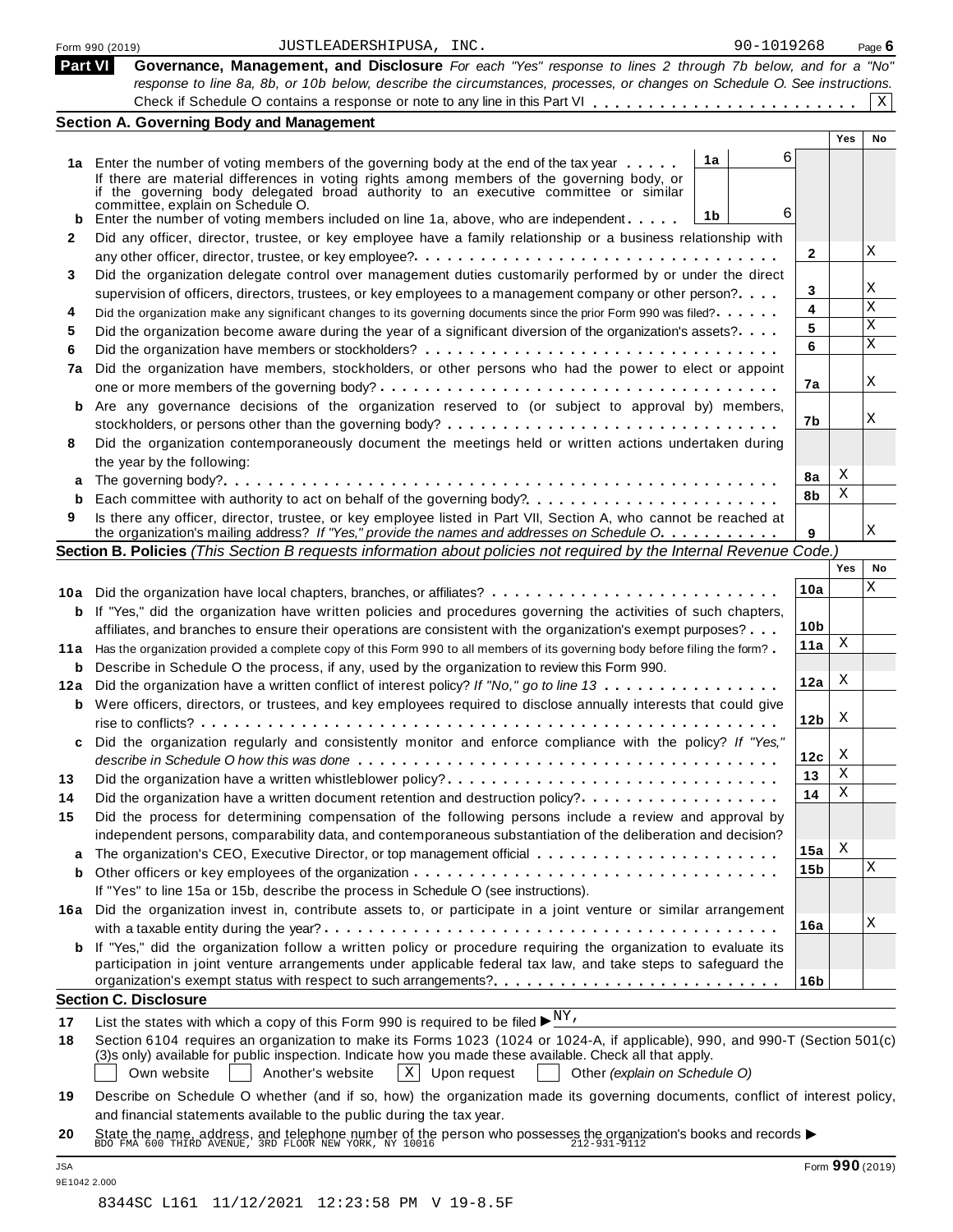Form 990 (2019) JUSTLEADERSHIPUSA, INC. 90-1019268

## Part VI Governance, Management, and Disclosure

*For each "Yes" response to lines 2 through 7b below, and for a "No" response to line 8a, 8b, or 10b below, describe the circumstances, processes, or changes on Schedule O. See instructions.*

Check if Schedule O contains a response or note to any line in this Part VI . . . . . . . . . . . . . . . . . . . . . . . . X

### Section A. Governing Body and Management

| | | | | Yes | No |
|---|---|---|---|---|---|
| 1a | Enter the number of voting members of the governing body at the end of the tax year . . . . . If there are material differences in voting rights among members of the governing body, or if the governing body delegated broad authority to an executive committee or similar committee, explain on Schedule O. | 1a | 6 | | |
| b | Enter the number of voting members included on line 1a, above, who are independent . . . . . | 1b | 6 | | |
| 2 | Did any officer, director, trustee, or key employee have a family relationship or a business relationship with any other officer, director, trustee, or key employee? | | 2 | | X |
| 3 | Did the organization delegate control over management duties customarily performed by or under the direct supervision of officers, directors, trustees, or key employees to a management company or other person? | | 3 | | X |
| 4 | Did the organization make any significant changes to its governing documents since the prior Form 990 was filed? | | 4 | | X |
| 5 | Did the organization become aware during the year of a significant diversion of the organization's assets? | | 5 | | X |
| 6 | Did the organization have members or stockholders? | | 6 | | X |
| 7a | Did the organization have members, stockholders, or other persons who had the power to elect or appoint one or more members of the governing body? | | 7a | | X |
| b | Are any governance decisions of the organization reserved to (or subject to approval by) members, stockholders, or persons other than the governing body? | | 7b | | X |
| 8 | Did the organization contemporaneously document the meetings held or written actions undertaken during the year by the following: | | | | |
| a | The governing body? | | 8a | X | |
| b | Each committee with authority to act on behalf of the governing body? | | 8b | X | |
| 9 | Is there any officer, director, trustee, or key employee listed in Part VII, Section A, who cannot be reached at the organization's mailing address? *If "Yes," provide the names and addresses on Schedule O.* | | 9 | | X |

### Section B. Policies *(This Section B requests information about policies not required by the Internal Revenue Code.)*

| | | | Yes | No |
|---|---|---|---|---|
| 10a | Did the organization have local chapters, branches, or affiliates? | 10a | | X |
| b | If "Yes," did the organization have written policies and procedures governing the activities of such chapters, affiliates, and branches to ensure their operations are consistent with the organization's exempt purposes? | 10b | | |
| 11a | Has the organization provided a complete copy of this Form 990 to all members of its governing body before filing the form? | 11a | X | |
| b | Describe in Schedule O the process, if any, used by the organization to review this Form 990. | | | |
| 12a | Did the organization have a written conflict of interest policy? *If "No," go to line 13* | 12a | X | |
| b | Were officers, directors, or trustees, and key employees required to disclose annually interests that could give rise to conflicts? | 12b | X | |
| c | Did the organization regularly and consistently monitor and enforce compliance with the policy? *If "Yes," describe in Schedule O how this was done* | 12c | X | |
| 13 | Did the organization have a written whistleblower policy? | 13 | X | |
| 14 | Did the organization have a written document retention and destruction policy? | 14 | X | |
| 15 | Did the process for determining compensation of the following persons include a review and approval by independent persons, comparability data, and contemporaneous substantiation of the deliberation and decision? | | | |
| a | The organization's CEO, Executive Director, or top management official | 15a | X | |
| b | Other officers or key employees of the organization | 15b | | X |
| | If "Yes" to line 15a or 15b, describe the process in Schedule O (see instructions). | | | |
| 16a | Did the organization invest in, contribute assets to, or participate in a joint venture or similar arrangement with a taxable entity during the year? | 16a | | X |
| b | If "Yes," did the organization follow a written policy or procedure requiring the organization to evaluate its participation in joint venture arrangements under applicable federal tax law, and take steps to safeguard the organization's exempt status with respect to such arrangements? | 16b | | |

### Section C. Disclosure

17 List the states with which a copy of this Form 990 is required to be filed ▶ NY,

18 Section 6104 requires an organization to make its Forms 1023 (1024 or 1024-A, if applicable), 990, and 990-T (Section 501(c)(3)s only) available for public inspection. Indicate how you made these available. Check all that apply.

☐ Own website ☐ Another's website ☒ Upon request ☐ Other *(explain on Schedule O)*

19 Describe on Schedule O whether (and if so, how) the organization made its governing documents, conflict of interest policy, and financial statements available to the public during the tax year.

20 State the name, address, and telephone number of the person who possesses the organization's books and records ▶ BDO FMA 600 THIRD AVENUE, 3RD FLOOR NEW YORK, NY 10016 212-931-9112

JSA
9E1042 2.000

Form **990** (2019)

8344SC L161 11/12/2021 12:23:58 PM V 19-8.5F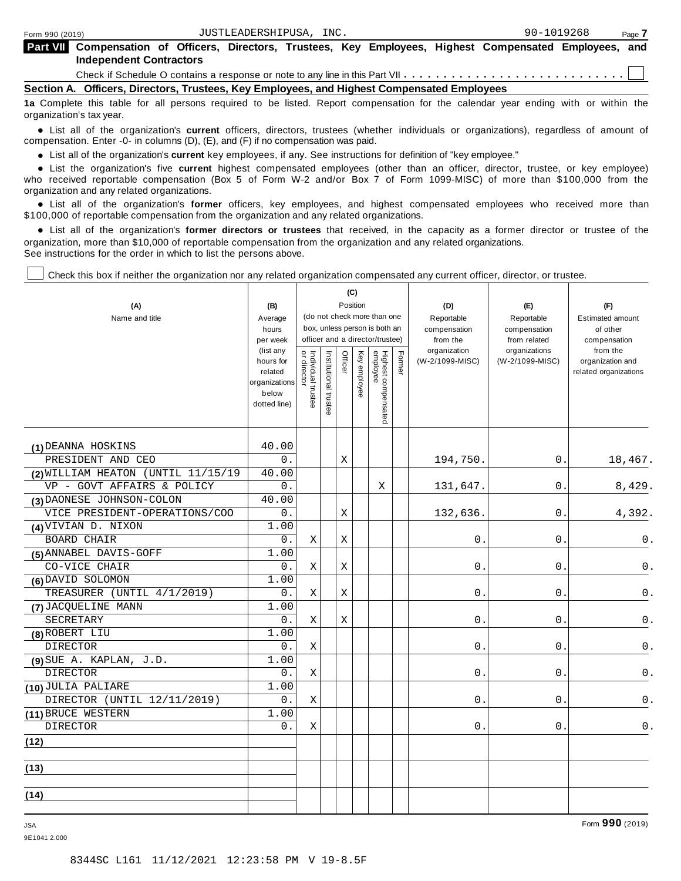Form 990 (2019) JUSTLEADERSHIPUSA, INC. 90-1019268

## Part VII Compensation of Officers, Directors, Trustees, Key Employees, Highest Compensated Employees, and Independent Contractors

Check if Schedule O contains a response or note to any line in this Part VII . . . . . . . . . . . . . . . . . . . . . . . . . . . ☐

### Section A. Officers, Directors, Trustees, Key Employees, and Highest Compensated Employees

**1a** Complete this table for all persons required to be listed. Report compensation for the calendar year ending with or within the organization's tax year.

- List all of the organization's **current** officers, directors, trustees (whether individuals or organizations), regardless of amount of compensation. Enter -0- in columns (D), (E), and (F) if no compensation was paid.
- List all of the organization's **current** key employees, if any. See instructions for definition of "key employee."
- List the organization's five **current** highest compensated employees (other than an officer, director, trustee, or key employee) who received reportable compensation (Box 5 of Form W-2 and/or Box 7 of Form 1099-MISC) of more than $100,000 from the organization and any related organizations.
- List all of the organization's **former** officers, key employees, and highest compensated employees who received more than $100,000 of reportable compensation from the organization and any related organizations.
- List all of the organization's **former directors or trustees** that received, in the capacity as a former director or trustee of the organization, more than $10,000 of reportable compensation from the organization and any related organizations.

See instructions for the order in which to list the persons above.

☐ Check this box if neither the organization nor any related organization compensated any current officer, director, or trustee.

| (A) Name and title | (B) Average hours per week (list any hours for related organizations below dotted line) | (C) Position (do not check more than one box, unless person is both an officer and a director/trustee) | | | | | | (D) Reportable compensation from the organization (W-2/1099-MISC) | (E) Reportable compensation from related organizations (W-2/1099-MISC) | (F) Estimated amount of other compensation from the organization and related organizations |
|---|---|---|---|---|---|---|---|---|---|---|
| | | Individual trustee or director | Institutional trustee | Officer | Key employee | Highest compensated employee | Former | | | |
| (1) DEANNA HOSKINS<br>PRESIDENT AND CEO | 40.00<br>0. | | | X | | | | 194,750. | 0. | 18,467. |
| (2) WILLIAM HEATON (UNTIL 11/15/19<br>VP - GOVT AFFAIRS & POLICY | 40.00<br>0. | | | | | X | | 131,647. | 0. | 8,429. |
| (3) DAONESE JOHNSON-COLON<br>VICE PRESIDENT-OPERATIONS/COO | 40.00<br>0. | | | X | | | | 132,636. | 0. | 4,392. |
| (4) VIVIAN D. NIXON<br>BOARD CHAIR | 1.00<br>0. | X | | X | | | | 0. | 0. | 0. |
| (5) ANNABEL DAVIS-GOFF<br>CO-VICE CHAIR | 1.00<br>0. | X | | X | | | | 0. | 0. | 0. |
| (6) DAVID SOLOMON<br>TREASURER (UNTIL 4/1/2019) | 1.00<br>0. | X | | X | | | | 0. | 0. | 0. |
| (7) JACQUELINE MANN<br>SECRETARY | 1.00<br>0. | X | | X | | | | 0. | 0. | 0. |
| (8) ROBERT LIU<br>DIRECTOR | 1.00<br>0. | X | | | | | | 0. | 0. | 0. |
| (9) SUE A. KAPLAN, J.D.<br>DIRECTOR | 1.00<br>0. | X | | | | | | 0. | 0. | 0. |
| (10) JULIA PALIARE<br>DIRECTOR (UNTIL 12/11/2019) | 1.00<br>0. | X | | | | | | 0. | 0. | 0. |
| (11) BRUCE WESTERN<br>DIRECTOR | 1.00<br>0. | X | | | | | | 0. | 0. | 0. |
| (12) | | | | | | | | | | |
| (13) | | | | | | | | | | |
| (14) | | | | | | | | | | |

JSA 9E1041 2.000

Form **990** (2019)

8344SC L161 11/12/2021 12:23:58 PM V 19-8.5F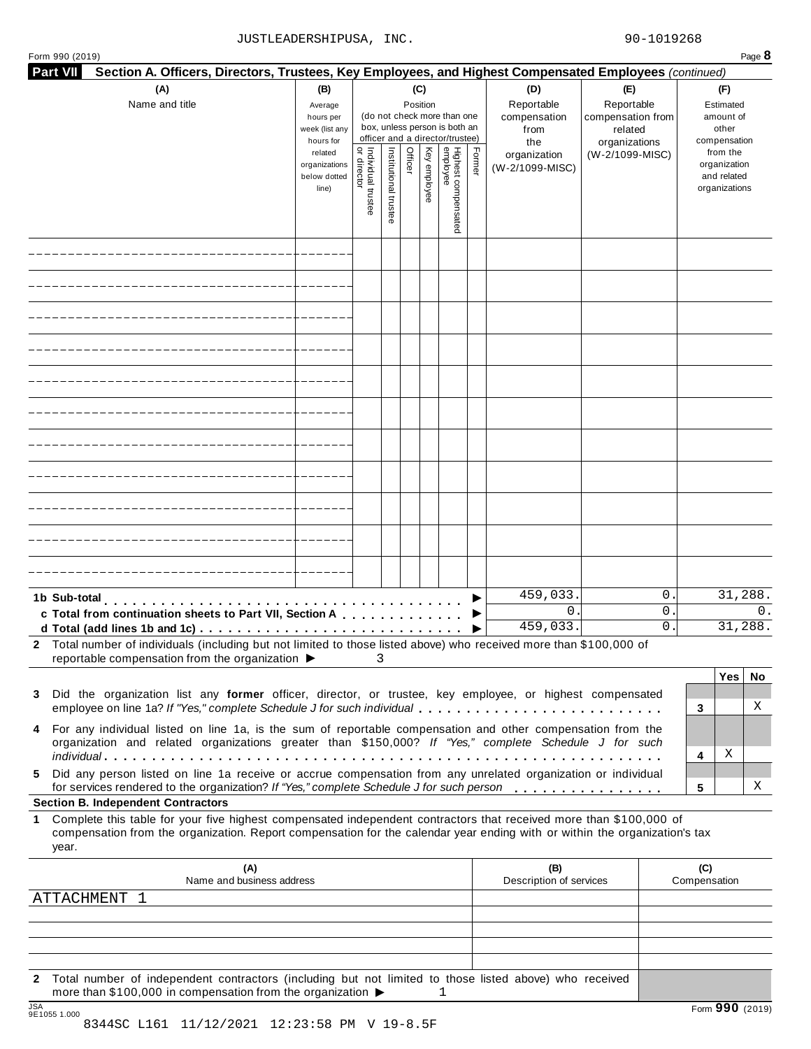JUSTLEADERSHIPUSA, INC. 90-1019268

Form 990 (2019) Page **8**

**Part VII Section A. Officers, Directors, Trustees, Key Employees, and Highest Compensated Employees** *(continued)*

| (A) Name and title | (B) Average hours per week (list any hours for related organizations below dotted line) | (C) Position (do not check more than one box, unless person is both an officer and a director/trustee): Individual trustee or director | Institutional trustee | Officer | Key employee | Highest compensated employee | Former | (D) Reportable compensation from the organization (W-2/1099-MISC) | (E) Reportable compensation from related organizations (W-2/1099-MISC) | (F) Estimated amount of other compensation from the organization and related organizations |
|---|---|---|---|---|---|---|---|---|---|---|
| | | | | | | | | | | |
| | | | | | | | | | | |
| | | | | | | | | | | |
| | | | | | | | | | | |
| | | | | | | | | | | |
| | | | | | | | | | | |
| | | | | | | | | | | |
| | | | | | | | | | | |
| | | | | | | | | | | |
| | | | | | | | | | | |
| | | | | | | | | | | |
| **1b Sub-total** ▶ | | | | | | | | 459,033. | 0. | 31,288. |
| **c Total from continuation sheets to Part VII, Section A** ▶ | | | | | | | | 0. | 0. | 0. |
| **d Total (add lines 1b and 1c)** ▶ | | | | | | | | 459,033. | 0. | 31,288. |

**2** Total number of individuals (including but not limited to those listed above) who received more than $100,000 of reportable compensation from the organization ▶ 3

| | | Yes | No |
|---|---|---|---|
| **3** Did the organization list any **former** officer, director, or trustee, key employee, or highest compensated employee on line 1a? *If "Yes," complete Schedule J for such individual* | 3 | | X |
| **4** For any individual listed on line 1a, is the sum of reportable compensation and other compensation from the organization and related organizations greater than $150,000? *If "Yes," complete Schedule J for such individual* | 4 | X | |
| **5** Did any person listed on line 1a receive or accrue compensation from any unrelated organization or individual for services rendered to the organization? *If "Yes," complete Schedule J for such person* | 5 | | X |

**Section B. Independent Contractors**

**1** Complete this table for your five highest compensated independent contractors that received more than $100,000 of compensation from the organization. Report compensation for the calendar year ending with or within the organization's tax year.

| (A) Name and business address | (B) Description of services | (C) Compensation |
|---|---|---|
| ATTACHMENT 1 | | |
| | | |
| | | |
| | | |
| | | |

**2** Total number of independent contractors (including but not limited to those listed above) who received more than $100,000 in compensation from the organization ▶ 1

Form **990** (2019)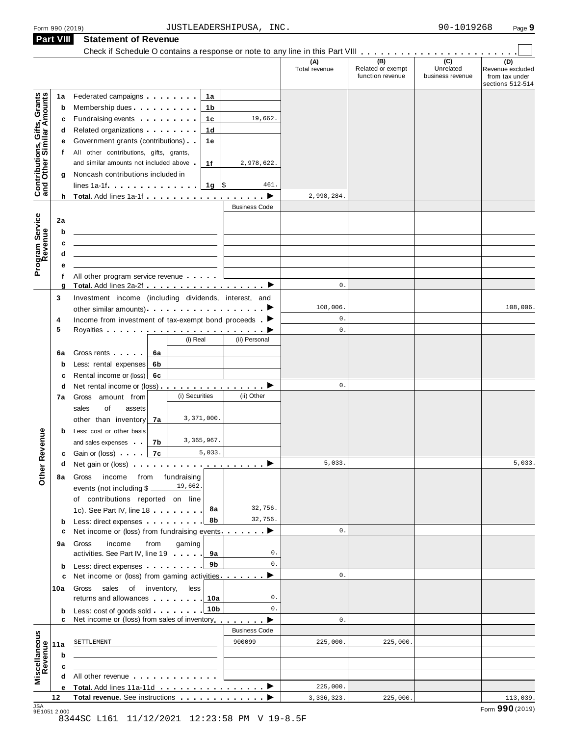Form 990 (2019) JUSTLEADERSHIPUSA, INC. 90-1019268

## Part VIII Statement of Revenue

Check if Schedule O contains a response or note to any line in this Part VIII . . . . . . . . . . . . . . . . . . . . . . . ☐

| | | | | (A) Total revenue | (B) Related or exempt function revenue | (C) Unrelated business revenue | (D) Revenue excluded from tax under sections 512-514 |
|---|---|---|---|---|---|---|---|
| **Contributions, Gifts, Grants and Other Similar Amounts** | 1a | Federated campaigns . . . . . . . . 1a | | | | | |
| | b | Membership dues . . . . . . . . . . 1b | | | | | |
| | c | Fundraising events . . . . . . . . . 1c | 19,662. | | | | |
| | d | Related organizations . . . . . . . . 1d | | | | | |
| | e | Government grants (contributions) . . 1e | | | | | |
| | f | All other contributions, gifts, grants, and similar amounts not included above . 1f | 2,978,622. | | | | |
| | g | Noncash contributions included in lines 1a-1f . . . . . . . . . . . . . 1g | $ 461. | | | | |
| | h | **Total.** Add lines 1a-1f . . . . . . . . . . . . . . . . . ▶ | | 2,998,284. | | | |
| **Program Service Revenue** | | | Business Code | | | | |
| | 2a | | | | | | |
| | b | | | | | | |
| | c | | | | | | |
| | d | | | | | | |
| | e | | | | | | |
| | f | All other program service revenue . . . . . | | | | | |
| | g | **Total.** Add lines 2a-2f . . . . . . . . . . . . . . . . . ▶ | | 0. | | | |
| **Other Revenue** | 3 | Investment income (including dividends, interest, and other similar amounts) . . . . . . . . . . . . . . . . . ▶ | | 108,006. | | | 108,006. |
| | 4 | Income from investment of tax-exempt bond proceeds . ▶ | | 0. | | | |
| | 5 | Royalties . . . . . . . . . . . . . . . . . . . . . . . ▶ | | 0. | | | |
| | | | (i) Real / (ii) Personal | | | | |
| | 6a | Gross rents . . . . . 6a | | | | | |
| | b | Less: rental expenses 6b | | | | | |
| | c | Rental income or (loss) 6c | | | | | |
| | d | Net rental income or (loss) . . . . . . . . . . . . . . . ▶ | | 0. | | | |
| | | | (i) Securities / (ii) Other | | | | |
| | 7a | Gross amount from sales of assets other than inventory 7a | (i) 3,371,000. | | | | |
| | b | Less: cost or other basis and sales expenses . . 7b | (i) 3,365,967. | | | | |
| | c | Gain or (loss) . . . . 7c | (i) 5,033. | | | | |
| | d | Net gain or (loss) . . . . . . . . . . . . . . . . . . . ▶ | | 5,033. | | | 5,033. |
| | 8a | Gross income from fundraising events (not including $ 19,662. of contributions reported on line 1c). See Part IV, line 18 . . . . . . . . 8a | 32,756. | | | | |
| | b | Less: direct expenses . . . . . . . . . 8b | 32,756. | | | | |
| | c | Net income or (loss) from fundraising events . . . . . . . ▶ | | 0. | | | |
| | 9a | Gross income from gaming activities. See Part IV, line 19 . . . . . 9a | 0. | | | | |
| | b | Less: direct expenses . . . . . . . . . 9b | 0. | | | | |
| | c | Net income or (loss) from gaming activities . . . . . . . ▶ | | 0. | | | |
| | 10a | Gross sales of inventory, less returns and allowances . . . . . . . . 10a | 0. | | | | |
| | b | Less: cost of goods sold . . . . . . . . 10b | 0. | | | | |
| | c | Net income or (loss) from sales of inventory . . . . . . . ▶ | | 0. | | | |
| **Miscellaneous Revenue** | | | Business Code | | | | |
| | 11a | SETTLEMENT | 900099 | 225,000. | 225,000. | | |
| | b | | | | | | |
| | c | | | | | | |
| | d | All other revenue . . . . . . . . . . . . . | | | | | |
| | e | **Total.** Add lines 11a-11d . . . . . . . . . . . . . . . . ▶ | | 225,000. | | | |
| | 12 | **Total revenue.** See instructions . . . . . . . . . . . . . ▶ | | 3,336,323. | 225,000. | | 113,039. |

JSA 9E1051 2.000

8344SC L161 11/12/2021 12:23:58 PM V 19-8.5F

Form **990** (2019)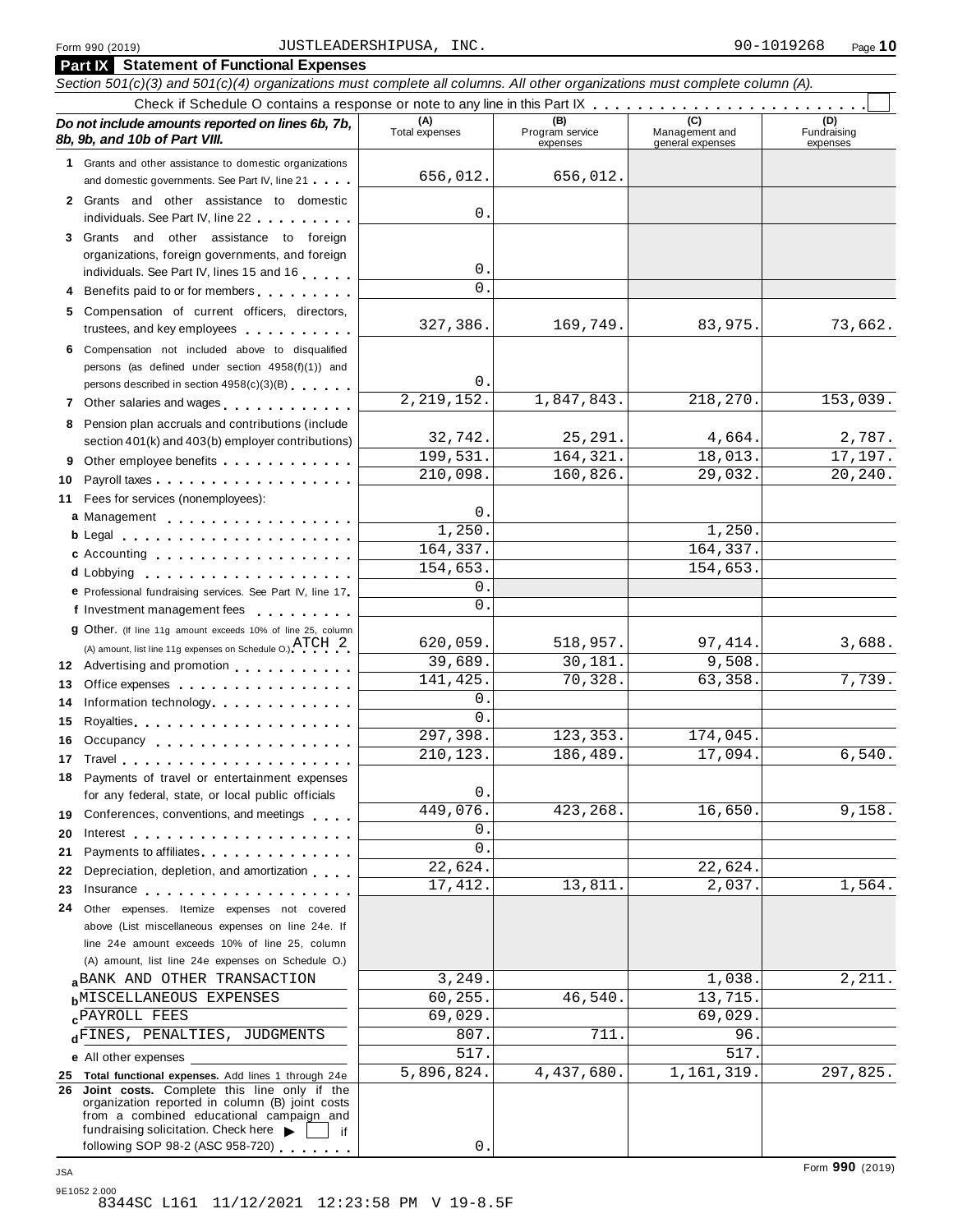Form 990 (2019) JUSTLEADERSHIPUSA, INC. 90-1019268

## Part IX Statement of Functional Expenses

*Section 501(c)(3) and 501(c)(4) organizations must complete all columns. All other organizations must complete column (A).*

Check if Schedule O contains a response or note to any line in this Part IX . . . . . . . . . . . . . . . . . . . . . . . ☐

| *Do not include amounts reported on lines 6b, 7b, 8b, 9b, and 10b of Part VIII.* | (A) Total expenses | (B) Program service expenses | (C) Management and general expenses | (D) Fundraising expenses |
|---|---|---|---|---|
| **1** Grants and other assistance to domestic organizations and domestic governments. See Part IV, line 21 | 656,012. | 656,012. | | |
| **2** Grants and other assistance to domestic individuals. See Part IV, line 22 | 0. | | | |
| **3** Grants and other assistance to foreign organizations, foreign governments, and foreign individuals. See Part IV, lines 15 and 16 | 0. | | | |
| **4** Benefits paid to or for members | 0. | | | |
| **5** Compensation of current officers, directors, trustees, and key employees | 327,386. | 169,749. | 83,975. | 73,662. |
| **6** Compensation not included above to disqualified persons (as defined under section 4958(f)(1)) and persons described in section 4958(c)(3)(B) | 0. | | | |
| **7** Other salaries and wages | 2,219,152. | 1,847,843. | 218,270. | 153,039. |
| **8** Pension plan accruals and contributions (include section 401(k) and 403(b) employer contributions) | 32,742. | 25,291. | 4,664. | 2,787. |
| **9** Other employee benefits | 199,531. | 164,321. | 18,013. | 17,197. |
| **10** Payroll taxes | 210,098. | 160,826. | 29,032. | 20,240. |
| **11** Fees for services (nonemployees): | | | | |
| **a** Management | 0. | | | |
| **b** Legal | 1,250. | | 1,250. | |
| **c** Accounting | 164,337. | | 164,337. | |
| **d** Lobbying | 154,653. | | 154,653. | |
| **e** Professional fundraising services. See Part IV, line 17 | 0. | | | |
| **f** Investment management fees | 0. | | | |
| **g** Other. (If line 11g amount exceeds 10% of line 25, column (A) amount, list line 11g expenses on Schedule O.) ATCH 2 | 620,059. | 518,957. | 97,414. | 3,688. |
| **12** Advertising and promotion | 39,689. | 30,181. | 9,508. | |
| **13** Office expenses | 141,425. | 70,328. | 63,358. | 7,739. |
| **14** Information technology | 0. | | | |
| **15** Royalties | 0. | | | |
| **16** Occupancy | 297,398. | 123,353. | 174,045. | |
| **17** Travel | 210,123. | 186,489. | 17,094. | 6,540. |
| **18** Payments of travel or entertainment expenses for any federal, state, or local public officials | 0. | | | |
| **19** Conferences, conventions, and meetings | 449,076. | 423,268. | 16,650. | 9,158. |
| **20** Interest | 0. | | | |
| **21** Payments to affiliates | 0. | | | |
| **22** Depreciation, depletion, and amortization | 22,624. | | 22,624. | |
| **23** Insurance | 17,412. | 13,811. | 2,037. | 1,564. |
| **24** Other expenses. Itemize expenses not covered above (List miscellaneous expenses on line 24e. If line 24e amount exceeds 10% of line 25, column (A) amount, list line 24e expenses on Schedule O.) | | | | |
| **a** BANK AND OTHER TRANSACTION | 3,249. | | 1,038. | 2,211. |
| **b** MISCELLANEOUS EXPENSES | 60,255. | 46,540. | 13,715. | |
| **c** PAYROLL FEES | 69,029. | | 69,029. | |
| **d** FINES, PENALTIES, JUDGMENTS | 807. | 711. | 96. | |
| **e** All other expenses | 517. | | 517. | |
| **25 Total functional expenses.** Add lines 1 through 24e | 5,896,824. | 4,437,680. | 1,161,319. | 297,825. |
| **26 Joint costs.** Complete this line only if the organization reported in column (B) joint costs from a combined educational campaign and fundraising solicitation. Check here ▶ ☐ if following SOP 98-2 (ASC 958-720) | 0. | | | |

JSA
9E1052 2.000
8344SC L161 11/12/2021 12:23:58 PM V 19-8.5F

Form **990** (2019)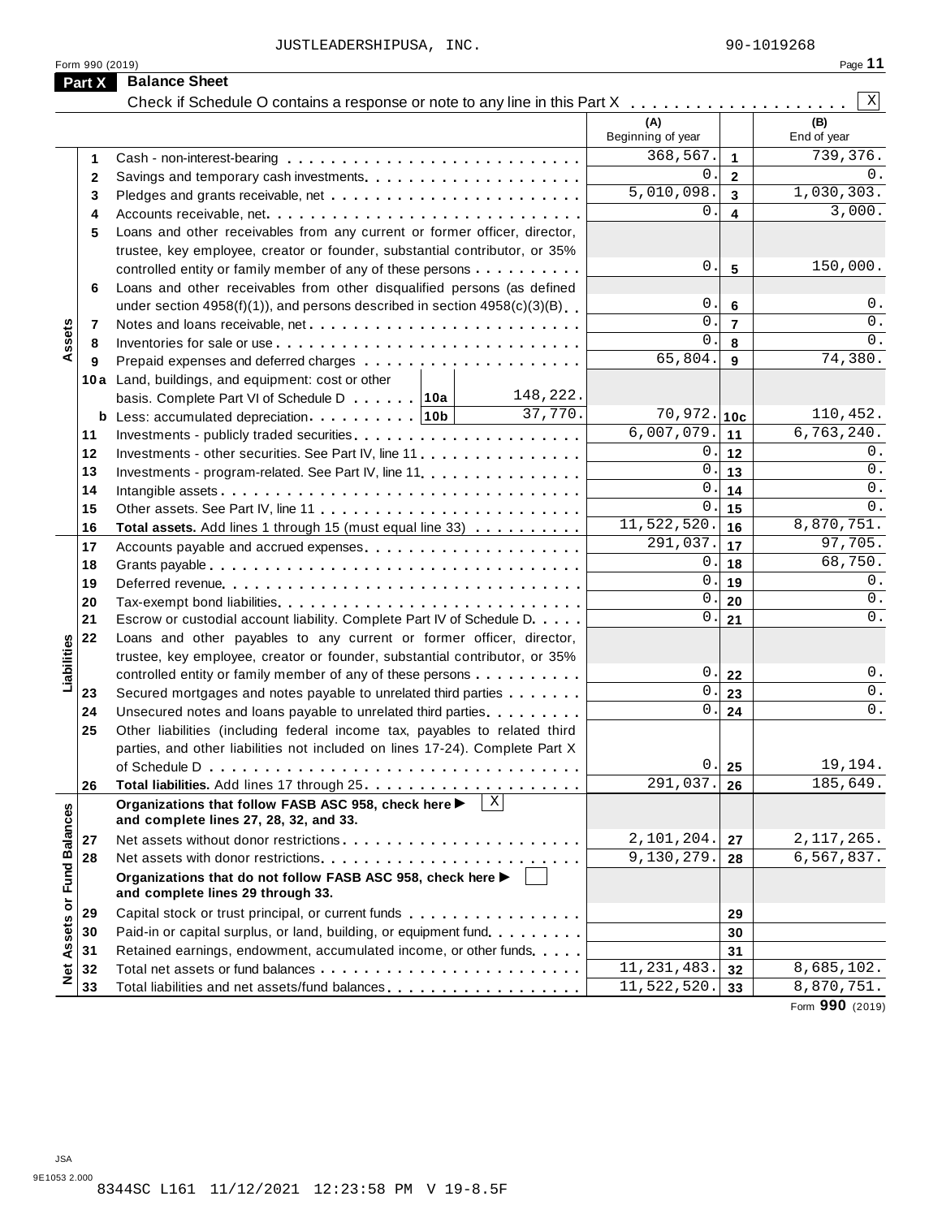JUSTLEADERSHIPUSA, INC. 90-1019268

Form 990 (2019)

## Part X Balance Sheet

Check if Schedule O contains a response or note to any line in this Part X . . . . . . . . . . . . . . . . . . . [X]

| Section | Line | Description | | (A) Beginning of year | | (B) End of year |
|---|---|---|---|---|---|---|
| Assets | 1 | Cash - non-interest-bearing | | 368,567. | 1 | 739,376. |
| | 2 | Savings and temporary cash investments | | 0. | 2 | 0. |
| | 3 | Pledges and grants receivable, net | | 5,010,098. | 3 | 1,030,303. |
| | 4 | Accounts receivable, net | | 0. | 4 | 3,000. |
| | 5 | Loans and other receivables from any current or former officer, director, trustee, key employee, creator or founder, substantial contributor, or 35% controlled entity or family member of any of these persons | | 0. | 5 | 150,000. |
| | 6 | Loans and other receivables from other disqualified persons (as defined under section 4958(f)(1)), and persons described in section 4958(c)(3)(B) | | 0. | 6 | 0. |
| | 7 | Notes and loans receivable, net | | 0. | 7 | 0. |
| | 8 | Inventories for sale or use | | 0. | 8 | 0. |
| | 9 | Prepaid expenses and deferred charges | | 65,804. | 9 | 74,380. |
| | 10a | Land, buildings, and equipment: cost or other basis. Complete Part VI of Schedule D . . . 10a | 148,222. | | | |
| | b | Less: accumulated depreciation . . . 10b | 37,770. | 70,972. | 10c | 110,452. |
| | 11 | Investments - publicly traded securities | | 6,007,079. | 11 | 6,763,240. |
| | 12 | Investments - other securities. See Part IV, line 11 | | 0. | 12 | 0. |
| | 13 | Investments - program-related. See Part IV, line 11 | | 0. | 13 | 0. |
| | 14 | Intangible assets | | 0. | 14 | 0. |
| | 15 | Other assets. See Part IV, line 11 | | 0. | 15 | 0. |
| | 16 | **Total assets.** Add lines 1 through 15 (must equal line 33) | | 11,522,520. | 16 | 8,870,751. |
| Liabilities | 17 | Accounts payable and accrued expenses | | 291,037. | 17 | 97,705. |
| | 18 | Grants payable | | 0. | 18 | 68,750. |
| | 19 | Deferred revenue | | 0. | 19 | 0. |
| | 20 | Tax-exempt bond liabilities | | 0. | 20 | 0. |
| | 21 | Escrow or custodial account liability. Complete Part IV of Schedule D | | 0. | 21 | 0. |
| | 22 | Loans and other payables to any current or former officer, director, trustee, key employee, creator or founder, substantial contributor, or 35% controlled entity or family member of any of these persons | | 0. | 22 | 0. |
| | 23 | Secured mortgages and notes payable to unrelated third parties | | 0. | 23 | 0. |
| | 24 | Unsecured notes and loans payable to unrelated third parties | | 0. | 24 | 0. |
| | 25 | Other liabilities (including federal income tax, payables to related third parties, and other liabilities not included on lines 17-24). Complete Part X of Schedule D | | 0. | 25 | 19,194. |
| | 26 | **Total liabilities.** Add lines 17 through 25 | | 291,037. | 26 | 185,649. |
| Net Assets or Fund Balances | | **Organizations that follow FASB ASC 958, check here ▶ [X] and complete lines 27, 28, 32, and 33.** | | | | |
| | 27 | Net assets without donor restrictions | | 2,101,204. | 27 | 2,117,265. |
| | 28 | Net assets with donor restrictions | | 9,130,279. | 28 | 6,567,837. |
| | | **Organizations that do not follow FASB ASC 958, check here ▶ [ ] and complete lines 29 through 33.** | | | | |
| | 29 | Capital stock or trust principal, or current funds | | | 29 | |
| | 30 | Paid-in or capital surplus, or land, building, or equipment fund | | | 30 | |
| | 31 | Retained earnings, endowment, accumulated income, or other funds | | | 31 | |
| | 32 | Total net assets or fund balances | | 11,231,483. | 32 | 8,685,102. |
| | 33 | Total liabilities and net assets/fund balances | | 11,522,520. | 33 | 8,870,751. |

Form **990** (2019)

JSA
9E1053 2.000
8344SC L161 11/12/2021 12:23:58 PM V 19-8.5F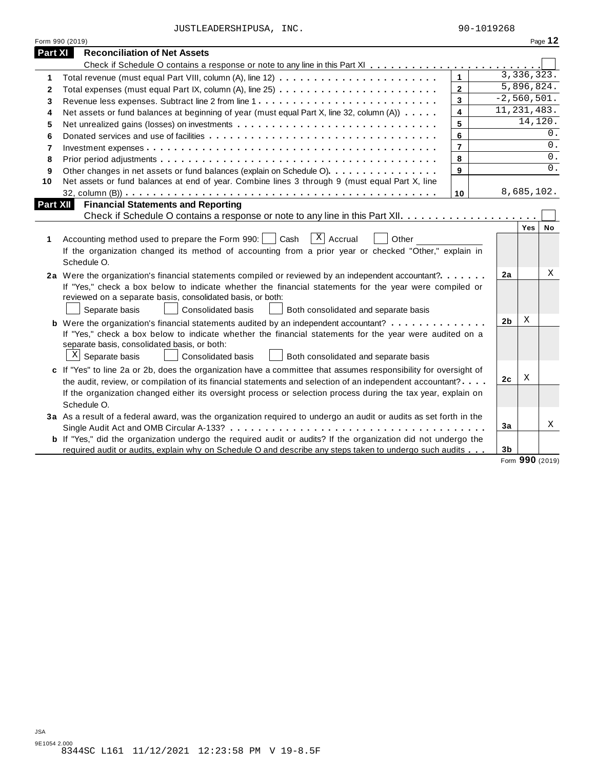JUSTLEADERSHIPUSA, INC. 90-1019268

Form 990 (2019)

## Part XI Reconciliation of Net Assets

Check if Schedule O contains a response or note to any line in this Part XI . . . . . . . . . . . . . . . . . . . . . . . . ☐

| | | | |
|---|---|---|---|
| 1 | Total revenue (must equal Part VIII, column (A), line 12) | 1 | 3,336,323. |
| 2 | Total expenses (must equal Part IX, column (A), line 25) | 2 | 5,896,824. |
| 3 | Revenue less expenses. Subtract line 2 from line 1 | 3 | -2,560,501. |
| 4 | Net assets or fund balances at beginning of year (must equal Part X, line 32, column (A)) | 4 | 11,231,483. |
| 5 | Net unrealized gains (losses) on investments | 5 | 14,120. |
| 6 | Donated services and use of facilities | 6 | 0. |
| 7 | Investment expenses | 7 | 0. |
| 8 | Prior period adjustments | 8 | 0. |
| 9 | Other changes in net assets or fund balances (explain on Schedule O) | 9 | 0. |
| 10 | Net assets or fund balances at end of year. Combine lines 3 through 9 (must equal Part X, line 32, column (B)) | 10 | 8,685,102. |

## Part XII Financial Statements and Reporting

Check if Schedule O contains a response or note to any line in this Part XII . . . . . . . . . . . . . . . . . . . . ☐

| | | | Yes | No |
|---|---|---|---|---|
| 1 | Accounting method used to prepare the Form 990: ☐ Cash ☒ Accrual ☐ Other<br>If the organization changed its method of accounting from a prior year or checked "Other," explain in Schedule O. | | | |
| 2a | Were the organization's financial statements compiled or reviewed by an independent accountant?<br>If "Yes," check a box below to indicate whether the financial statements for the year were compiled or reviewed on a separate basis, consolidated basis, or both:<br>☐ Separate basis ☐ Consolidated basis ☐ Both consolidated and separate basis | 2a | | X |
| b | Were the organization's financial statements audited by an independent accountant?<br>If "Yes," check a box below to indicate whether the financial statements for the year were audited on a separate basis, consolidated basis, or both:<br>☒ Separate basis ☐ Consolidated basis ☐ Both consolidated and separate basis | 2b | X | |
| c | If "Yes" to line 2a or 2b, does the organization have a committee that assumes responsibility for oversight of the audit, review, or compilation of its financial statements and selection of an independent accountant?<br>If the organization changed either its oversight process or selection process during the tax year, explain on Schedule O. | 2c | X | |
| 3a | As a result of a federal award, was the organization required to undergo an audit or audits as set forth in the Single Audit Act and OMB Circular A-133? | 3a | | X |
| b | If "Yes," did the organization undergo the required audit or audits? If the organization did not undergo the required audit or audits, explain why on Schedule O and describe any steps taken to undergo such audits | 3b | | |

Form 990 (2019)

JSA
9E1054 2.000
8344SC L161 11/12/2021 12:23:58 PM V 19-8.5F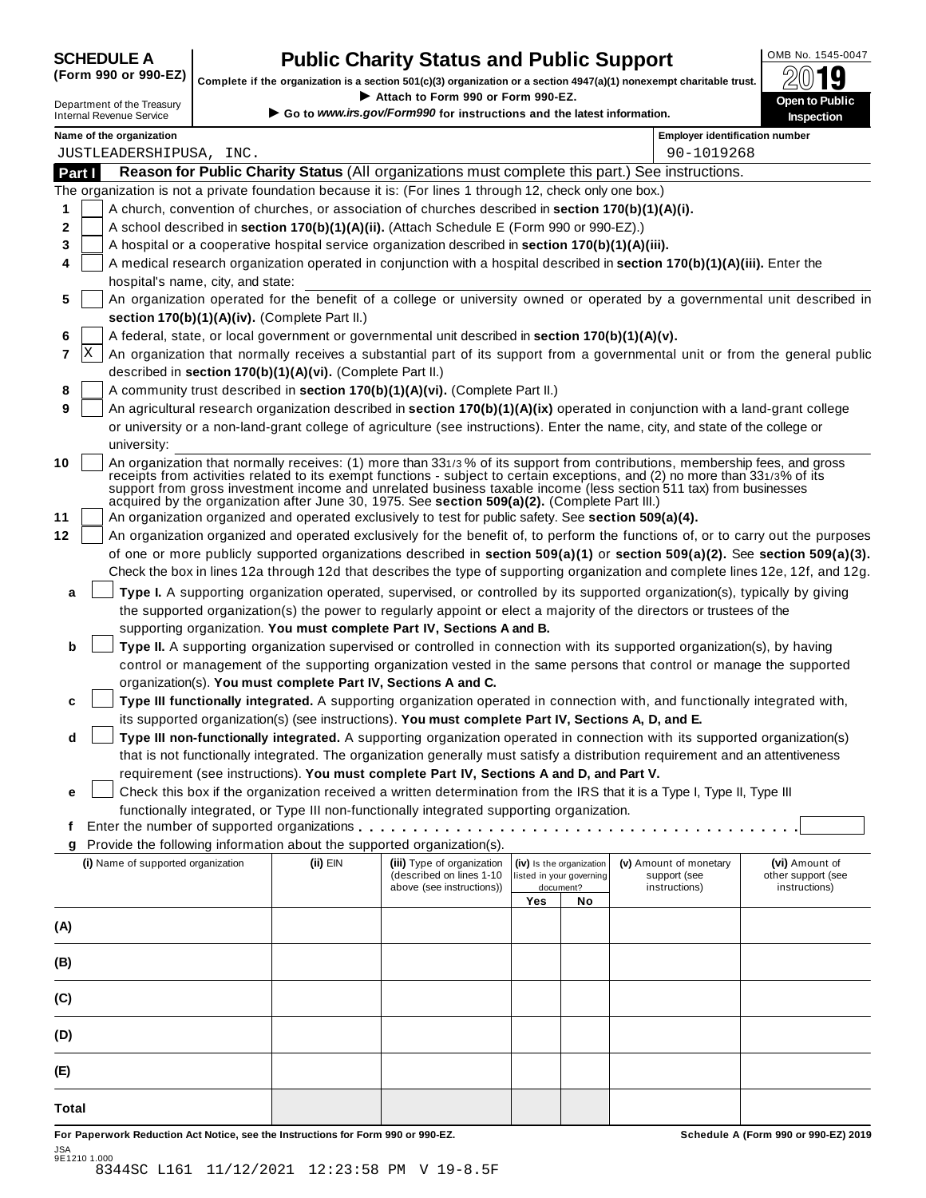**SCHEDULE A (Form 990 or 990-EZ)**

Department of the Treasury
Internal Revenue Service

# Public Charity Status and Public Support

**Complete if the organization is a section 501(c)(3) organization or a section 4947(a)(1) nonexempt charitable trust.**

► Attach to Form 990 or Form 990-EZ.

► Go to *www.irs.gov/Form990* for instructions and the latest information.

OMB No. 1545-0047

2019

**Open to Public Inspection**

**Name of the organization**
JUSTLEADERSHIPUSA, INC.

**Employer identification number**
90-1019268

## Part I — Reason for Public Charity Status (All organizations must complete this part.) See instructions.

The organization is not a private foundation because it is: (For lines 1 through 12, check only one box.)

1. [ ] A church, convention of churches, or association of churches described in **section 170(b)(1)(A)(i).**
2. [ ] A school described in **section 170(b)(1)(A)(ii).** (Attach Schedule E (Form 990 or 990-EZ).)
3. [ ] A hospital or a cooperative hospital service organization described in **section 170(b)(1)(A)(iii).**
4. [ ] A medical research organization operated in conjunction with a hospital described in **section 170(b)(1)(A)(iii).** Enter the hospital's name, city, and state:
5. [ ] An organization operated for the benefit of a college or university owned or operated by a governmental unit described in **section 170(b)(1)(A)(iv).** (Complete Part II.)
6. [ ] A federal, state, or local government or governmental unit described in **section 170(b)(1)(A)(v).**
7. [X] An organization that normally receives a substantial part of its support from a governmental unit or from the general public described in **section 170(b)(1)(A)(vi).** (Complete Part II.)
8. [ ] A community trust described in **section 170(b)(1)(A)(vi).** (Complete Part II.)
9. [ ] An agricultural research organization described in **section 170(b)(1)(A)(ix)** operated in conjunction with a land-grant college or university or a non-land-grant college of agriculture (see instructions). Enter the name, city, and state of the college or university:
10. [ ] An organization that normally receives: (1) more than 33 1/3 % of its support from contributions, membership fees, and gross receipts from activities related to its exempt functions - subject to certain exceptions, and (2) no more than 33 1/3% of its support from gross investment income and unrelated business taxable income (less section 511 tax) from businesses acquired by the organization after June 30, 1975. See **section 509(a)(2).** (Complete Part III.)
11. [ ] An organization organized and operated exclusively to test for public safety. See **section 509(a)(4).**
12. [ ] An organization organized and operated exclusively for the benefit of, to perform the functions of, or to carry out the purposes of one or more publicly supported organizations described in **section 509(a)(1)** or **section 509(a)(2).** See **section 509(a)(3).** Check the box in lines 12a through 12d that describes the type of supporting organization and complete lines 12e, 12f, and 12g.
   - **a** [ ] **Type I.** A supporting organization operated, supervised, or controlled by its supported organization(s), typically by giving the supported organization(s) the power to regularly appoint or elect a majority of the directors or trustees of the supporting organization. **You must complete Part IV, Sections A and B.**
   - **b** [ ] **Type II.** A supporting organization supervised or controlled in connection with its supported organization(s), by having control or management of the supporting organization vested in the same persons that control or manage the supported organization(s). **You must complete Part IV, Sections A and C.**
   - **c** [ ] **Type III functionally integrated.** A supporting organization operated in connection with, and functionally integrated with, its supported organization(s) (see instructions). **You must complete Part IV, Sections A, D, and E.**
   - **d** [ ] **Type III non-functionally integrated.** A supporting organization operated in connection with its supported organization(s) that is not functionally integrated. The organization generally must satisfy a distribution requirement and an attentiveness requirement (see instructions). **You must complete Part IV, Sections A and D, and Part V.**
   - **e** [ ] Check this box if the organization received a written determination from the IRS that it is a Type I, Type II, Type III functionally integrated, or Type III non-functionally integrated supporting organization.
   - **f** Enter the number of supported organizations . . . . . . . . . . . . . . . . . . . . . . . . . . . . . . . . . . . . . .
   - **g** Provide the following information about the supported organization(s).

| (i) Name of supported organization | (ii) EIN | (iii) Type of organization (described on lines 1-10 above (see instructions)) | (iv) Is the organization listed in your governing document? Yes | No | (v) Amount of monetary support (see instructions) | (vi) Amount of other support (see instructions) |
|---|---|---|---|---|---|---|
| (A) | | | | | | |
| (B) | | | | | | |
| (C) | | | | | | |
| (D) | | | | | | |
| (E) | | | | | | |
| Total | | | | | | |

**For Paperwork Reduction Act Notice, see the Instructions for Form 990 or 990-EZ.**

**Schedule A (Form 990 or 990-EZ) 2019**

JSA
9E1210 1.000
8344SC L161 11/12/2021 12:23:58 PM V 19-8.5F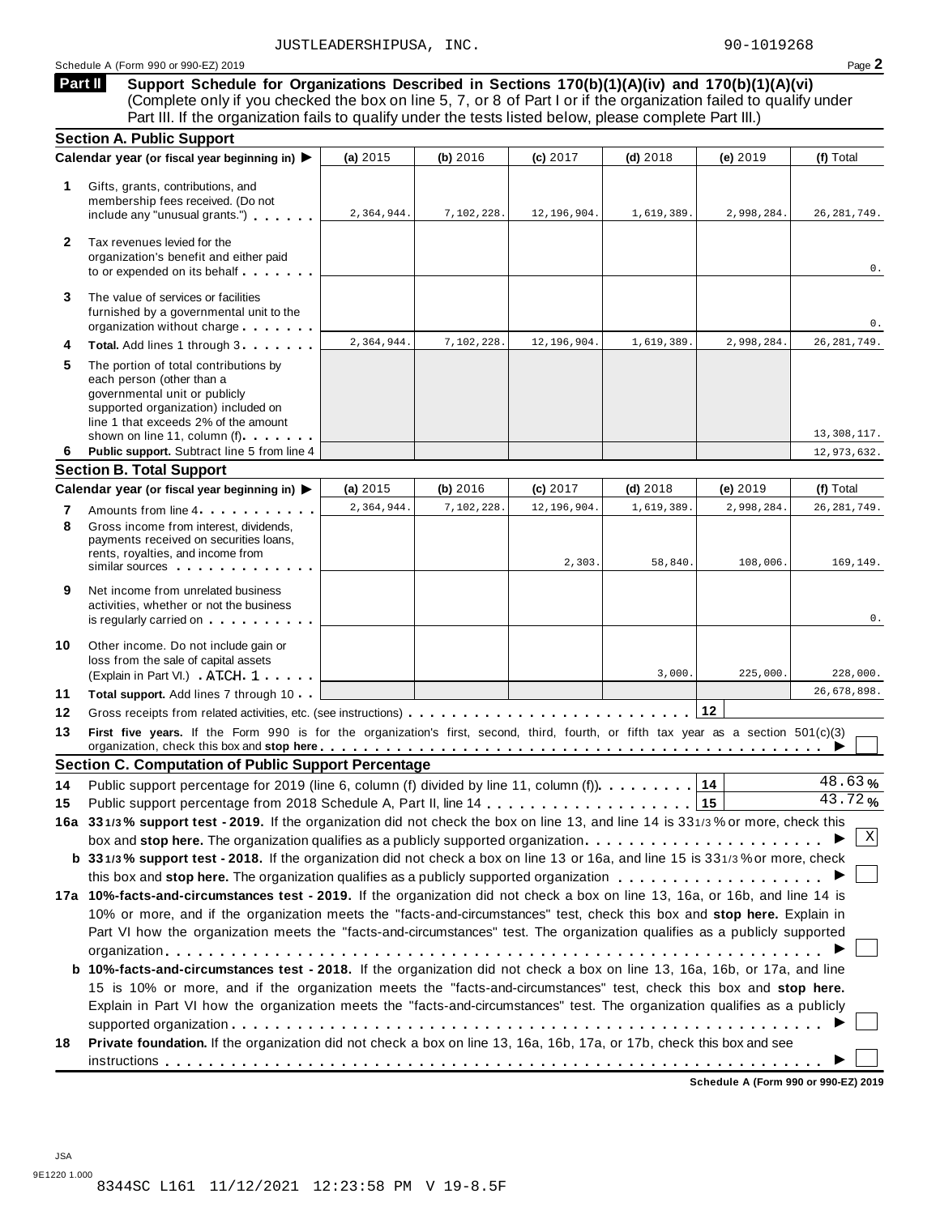JUSTLEADERSHIPUSA, INC. 90-1019268

Schedule A (Form 990 or 990-EZ) 2019

**Part II** **Support Schedule for Organizations Described in Sections 170(b)(1)(A)(iv) and 170(b)(1)(A)(vi)** (Complete only if you checked the box on line 5, 7, or 8 of Part I or if the organization failed to qualify under Part III. If the organization fails to qualify under the tests listed below, please complete Part III.)

### Section A. Public Support

| | Calendar year (or fiscal year beginning in) ▶ | (a) 2015 | (b) 2016 | (c) 2017 | (d) 2018 | (e) 2019 | (f) Total |
|---|---|---|---|---|---|---|---|
| 1 | Gifts, grants, contributions, and membership fees received. (Do not include any "unusual grants.") | 2,364,944. | 7,102,228. | 12,196,904. | 1,619,389. | 2,998,284. | 26,281,749. |
| 2 | Tax revenues levied for the organization's benefit and either paid to or expended on its behalf | | | | | | 0. |
| 3 | The value of services or facilities furnished by a governmental unit to the organization without charge | | | | | | 0. |
| 4 | **Total.** Add lines 1 through 3 | 2,364,944. | 7,102,228. | 12,196,904. | 1,619,389. | 2,998,284. | 26,281,749. |
| 5 | The portion of total contributions by each person (other than a governmental unit or publicly supported organization) included on line 1 that exceeds 2% of the amount shown on line 11, column (f) | | | | | | 13,308,117. |
| 6 | **Public support.** Subtract line 5 from line 4 | | | | | | 12,973,632. |

### Section B. Total Support

| | Calendar year (or fiscal year beginning in) ▶ | (a) 2015 | (b) 2016 | (c) 2017 | (d) 2018 | (e) 2019 | (f) Total |
|---|---|---|---|---|---|---|---|
| 7 | Amounts from line 4 | 2,364,944. | 7,102,228. | 12,196,904. | 1,619,389. | 2,998,284. | 26,281,749. |
| 8 | Gross income from interest, dividends, payments received on securities loans, rents, royalties, and income from similar sources | | | 2,303. | 58,840. | 108,006. | 169,149. |
| 9 | Net income from unrelated business activities, whether or not the business is regularly carried on | | | | | | 0. |
| 10 | Other income. Do not include gain or loss from the sale of capital assets (Explain in Part VI.) ATCH 1 | | | | 3,000. | 225,000. | 228,000. |
| 11 | **Total support.** Add lines 7 through 10 | | | | | | 26,678,898. |

**12** Gross receipts from related activities, etc. (see instructions) . . . **12**

**13** **First five years.** If the Form 990 is for the organization's first, second, third, fourth, or fifth tax year as a section 501(c)(3) organization, check this box and **stop here** ▶ ☐

### Section C. Computation of Public Support Percentage

**14** Public support percentage for 2019 (line 6, column (f) divided by line 11, column (f)) . . . **14** 48.63 %

**15** Public support percentage from 2018 Schedule A, Part II, line 14 . . . **15** 43.72 %

**16a 33 1/3 % support test - 2019.** If the organization did not check the box on line 13, and line 14 is 33 1/3 % or more, check this box and **stop here.** The organization qualifies as a publicly supported organization ▶ ☒

**b 33 1/3 % support test - 2018.** If the organization did not check a box on line 13 or 16a, and line 15 is 33 1/3 % or more, check this box and **stop here.** The organization qualifies as a publicly supported organization ▶ ☐

**17a 10%-facts-and-circumstances test - 2019.** If the organization did not check a box on line 13, 16a, or 16b, and line 14 is 10% or more, and if the organization meets the "facts-and-circumstances" test, check this box and **stop here.** Explain in Part VI how the organization meets the "facts-and-circumstances" test. The organization qualifies as a publicly supported organization ▶ ☐

**b 10%-facts-and-circumstances test - 2018.** If the organization did not check a box on line 13, 16a, 16b, or 17a, and line 15 is 10% or more, and if the organization meets the "facts-and-circumstances" test, check this box and **stop here.** Explain in Part VI how the organization meets the "facts-and-circumstances" test. The organization qualifies as a publicly supported organization ▶ ☐

**18** **Private foundation.** If the organization did not check a box on line 13, 16a, 16b, 17a, or 17b, check this box and see instructions ▶ ☐

**Schedule A (Form 990 or 990-EZ) 2019**

JSA
9E1220 1.000
8344SC L161 11/12/2021 12:23:58 PM V 19-8.5F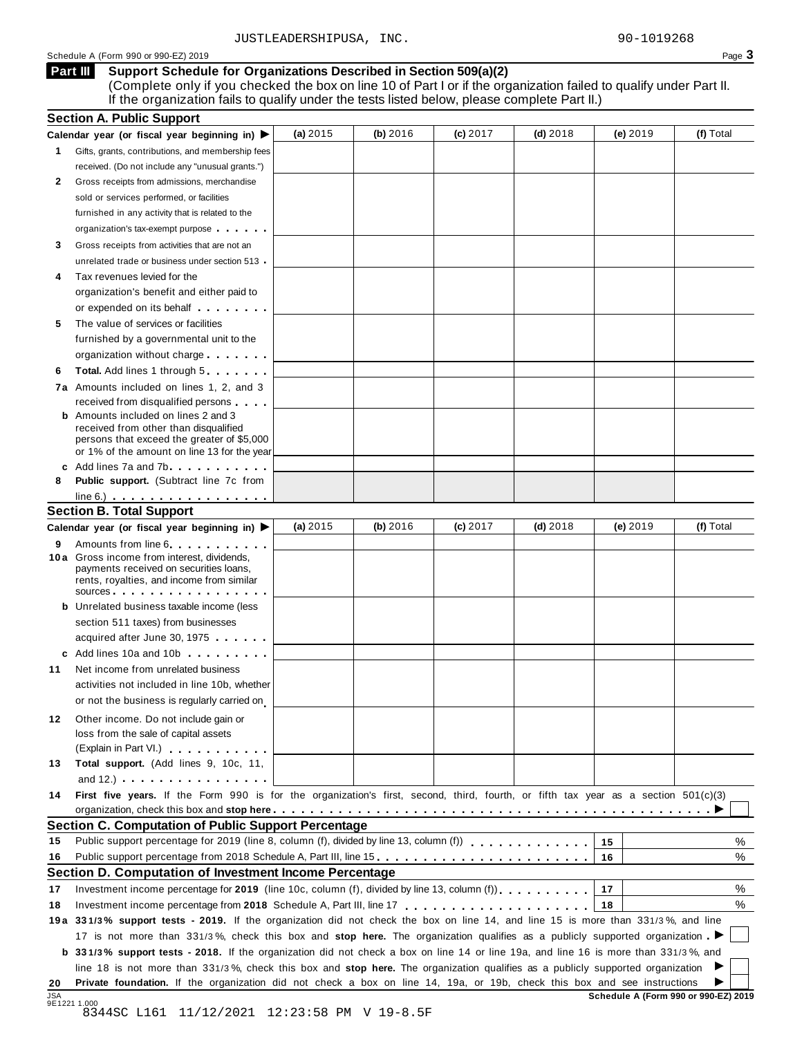JUSTLEADERSHIPUSA, INC. 90-1019268

Schedule A (Form 990 or 990-EZ) 2019

## Part III Support Schedule for Organizations Described in Section 509(a)(2)

(Complete only if you checked the box on line 10 of Part I or if the organization failed to qualify under Part II. If the organization fails to qualify under the tests listed below, please complete Part II.)

### Section A. Public Support

| Calendar year (or fiscal year beginning in) ▶ | (a) 2015 | (b) 2016 | (c) 2017 | (d) 2018 | (e) 2019 | (f) Total |
|---|---|---|---|---|---|---|
| **1** Gifts, grants, contributions, and membership fees received. (Do not include any "unusual grants.") | | | | | | |
| **2** Gross receipts from admissions, merchandise sold or services performed, or facilities furnished in any activity that is related to the organization's tax-exempt purpose | | | | | | |
| **3** Gross receipts from activities that are not an unrelated trade or business under section 513 | | | | | | |
| **4** Tax revenues levied for the organization's benefit and either paid to or expended on its behalf | | | | | | |
| **5** The value of services or facilities furnished by a governmental unit to the organization without charge | | | | | | |
| **6** **Total.** Add lines 1 through 5 | | | | | | |
| **7a** Amounts included on lines 1, 2, and 3 received from disqualified persons | | | | | | |
| **b** Amounts included on lines 2 and 3 received from other than disqualified persons that exceed the greater of $5,000 or 1% of the amount on line 13 for the year | | | | | | |
| **c** Add lines 7a and 7b | | | | | | |
| **8** **Public support.** (Subtract line 7c from line 6.) | | | | | | |

### Section B. Total Support

| Calendar year (or fiscal year beginning in) ▶ | (a) 2015 | (b) 2016 | (c) 2017 | (d) 2018 | (e) 2019 | (f) Total |
|---|---|---|---|---|---|---|
| **9** Amounts from line 6 | | | | | | |
| **10a** Gross income from interest, dividends, payments received on securities loans, rents, royalties, and income from similar sources | | | | | | |
| **b** Unrelated business taxable income (less section 511 taxes) from businesses acquired after June 30, 1975 | | | | | | |
| **c** Add lines 10a and 10b | | | | | | |
| **11** Net income from unrelated business activities not included in line 10b, whether or not the business is regularly carried on | | | | | | |
| **12** Other income. Do not include gain or loss from the sale of capital assets (Explain in Part VI.) | | | | | | |
| **13** **Total support.** (Add lines 9, 10c, 11, and 12.) | | | | | | |

**14** **First five years.** If the Form 990 is for the organization's first, second, third, fourth, or fifth tax year as a section 501(c)(3) organization, check this box and **stop here** ▶ ☐

### Section C. Computation of Public Support Percentage

| | | | |
|---|---|---|---|
| **15** | Public support percentage for 2019 (line 8, column (f), divided by line 13, column (f)) | **15** | % |
| **16** | Public support percentage from 2018 Schedule A, Part III, line 15 | **16** | % |

### Section D. Computation of Investment Income Percentage

| | | | |
|---|---|---|---|
| **17** | Investment income percentage for **2019** (line 10c, column (f), divided by line 13, column (f)) | **17** | % |
| **18** | Investment income percentage from **2018** Schedule A, Part III, line 17 | **18** | % |

**19a** **33 1/3% support tests - 2019.** If the organization did not check the box on line 14, and line 15 is more than 33 1/3%, and line 17 is not more than 33 1/3%, check this box and **stop here.** The organization qualifies as a publicly supported organization ▶ ☐

**b** **33 1/3% support tests - 2018.** If the organization did not check a box on line 14 or line 19a, and line 16 is more than 33 1/3%, and line 18 is not more than 33 1/3%, check this box and **stop here.** The organization qualifies as a publicly supported organization ▶ ☐

**20** **Private foundation.** If the organization did not check a box on line 14, 19a, or 19b, check this box and see instructions ▶ ☐

**Schedule A (Form 990 or 990-EZ) 2019**

JSA 9E1221 1.000
8344SC L161 11/12/2021 12:23:58 PM V 19-8.5F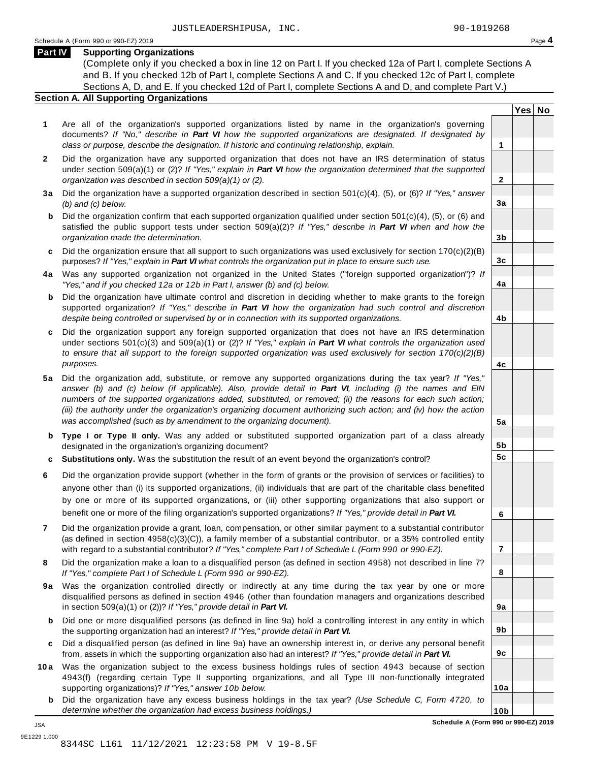JUSTLEADERSHIPUSA, INC. 90-1019268

## Part IV Supporting Organizations

(Complete only if you checked a box in line 12 on Part I. If you checked 12a of Part I, complete Sections A and B. If you checked 12b of Part I, complete Sections A and C. If you checked 12c of Part I, complete Sections A, D, and E. If you checked 12d of Part I, complete Sections A and D, and complete Part V.)

### Section A. All Supporting Organizations

| | | | Yes | No |
|---|---|---|---|---|
| **1** | Are all of the organization's supported organizations listed by name in the organization's governing documents? *If "No," describe in* ***Part VI*** *how the supported organizations are designated. If designated by class or purpose, describe the designation. If historic and continuing relationship, explain.* | **1** | | |
| **2** | Did the organization have any supported organization that does not have an IRS determination of status under section 509(a)(1) or (2)? *If "Yes," explain in* ***Part VI*** *how the organization determined that the supported organization was described in section 509(a)(1) or (2).* | **2** | | |
| **3a** | Did the organization have a supported organization described in section 501(c)(4), (5), or (6)? *If "Yes," answer (b) and (c) below.* | **3a** | | |
| **b** | Did the organization confirm that each supported organization qualified under section 501(c)(4), (5), or (6) and satisfied the public support tests under section 509(a)(2)? *If "Yes," describe in* ***Part VI*** *when and how the organization made the determination.* | **3b** | | |
| **c** | Did the organization ensure that all support to such organizations was used exclusively for section 170(c)(2)(B) purposes? *If "Yes," explain in* ***Part VI*** *what controls the organization put in place to ensure such use.* | **3c** | | |
| **4a** | Was any supported organization not organized in the United States ("foreign supported organization")? *If "Yes," and if you checked 12a or 12b in Part I, answer (b) and (c) below.* | **4a** | | |
| **b** | Did the organization have ultimate control and discretion in deciding whether to make grants to the foreign supported organization? *If "Yes," describe in* ***Part VI*** *how the organization had such control and discretion despite being controlled or supervised by or in connection with its supported organizations.* | **4b** | | |
| **c** | Did the organization support any foreign supported organization that does not have an IRS determination under sections 501(c)(3) and 509(a)(1) or (2)? *If "Yes," explain in* ***Part VI*** *what controls the organization used to ensure that all support to the foreign supported organization was used exclusively for section 170(c)(2)(B) purposes.* | **4c** | | |
| **5a** | Did the organization add, substitute, or remove any supported organizations during the tax year? *If "Yes," answer (b) and (c) below (if applicable). Also, provide detail in* ***Part VI****, including (i) the names and EIN numbers of the supported organizations added, substituted, or removed; (ii) the reasons for each such action; (iii) the authority under the organization's organizing document authorizing such action; and (iv) how the action was accomplished (such as by amendment to the organizing document).* | **5a** | | |
| **b** | **Type I or Type II only.** Was any added or substituted supported organization part of a class already designated in the organization's organizing document? | **5b** | | |
| **c** | **Substitutions only.** Was the substitution the result of an event beyond the organization's control? | **5c** | | |
| **6** | Did the organization provide support (whether in the form of grants or the provision of services or facilities) to anyone other than (i) its supported organizations, (ii) individuals that are part of the charitable class benefited by one or more of its supported organizations, or (iii) other supporting organizations that also support or benefit one or more of the filing organization's supported organizations? *If "Yes," provide detail in* ***Part VI.*** | **6** | | |
| **7** | Did the organization provide a grant, loan, compensation, or other similar payment to a substantial contributor (as defined in section 4958(c)(3)(C)), a family member of a substantial contributor, or a 35% controlled entity with regard to a substantial contributor? *If "Yes," complete Part I of Schedule L (Form 990 or 990-EZ).* | **7** | | |
| **8** | Did the organization make a loan to a disqualified person (as defined in section 4958) not described in line 7? *If "Yes," complete Part I of Schedule L (Form 990 or 990-EZ).* | **8** | | |
| **9a** | Was the organization controlled directly or indirectly at any time during the tax year by one or more disqualified persons as defined in section 4946 (other than foundation managers and organizations described in section 509(a)(1) or (2))? *If "Yes," provide detail in* ***Part VI.*** | **9a** | | |
| **b** | Did one or more disqualified persons (as defined in line 9a) hold a controlling interest in any entity in which the supporting organization had an interest? *If "Yes," provide detail in* ***Part VI.*** | **9b** | | |
| **c** | Did a disqualified person (as defined in line 9a) have an ownership interest in, or derive any personal benefit from, assets in which the supporting organization also had an interest? *If "Yes," provide detail in* ***Part VI.*** | **9c** | | |
| **10a** | Was the organization subject to the excess business holdings rules of section 4943 because of section 4943(f) (regarding certain Type II supporting organizations, and all Type III non-functionally integrated supporting organizations)? *If "Yes," answer 10b below.* | **10a** | | |
| **b** | Did the organization have any excess business holdings in the tax year? *(Use Schedule C, Form 4720, to determine whether the organization had excess business holdings.)* | **10b** | | |

**Schedule A (Form 990 or 990-EZ) 2019**

JSA
9E1229 1.000
8344SC L161 11/12/2021 12:23:58 PM V 19-8.5F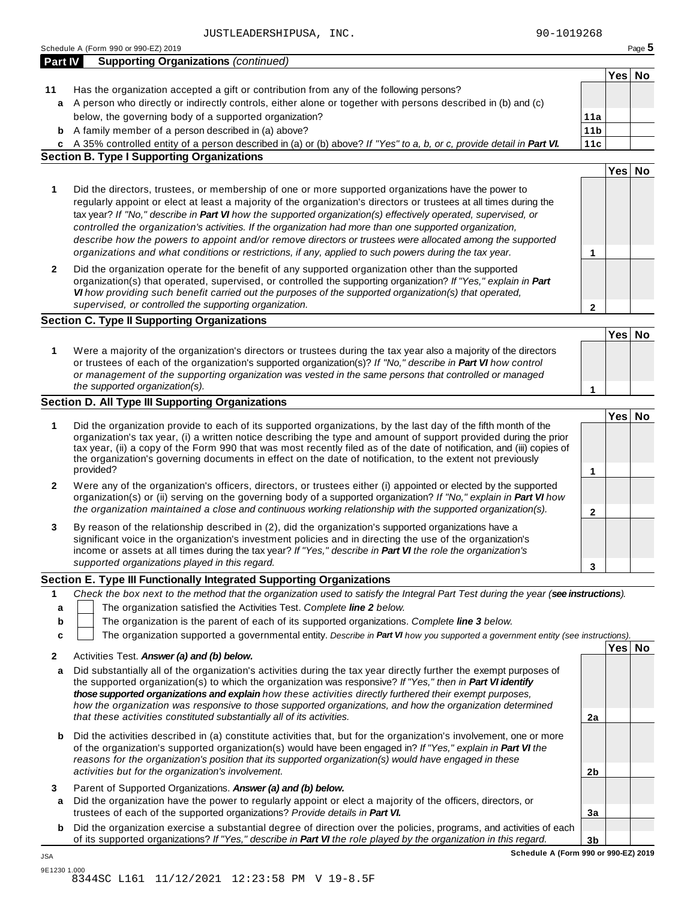JUSTLEADERSHIPUSA, INC. 90-1019268

Schedule A (Form 990 or 990-EZ) 2019

## Part IV Supporting Organizations *(continued)*

| | | | Yes | No |
|---|---|---|---|---|
| **11** | Has the organization accepted a gift or contribution from any of the following persons? | | | |
| **a** | A person who directly or indirectly controls, either alone or together with persons described in (b) and (c) below, the governing body of a supported organization? | **11a** | | |
| **b** | A family member of a person described in (a) above? | **11b** | | |
| **c** | A 35% controlled entity of a person described in (a) or (b) above? *If "Yes" to a, b, or c, provide detail in* ***Part VI.*** | **11c** | | |

### Section B. Type I Supporting Organizations

| | | | Yes | No |
|---|---|---|---|---|
| **1** | Did the directors, trustees, or membership of one or more supported organizations have the power to regularly appoint or elect at least a majority of the organization's directors or trustees at all times during the tax year? *If "No," describe in* ***Part VI*** *how the supported organization(s) effectively operated, supervised, or controlled the organization's activities. If the organization had more than one supported organization, describe how the powers to appoint and/or remove directors or trustees were allocated among the supported organizations and what conditions or restrictions, if any, applied to such powers during the tax year.* | **1** | | |
| **2** | Did the organization operate for the benefit of any supported organization other than the supported organization(s) that operated, supervised, or controlled the supporting organization? *If "Yes," explain in* ***Part VI*** *how providing such benefit carried out the purposes of the supported organization(s) that operated, supervised, or controlled the supporting organization.* | **2** | | |

### Section C. Type II Supporting Organizations

| | | | Yes | No |
|---|---|---|---|---|
| **1** | Were a majority of the organization's directors or trustees during the tax year also a majority of the directors or trustees of each of the organization's supported organization(s)? *If "No," describe in* ***Part VI*** *how control or management of the supporting organization was vested in the same persons that controlled or managed the supported organization(s).* | **1** | | |

### Section D. All Type III Supporting Organizations

| | | | Yes | No |
|---|---|---|---|---|
| **1** | Did the organization provide to each of its supported organizations, by the last day of the fifth month of the organization's tax year, (i) a written notice describing the type and amount of support provided during the prior tax year, (ii) a copy of the Form 990 that was most recently filed as of the date of notification, and (iii) copies of the organization's governing documents in effect on the date of notification, to the extent not previously provided? | **1** | | |
| **2** | Were any of the organization's officers, directors, or trustees either (i) appointed or elected by the supported organization(s) or (ii) serving on the governing body of a supported organization? *If "No," explain in* ***Part VI*** *how the organization maintained a close and continuous working relationship with the supported organization(s).* | **2** | | |
| **3** | By reason of the relationship described in (2), did the organization's supported organizations have a significant voice in the organization's investment policies and in directing the use of the organization's income or assets at all times during the tax year? *If "Yes," describe in* ***Part VI*** *the role the organization's supported organizations played in this regard.* | **3** | | |

### Section E. Type III Functionally Integrated Supporting Organizations

**1** *Check the box next to the method that the organization used to satisfy the Integral Part Test during the year (****see instructions****).*

- **a** ☐ The organization satisfied the Activities Test. *Complete* ***line 2*** *below.*
- **b** ☐ The organization is the parent of each of its supported organizations. *Complete* ***line 3*** *below.*
- **c** ☐ The organization supported a governmental entity. *Describe in* ***Part VI*** *how you supported a government entity (see instructions).*

| | | | Yes | No |
|---|---|---|---|---|
| **2** | Activities Test. ***Answer (a) and (b) below.*** | | | |
| **a** | Did substantially all of the organization's activities during the tax year directly further the exempt purposes of the supported organization(s) to which the organization was responsive? *If "Yes," then in* ***Part VI identify those supported organizations and explain*** *how these activities directly furthered their exempt purposes, how the organization was responsive to those supported organizations, and how the organization determined that these activities constituted substantially all of its activities.* | **2a** | | |
| **b** | Did the activities described in (a) constitute activities that, but for the organization's involvement, one or more of the organization's supported organization(s) would have been engaged in? *If "Yes," explain in* ***Part VI*** *the reasons for the organization's position that its supported organization(s) would have engaged in these activities but for the organization's involvement.* | **2b** | | |
| **3** | Parent of Supported Organizations. ***Answer (a) and (b) below.*** | | | |
| **a** | Did the organization have the power to regularly appoint or elect a majority of the officers, directors, or trustees of each of the supported organizations? *Provide details in* ***Part VI.*** | **3a** | | |
| **b** | Did the organization exercise a substantial degree of direction over the policies, programs, and activities of each of its supported organizations? *If "Yes," describe in* ***Part VI*** *the role played by the organization in this regard.* | **3b** | | |

**Schedule A (Form 990 or 990-EZ) 2019**

JSA
9E1230 1.000
8344SC L161 11/12/2021 12:23:58 PM V 19-8.5F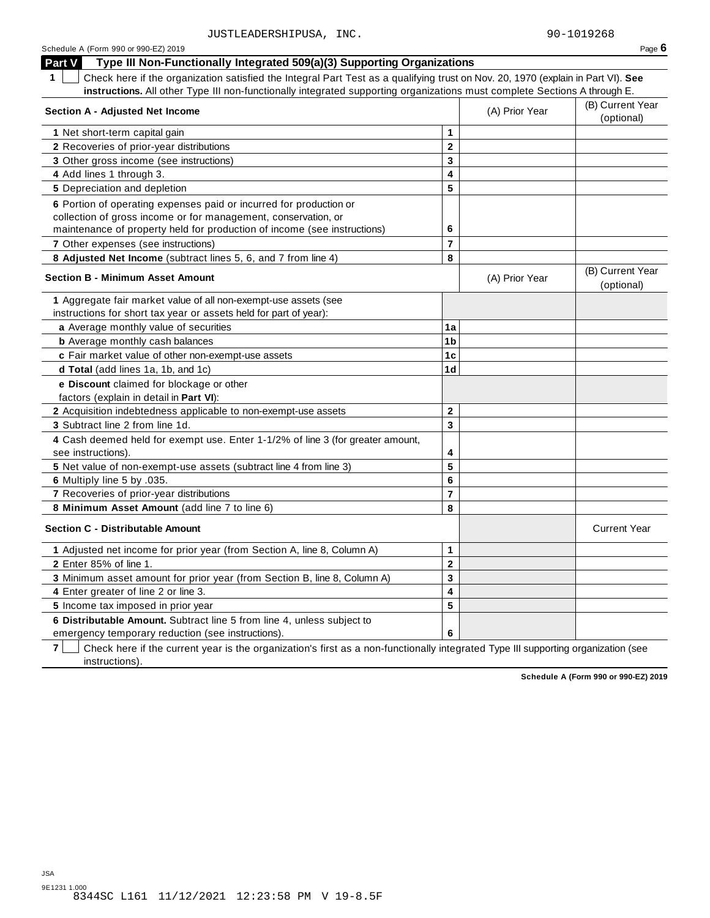JUSTLEADERSHIPUSA, INC. 90-1019268

## Part V Type III Non-Functionally Integrated 509(a)(3) Supporting Organizations

**1** ☐ Check here if the organization satisfied the Integral Part Test as a qualifying trust on Nov. 20, 1970 (explain in Part VI). **See instructions.** All other Type III non-functionally integrated supporting organizations must complete Sections A through E.

| **Section A - Adjusted Net Income** | | (A) Prior Year | (B) Current Year (optional) |
|---|---|---|---|
| **1** Net short-term capital gain | **1** | | |
| **2** Recoveries of prior-year distributions | **2** | | |
| **3** Other gross income (see instructions) | **3** | | |
| **4** Add lines 1 through 3. | **4** | | |
| **5** Depreciation and depletion | **5** | | |
| **6** Portion of operating expenses paid or incurred for production or collection of gross income or for management, conservation, or maintenance of property held for production of income (see instructions) | **6** | | |
| **7** Other expenses (see instructions) | **7** | | |
| **8 Adjusted Net Income** (subtract lines 5, 6, and 7 from line 4) | **8** | | |

| **Section B - Minimum Asset Amount** | | (A) Prior Year | (B) Current Year (optional) |
|---|---|---|---|
| **1** Aggregate fair market value of all non-exempt-use assets (see instructions for short tax year or assets held for part of year): | | | |
| **a** Average monthly value of securities | **1a** | | |
| **b** Average monthly cash balances | **1b** | | |
| **c** Fair market value of other non-exempt-use assets | **1c** | | |
| **d Total** (add lines 1a, 1b, and 1c) | **1d** | | |
| **e Discount** claimed for blockage or other factors (explain in detail in **Part VI**): | | | |
| **2** Acquisition indebtedness applicable to non-exempt-use assets | **2** | | |
| **3** Subtract line 2 from line 1d. | **3** | | |
| **4** Cash deemed held for exempt use. Enter 1-1/2% of line 3 (for greater amount, see instructions). | **4** | | |
| **5** Net value of non-exempt-use assets (subtract line 4 from line 3) | **5** | | |
| **6** Multiply line 5 by .035. | **6** | | |
| **7** Recoveries of prior-year distributions | **7** | | |
| **8 Minimum Asset Amount** (add line 7 to line 6) | **8** | | |

| **Section C - Distributable Amount** | | | Current Year |
|---|---|---|---|
| **1** Adjusted net income for prior year (from Section A, line 8, Column A) | **1** | | |
| **2** Enter 85% of line 1. | **2** | | |
| **3** Minimum asset amount for prior year (from Section B, line 8, Column A) | **3** | | |
| **4** Enter greater of line 2 or line 3. | **4** | | |
| **5** Income tax imposed in prior year | **5** | | |
| **6 Distributable Amount.** Subtract line 5 from line 4, unless subject to emergency temporary reduction (see instructions). | **6** | | |

**7** ☐ Check here if the current year is the organization's first as a non-functionally integrated Type III supporting organization (see instructions).

**Schedule A (Form 990 or 990-EZ) 2019**

JSA
9E1231 1.000
8344SC L161 11/12/2021 12:23:58 PM V 19-8.5F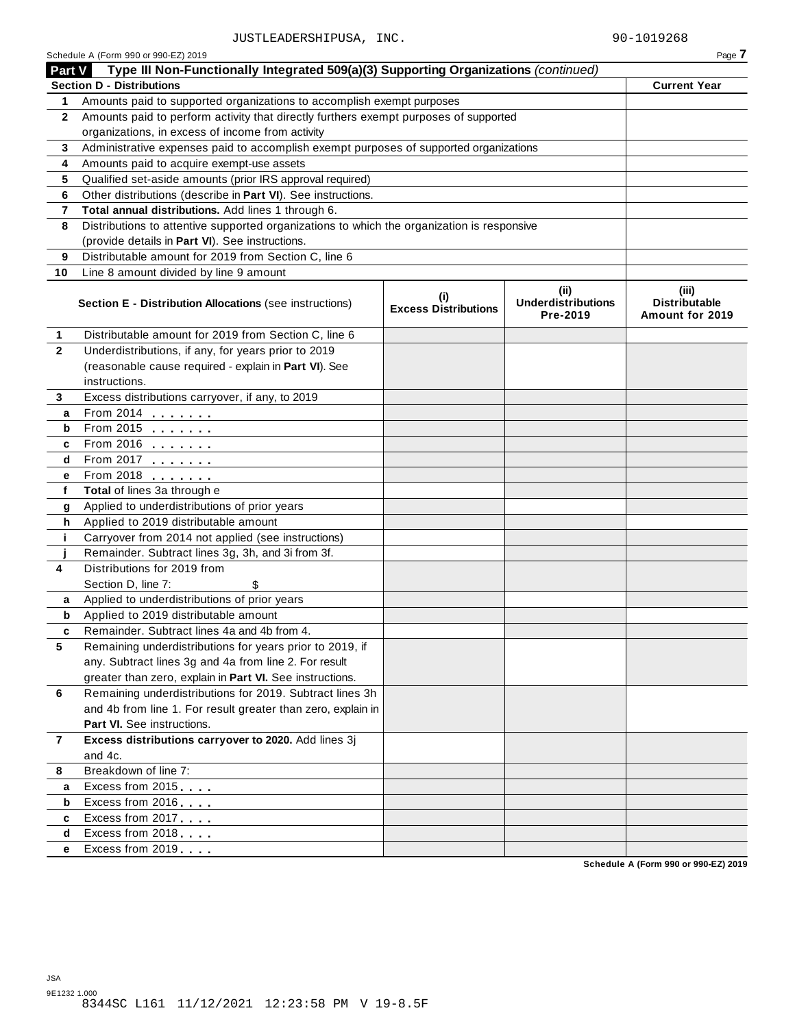JUSTLEADERSHIPUSA, INC. 90-1019268

Schedule A (Form 990 or 990-EZ) 2019

## Part V Type III Non-Functionally Integrated 509(a)(3) Supporting Organizations *(continued)*

| Section D - Distributions | | Current Year |
|---|---|---|
| 1 | Amounts paid to supported organizations to accomplish exempt purposes | |
| 2 | Amounts paid to perform activity that directly furthers exempt purposes of supported organizations, in excess of income from activity | |
| 3 | Administrative expenses paid to accomplish exempt purposes of supported organizations | |
| 4 | Amounts paid to acquire exempt-use assets | |
| 5 | Qualified set-aside amounts (prior IRS approval required) | |
| 6 | Other distributions (describe in **Part VI**). See instructions. | |
| 7 | **Total annual distributions.** Add lines 1 through 6. | |
| 8 | Distributions to attentive supported organizations to which the organization is responsive (provide details in **Part VI**). See instructions. | |
| 9 | Distributable amount for 2019 from Section C, line 6 | |
| 10 | Line 8 amount divided by line 9 amount | |

| | **Section E - Distribution Allocations** (see instructions) | (i) Excess Distributions | (ii) Underdistributions Pre-2019 | (iii) Distributable Amount for 2019 |
|---|---|---|---|---|
| 1 | Distributable amount for 2019 from Section C, line 6 | | | |
| 2 | Underdistributions, if any, for years prior to 2019 (reasonable cause required - explain in **Part VI**). See instructions. | | | |
| 3 | Excess distributions carryover, if any, to 2019 | | | |
| a | From 2014 | | | |
| b | From 2015 | | | |
| c | From 2016 | | | |
| d | From 2017 | | | |
| e | From 2018 | | | |
| f | **Total** of lines 3a through e | | | |
| g | Applied to underdistributions of prior years | | | |
| h | Applied to 2019 distributable amount | | | |
| i | Carryover from 2014 not applied (see instructions) | | | |
| j | Remainder. Subtract lines 3g, 3h, and 3i from 3f. | | | |
| 4 | Distributions for 2019 from Section D, line 7: $ | | | |
| a | Applied to underdistributions of prior years | | | |
| b | Applied to 2019 distributable amount | | | |
| c | Remainder. Subtract lines 4a and 4b from 4. | | | |
| 5 | Remaining underdistributions for years prior to 2019, if any. Subtract lines 3g and 4a from line 2. For result greater than zero, explain in **Part VI.** See instructions. | | | |
| 6 | Remaining underdistributions for 2019. Subtract lines 3h and 4b from line 1. For result greater than zero, explain in **Part VI.** See instructions. | | | |
| 7 | **Excess distributions carryover to 2020.** Add lines 3j and 4c. | | | |
| 8 | Breakdown of line 7: | | | |
| a | Excess from 2015 | | | |
| b | Excess from 2016 | | | |
| c | Excess from 2017 | | | |
| d | Excess from 2018 | | | |
| e | Excess from 2019 | | | |

Schedule A (Form 990 or 990-EZ) 2019

JSA
9E1232 1.000
8344SC L161 11/12/2021 12:23:58 PM V 19-8.5F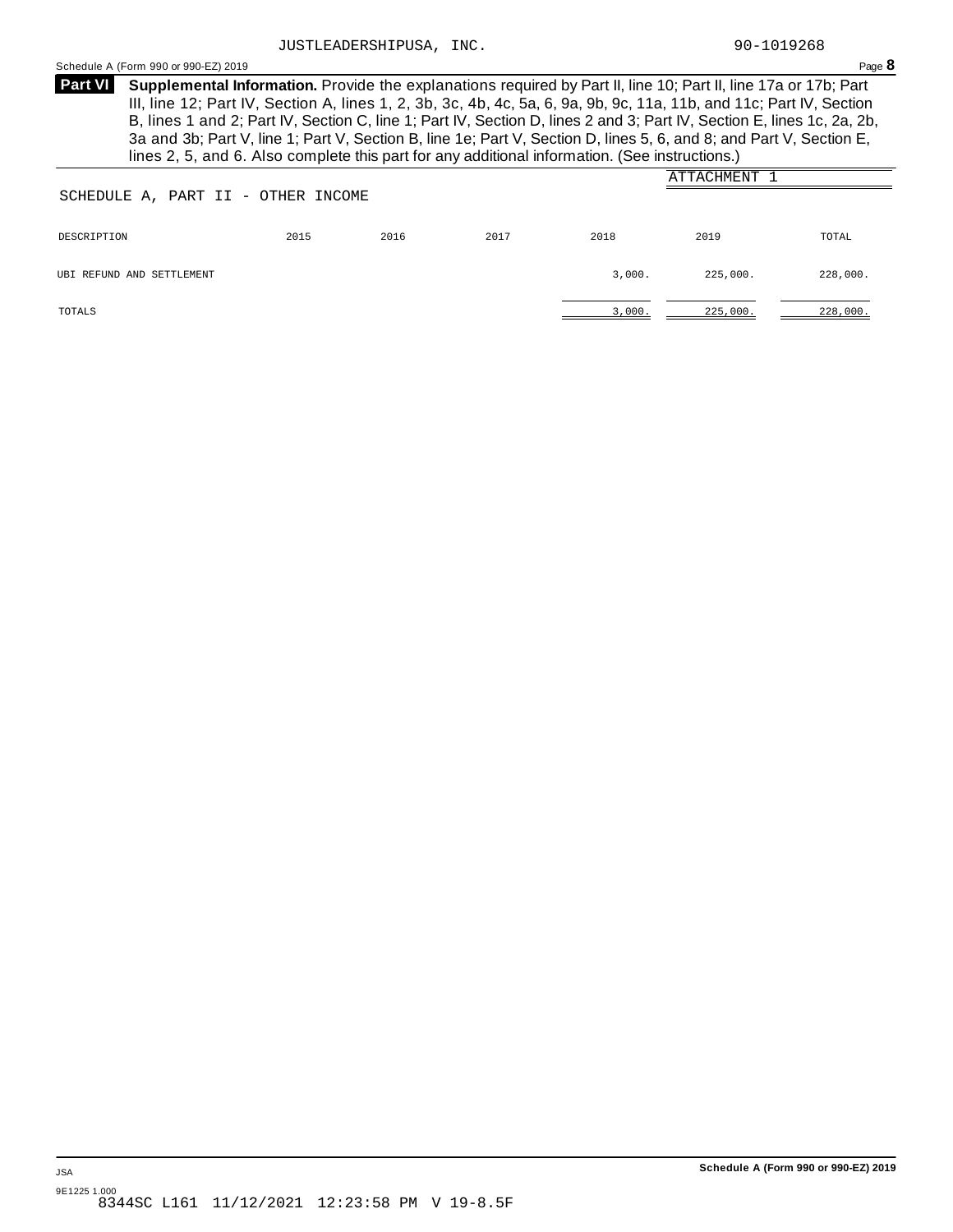JUSTLEADERSHIPUSA, INC. 90-1019268

**Part VI** **Supplemental Information.** Provide the explanations required by Part II, line 10; Part II, line 17a or 17b; Part III, line 12; Part IV, Section A, lines 1, 2, 3b, 3c, 4b, 4c, 5a, 6, 9a, 9b, 9c, 11a, 11b, and 11c; Part IV, Section B, lines 1 and 2; Part IV, Section C, line 1; Part IV, Section D, lines 2 and 3; Part IV, Section E, lines 1c, 2a, 2b, 3a and 3b; Part V, line 1; Part V, Section B, line 1e; Part V, Section D, lines 5, 6, and 8; and Part V, Section E, lines 2, 5, and 6. Also complete this part for any additional information. (See instructions.)

ATTACHMENT 1

SCHEDULE A, PART II - OTHER INCOME

| DESCRIPTION | 2015 | 2016 | 2017 | 2018 | 2019 | TOTAL |
|---|---|---|---|---|---|---|
| UBI REFUND AND SETTLEMENT | | | | 3,000. | 225,000. | 228,000. |
| TOTALS | | | | 3,000. | 225,000. | 228,000. |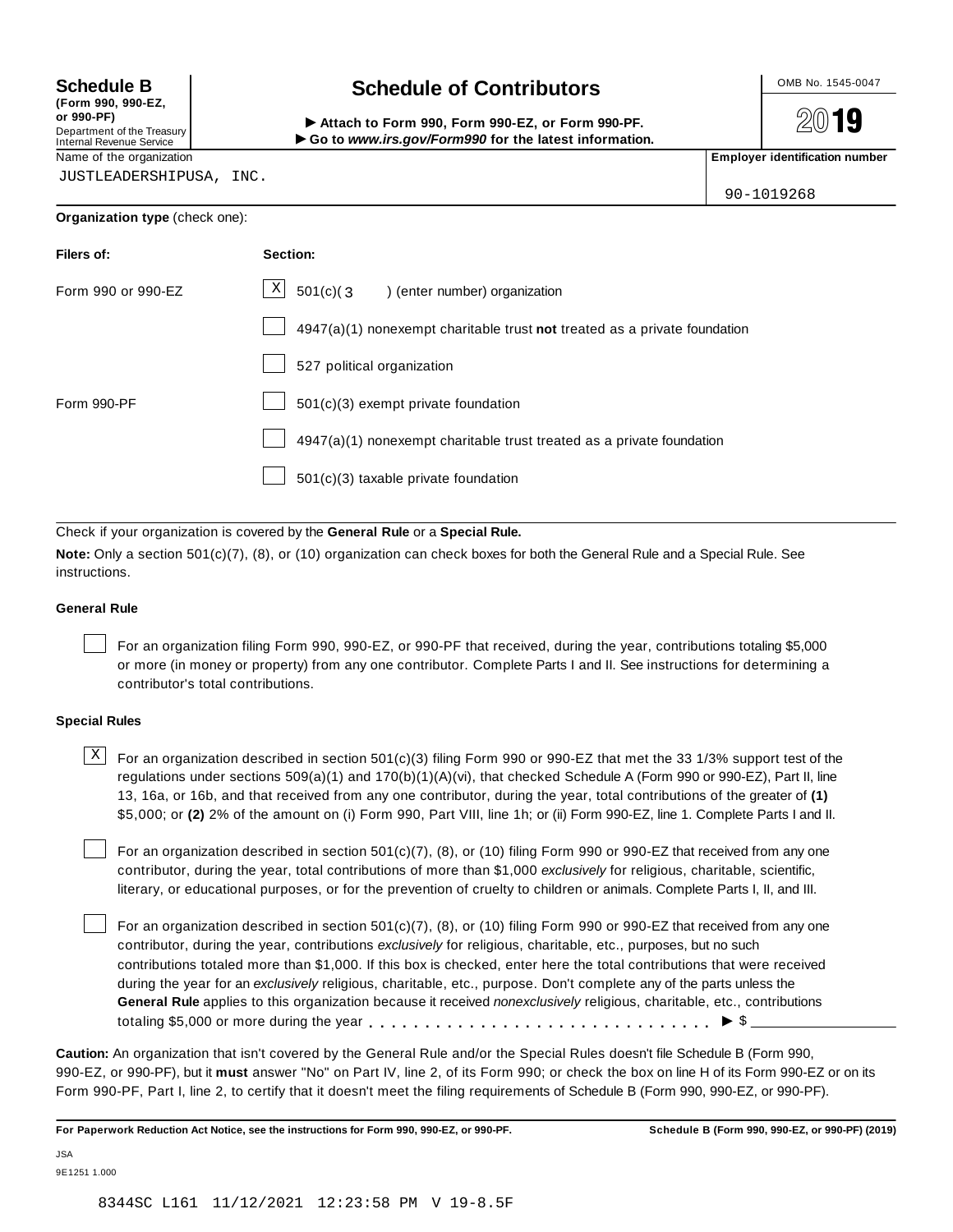**Schedule B**
**(Form 990, 990-EZ, or 990-PF)**
Department of the Treasury
Internal Revenue Service

# Schedule of Contributors

► **Attach to Form 990, Form 990-EZ, or Form 990-PF.**
► **Go to *www.irs.gov/Form990* for the latest information.**

OMB No. 1545-0047

**2019**

Name of the organization: JUSTLEADERSHIPUSA, INC.

**Employer identification number:** 90-1019268

**Organization type** (check one):

| **Filers of:** | **Section:** |
|---|---|
| Form 990 or 990-EZ | [X] 501(c)( 3 ) (enter number) organization |
| | [ ] 4947(a)(1) nonexempt charitable trust **not** treated as a private foundation |
| | [ ] 527 political organization |
| Form 990-PF | [ ] 501(c)(3) exempt private foundation |
| | [ ] 4947(a)(1) nonexempt charitable trust treated as a private foundation |
| | [ ] 501(c)(3) taxable private foundation |

Check if your organization is covered by the **General Rule** or a **Special Rule.**

**Note:** Only a section 501(c)(7), (8), or (10) organization can check boxes for both the General Rule and a Special Rule. See instructions.

### General Rule

[ ] For an organization filing Form 990, 990-EZ, or 990-PF that received, during the year, contributions totaling $5,000 or more (in money or property) from any one contributor. Complete Parts I and II. See instructions for determining a contributor's total contributions.

### Special Rules

[X] For an organization described in section 501(c)(3) filing Form 990 or 990-EZ that met the 33 1/3% support test of the regulations under sections 509(a)(1) and 170(b)(1)(A)(vi), that checked Schedule A (Form 990 or 990-EZ), Part II, line 13, 16a, or 16b, and that received from any one contributor, during the year, total contributions of the greater of **(1)** $5,000; or **(2)** 2% of the amount on (i) Form 990, Part VIII, line 1h; or (ii) Form 990-EZ, line 1. Complete Parts I and II.

[ ] For an organization described in section 501(c)(7), (8), or (10) filing Form 990 or 990-EZ that received from any one contributor, during the year, total contributions of more than $1,000 *exclusively* for religious, charitable, scientific, literary, or educational purposes, or for the prevention of cruelty to children or animals. Complete Parts I, II, and III.

[ ] For an organization described in section 501(c)(7), (8), or (10) filing Form 990 or 990-EZ that received from any one contributor, during the year, contributions *exclusively* for religious, charitable, etc., purposes, but no such contributions totaled more than $1,000. If this box is checked, enter here the total contributions that were received during the year for an *exclusively* religious, charitable, etc., purpose. Don't complete any of the parts unless the **General Rule** applies to this organization because it received *nonexclusively* religious, charitable, etc., contributions totaling $5,000 or more during the year . . . . . . . . . . . . . . . . . . . . . . . . . . . . . ► $ ______________

**Caution:** An organization that isn't covered by the General Rule and/or the Special Rules doesn't file Schedule B (Form 990, 990-EZ, or 990-PF), but it **must** answer "No" on Part IV, line 2, of its Form 990; or check the box on line H of its Form 990-EZ or on its Form 990-PF, Part I, line 2, to certify that it doesn't meet the filing requirements of Schedule B (Form 990, 990-EZ, or 990-PF).

**For Paperwork Reduction Act Notice, see the instructions for Form 990, 990-EZ, or 990-PF.** **Schedule B (Form 990, 990-EZ, or 990-PF) (2019)**

JSA
9E1251 1.000

8344SC L161 11/12/2021 12:23:58 PM V 19-8.5F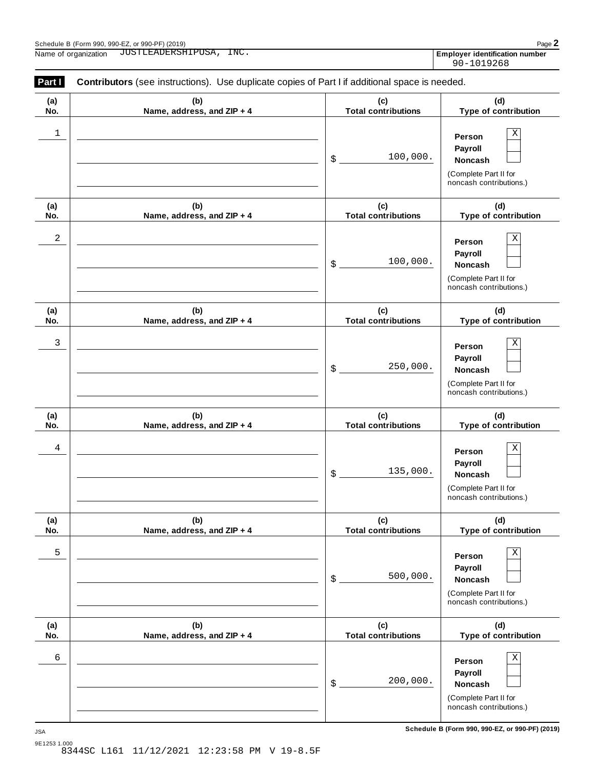Schedule B (Form 990, 990-EZ, or 990-PF) (2019)

Name of organization JUSTLEADERSHIPUSA, INC.

**Employer identification number** 90-1019268

**Part I** **Contributors** (see instructions). Use duplicate copies of Part I if additional space is needed.

| (a) No. | (b) Name, address, and ZIP + 4 | (c) Total contributions | (d) Type of contribution |
|---|---|---|---|
| 1 | | $ 100,000. | Person [X] Payroll [ ] Noncash [ ] (Complete Part II for noncash contributions.) |
| 2 | | $ 100,000. | Person [X] Payroll [ ] Noncash [ ] (Complete Part II for noncash contributions.) |
| 3 | | $ 250,000. | Person [X] Payroll [ ] Noncash [ ] (Complete Part II for noncash contributions.) |
| 4 | | $ 135,000. | Person [X] Payroll [ ] Noncash [ ] (Complete Part II for noncash contributions.) |
| 5 | | $ 500,000. | Person [X] Payroll [ ] Noncash [ ] (Complete Part II for noncash contributions.) |
| 6 | | $ 200,000. | Person [X] Payroll [ ] Noncash [ ] (Complete Part II for noncash contributions.) |

JSA

9E1253 1.000

**Schedule B (Form 990, 990-EZ, or 990-PF) (2019)**

8344SC L161 11/12/2021 12:23:58 PM V 19-8.5F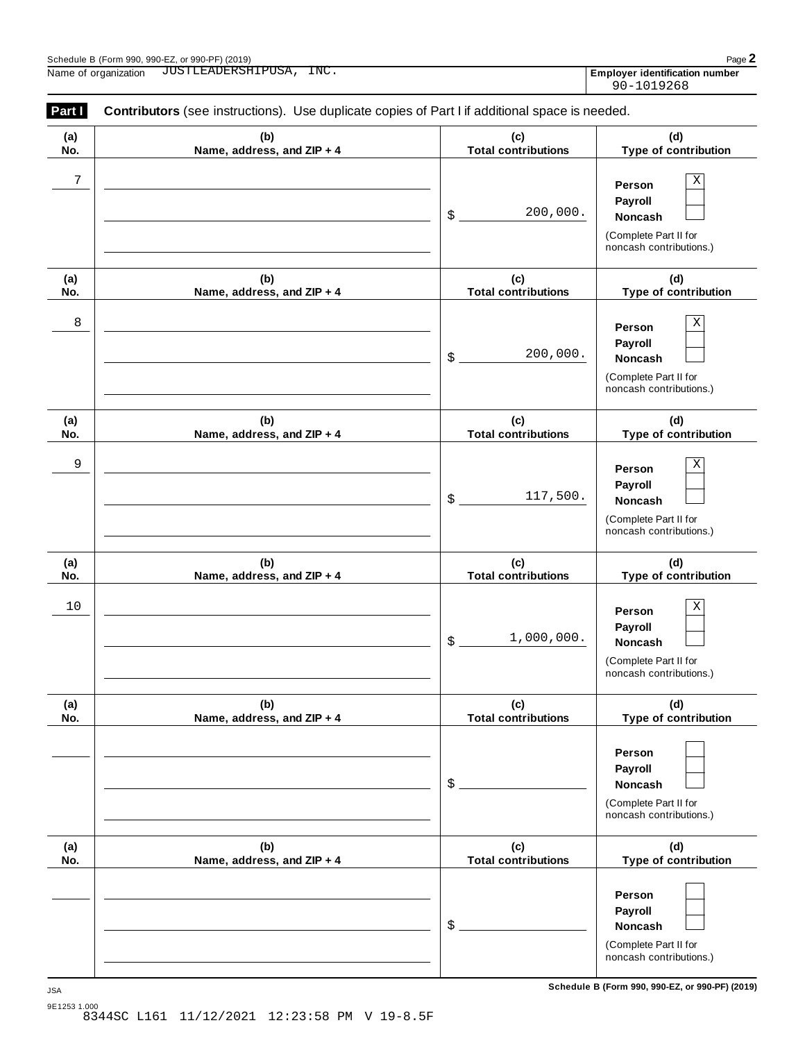Schedule B (Form 990, 990-EZ, or 990-PF) (2019)

Name of organization JUSTLEADERSHIPUSA, INC.

**Employer identification number** 90-1019268

**Part I** **Contributors** (see instructions). Use duplicate copies of Part I if additional space is needed.

| (a) No. | (b) Name, address, and ZIP + 4 | (c) Total contributions | (d) Type of contribution |
|---|---|---|---|
| 7 | | $ 200,000. | Person [X] Payroll [ ] Noncash [ ] (Complete Part II for noncash contributions.) |
| 8 | | $ 200,000. | Person [X] Payroll [ ] Noncash [ ] (Complete Part II for noncash contributions.) |
| 9 | | $ 117,500. | Person [X] Payroll [ ] Noncash [ ] (Complete Part II for noncash contributions.) |
| 10 | | $ 1,000,000. | Person [X] Payroll [ ] Noncash [ ] (Complete Part II for noncash contributions.) |
| | | $ | Person [ ] Payroll [ ] Noncash [ ] (Complete Part II for noncash contributions.) |
| | | $ | Person [ ] Payroll [ ] Noncash [ ] (Complete Part II for noncash contributions.) |

JSA

9E1253 1.000

8344SC L161 11/12/2021 12:23:58 PM V 19-8.5F

**Schedule B (Form 990, 990-EZ, or 990-PF) (2019)**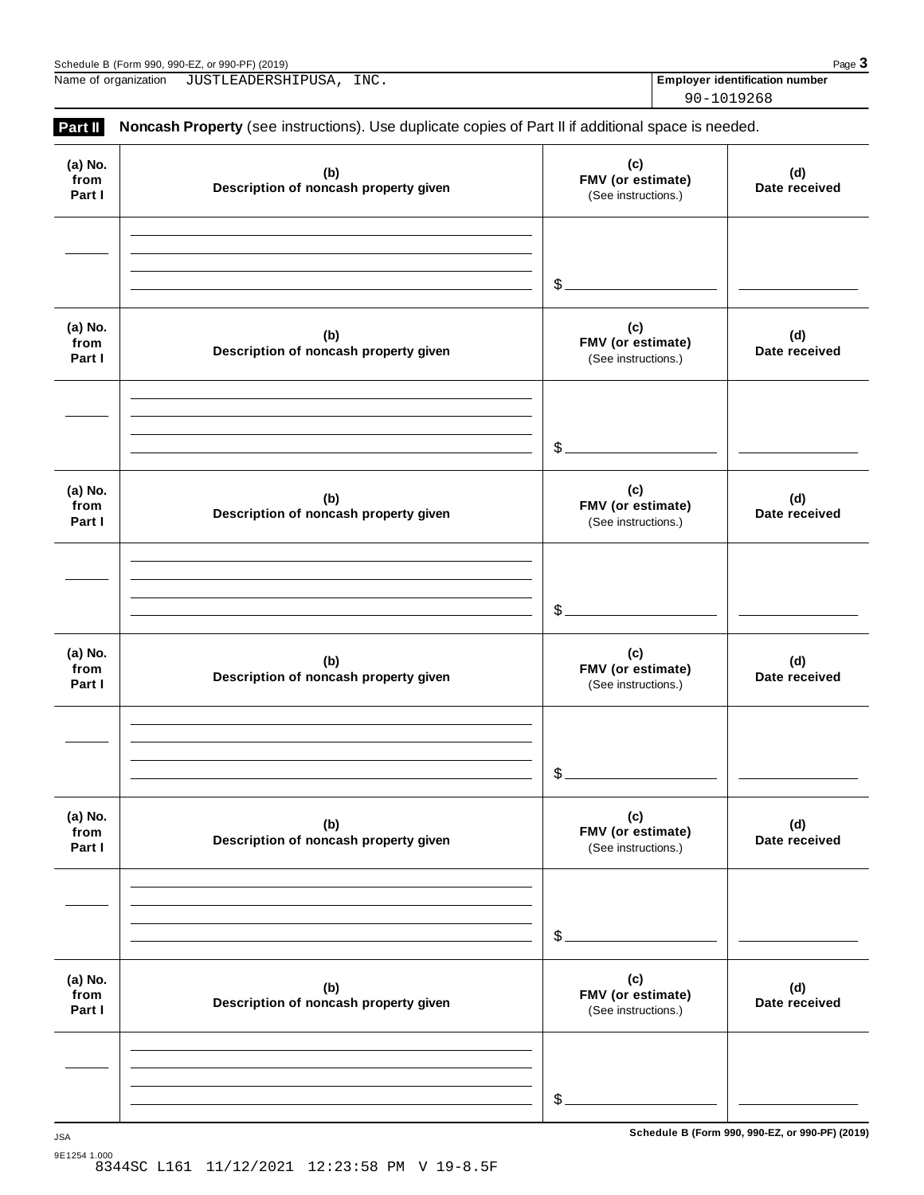Name of organization JUSTLEADERSHIPUSA, INC.

**Employer identification number**
90-1019268

**Part II** **Noncash Property** (see instructions). Use duplicate copies of Part II if additional space is needed.

| (a) No. from Part I | (b) Description of noncash property given | (c) FMV (or estimate) (See instructions.) | (d) Date received |
|---|---|---|---|
| | | $ | |

| (a) No. from Part I | (b) Description of noncash property given | (c) FMV (or estimate) (See instructions.) | (d) Date received |
|---|---|---|---|
| | | $ | |

| (a) No. from Part I | (b) Description of noncash property given | (c) FMV (or estimate) (See instructions.) | (d) Date received |
|---|---|---|---|
| | | $ | |

| (a) No. from Part I | (b) Description of noncash property given | (c) FMV (or estimate) (See instructions.) | (d) Date received |
|---|---|---|---|
| | | $ | |

| (a) No. from Part I | (b) Description of noncash property given | (c) FMV (or estimate) (See instructions.) | (d) Date received |
|---|---|---|---|
| | | $ | |

| (a) No. from Part I | (b) Description of noncash property given | (c) FMV (or estimate) (See instructions.) | (d) Date received |
|---|---|---|---|
| | | $ | |

JSA
9E1254 1.000
8344SC L161 11/12/2021 12:23:58 PM V 19-8.5F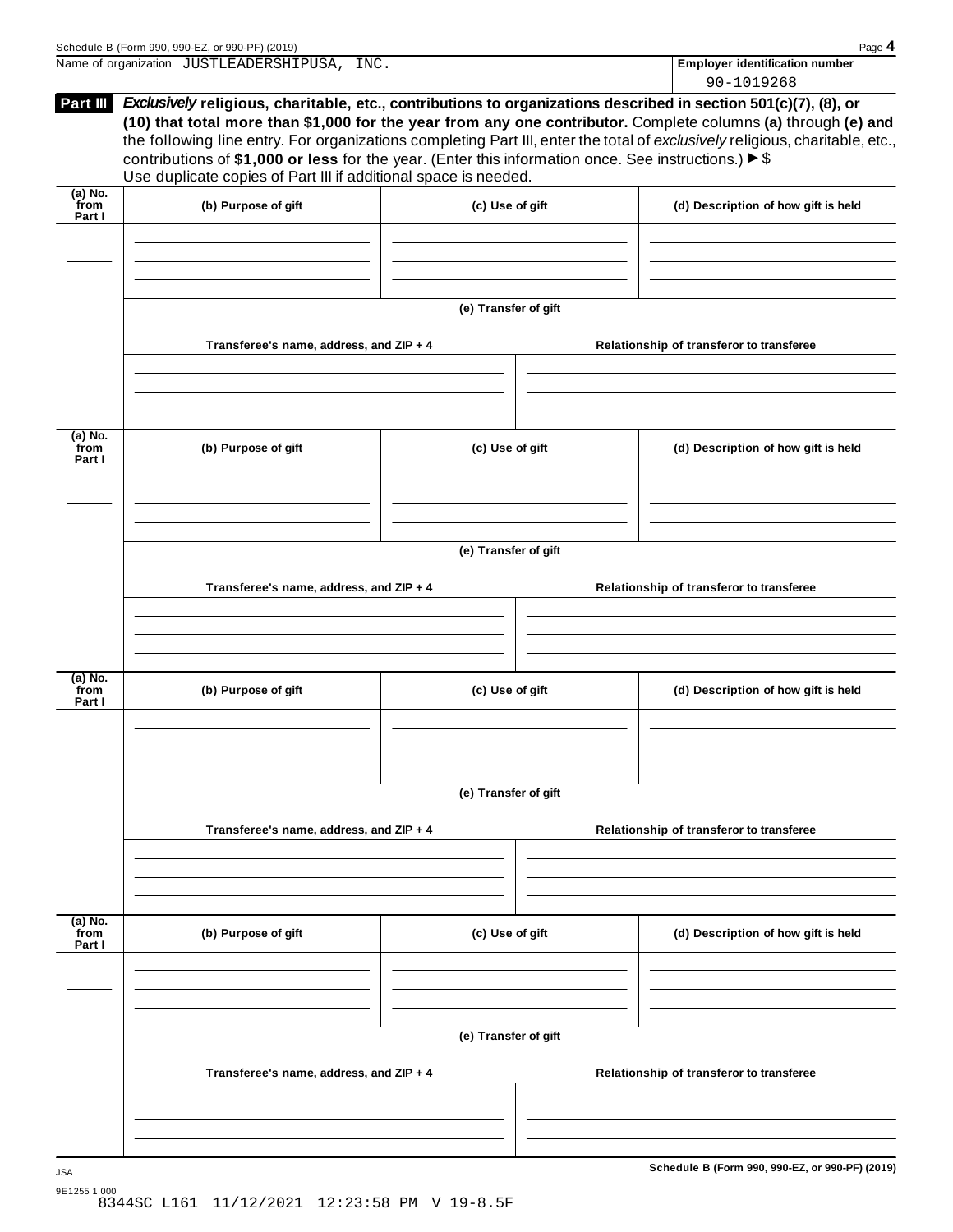Name of organization JUSTLEADERSHIPUSA, INC.

**Employer identification number**

90-1019268

**Part III** ***Exclusively* religious, charitable, etc., contributions to organizations described in section 501(c)(7), (8), or (10) that total more than $1,000 for the year from any one contributor.** Complete columns **(a)** through **(e)** and the following line entry. For organizations completing Part III, enter the total of *exclusively* religious, charitable, etc., contributions of **$1,000 or less** for the year. (Enter this information once. See instructions.) ▶ $

Use duplicate copies of Part III if additional space is needed.

| (a) No. from Part I | (b) Purpose of gift | (c) Use of gift | (d) Description of how gift is held |
|---|---|---|---|
| | | | |

**(e) Transfer of gift**

| Transferee's name, address, and ZIP + 4 | Relationship of transferor to transferee |
|---|---|
| | |

| (a) No. from Part I | (b) Purpose of gift | (c) Use of gift | (d) Description of how gift is held |
|---|---|---|---|
| | | | |

**(e) Transfer of gift**

| Transferee's name, address, and ZIP + 4 | Relationship of transferor to transferee |
|---|---|
| | |

| (a) No. from Part I | (b) Purpose of gift | (c) Use of gift | (d) Description of how gift is held |
|---|---|---|---|
| | | | |

**(e) Transfer of gift**

| Transferee's name, address, and ZIP + 4 | Relationship of transferor to transferee |
|---|---|
| | |

| (a) No. from Part I | (b) Purpose of gift | (c) Use of gift | (d) Description of how gift is held |
|---|---|---|---|
| | | | |

**(e) Transfer of gift**

| Transferee's name, address, and ZIP + 4 | Relationship of transferor to transferee |
|---|---|
| | |

JSA

9E1255 1.000

8344SC L161 11/12/2021 12:23:58 PM V 19-8.5F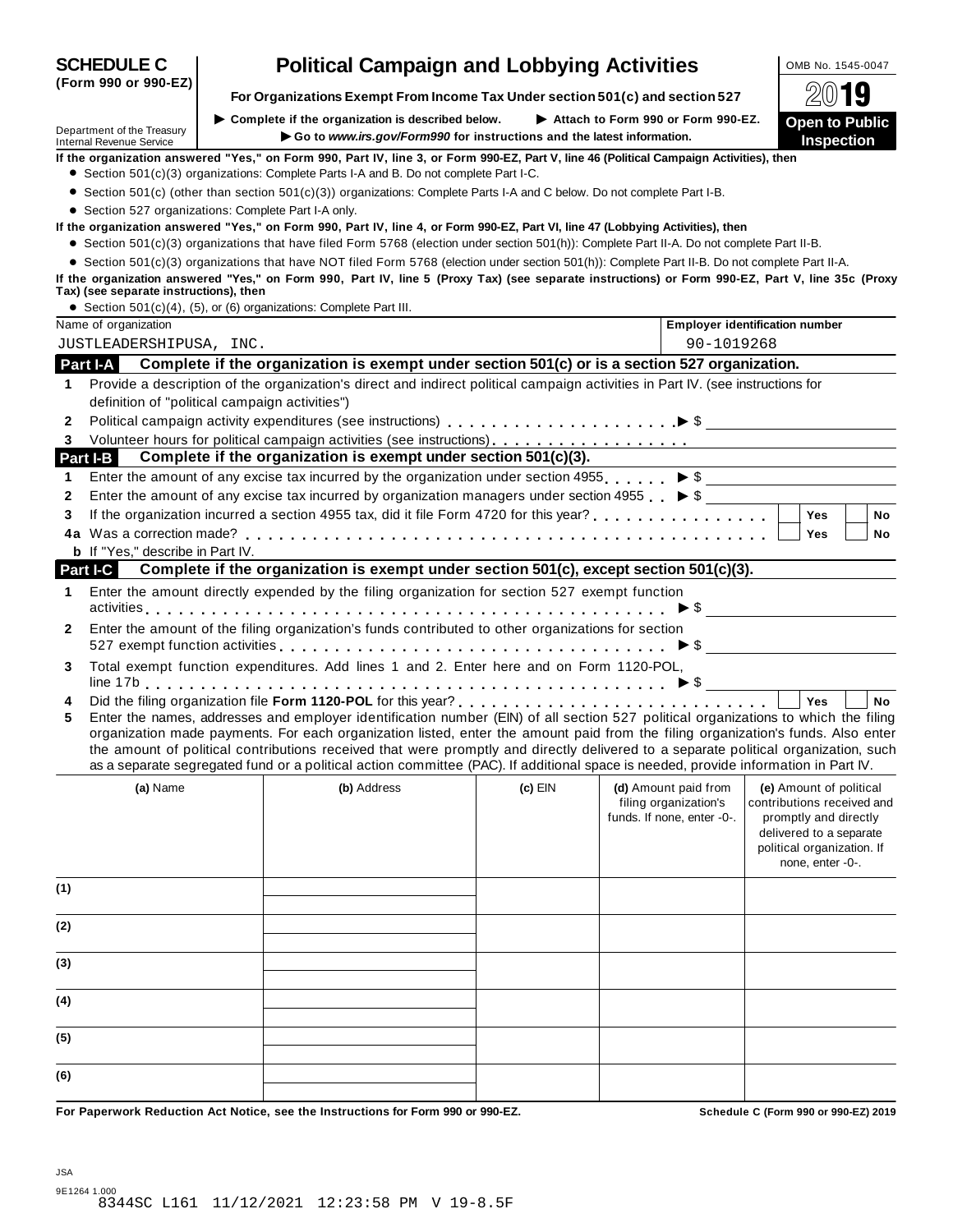# SCHEDULE C (Form 990 or 990-EZ)

## Political Campaign and Lobbying Activities

**For Organizations Exempt From Income Tax Under section 501(c) and section 527**

▶ Complete if the organization is described below. ▶ Attach to Form 990 or Form 990-EZ.

▶ Go to *www.irs.gov/Form990* for instructions and the latest information.

OMB No. 1545-0047

2019

**Open to Public Inspection**

Department of the Treasury
Internal Revenue Service

**If the organization answered "Yes," on Form 990, Part IV, line 3, or Form 990-EZ, Part V, line 46 (Political Campaign Activities), then**

- Section 501(c)(3) organizations: Complete Parts I-A and B. Do not complete Part I-C.
- Section 501(c) (other than section 501(c)(3)) organizations: Complete Parts I-A and C below. Do not complete Part I-B.
- Section 527 organizations: Complete Part I-A only.

**If the organization answered "Yes," on Form 990, Part IV, line 4, or Form 990-EZ, Part VI, line 47 (Lobbying Activities), then**

- Section 501(c)(3) organizations that have filed Form 5768 (election under section 501(h)): Complete Part II-A. Do not complete Part II-B.
- Section 501(c)(3) organizations that have NOT filed Form 5768 (election under section 501(h)): Complete Part II-B. Do not complete Part II-A.

**If the organization answered "Yes," on Form 990, Part IV, line 5 (Proxy Tax) (see separate instructions) or Form 990-EZ, Part V, line 35c (Proxy Tax) (see separate instructions), then**

- Section 501(c)(4), (5), or (6) organizations: Complete Part III.

| Name of organization | Employer identification number |
|---|---|
| JUSTLEADERSHIPUSA, INC. | 90-1019268 |

### Part I-A Complete if the organization is exempt under section 501(c) or is a section 527 organization.

1. Provide a description of the organization's direct and indirect political campaign activities in Part IV. (see instructions for definition of "political campaign activities")
2. Political campaign activity expenditures (see instructions) ▶ $
3. Volunteer hours for political campaign activities (see instructions)

### Part I-B Complete if the organization is exempt under section 501(c)(3).

1. Enter the amount of any excise tax incurred by the organization under section 4955 ▶ $
2. Enter the amount of any excise tax incurred by organization managers under section 4955 ▶ $
3. If the organization incurred a section 4955 tax, did it file Form 4720 for this year? ☐ Yes ☐ No

4a Was a correction made? ☐ Yes ☐ No

**b** If "Yes," describe in Part IV.

### Part I-C Complete if the organization is exempt under section 501(c), except section 501(c)(3).

1. Enter the amount directly expended by the filing organization for section 527 exempt function activities ▶ $
2. Enter the amount of the filing organization's funds contributed to other organizations for section 527 exempt function activities ▶ $
3. Total exempt function expenditures. Add lines 1 and 2. Enter here and on Form 1120-POL, line 17b ▶ $
4. Did the filing organization file **Form 1120-POL** for this year? ☐ Yes ☐ No
5. Enter the names, addresses and employer identification number (EIN) of all section 527 political organizations to which the filing organization made payments. For each organization listed, enter the amount paid from the filing organization's funds. Also enter the amount of political contributions received that were promptly and directly delivered to a separate political organization, such as a separate segregated fund or a political action committee (PAC). If additional space is needed, provide information in Part IV.

| | (a) Name | (b) Address | (c) EIN | (d) Amount paid from filing organization's funds. If none, enter -0-. | (e) Amount of political contributions received and promptly and directly delivered to a separate political organization. If none, enter -0-. |
|---|---|---|---|---|---|
| (1) | | | | | |
| (2) | | | | | |
| (3) | | | | | |
| (4) | | | | | |
| (5) | | | | | |
| (6) | | | | | |

**For Paperwork Reduction Act Notice, see the Instructions for Form 990 or 990-EZ.** **Schedule C (Form 990 or 990-EZ) 2019**

JSA
9E1264 1.000
8344SC L161 11/12/2021 12:23:58 PM V 19-8.5F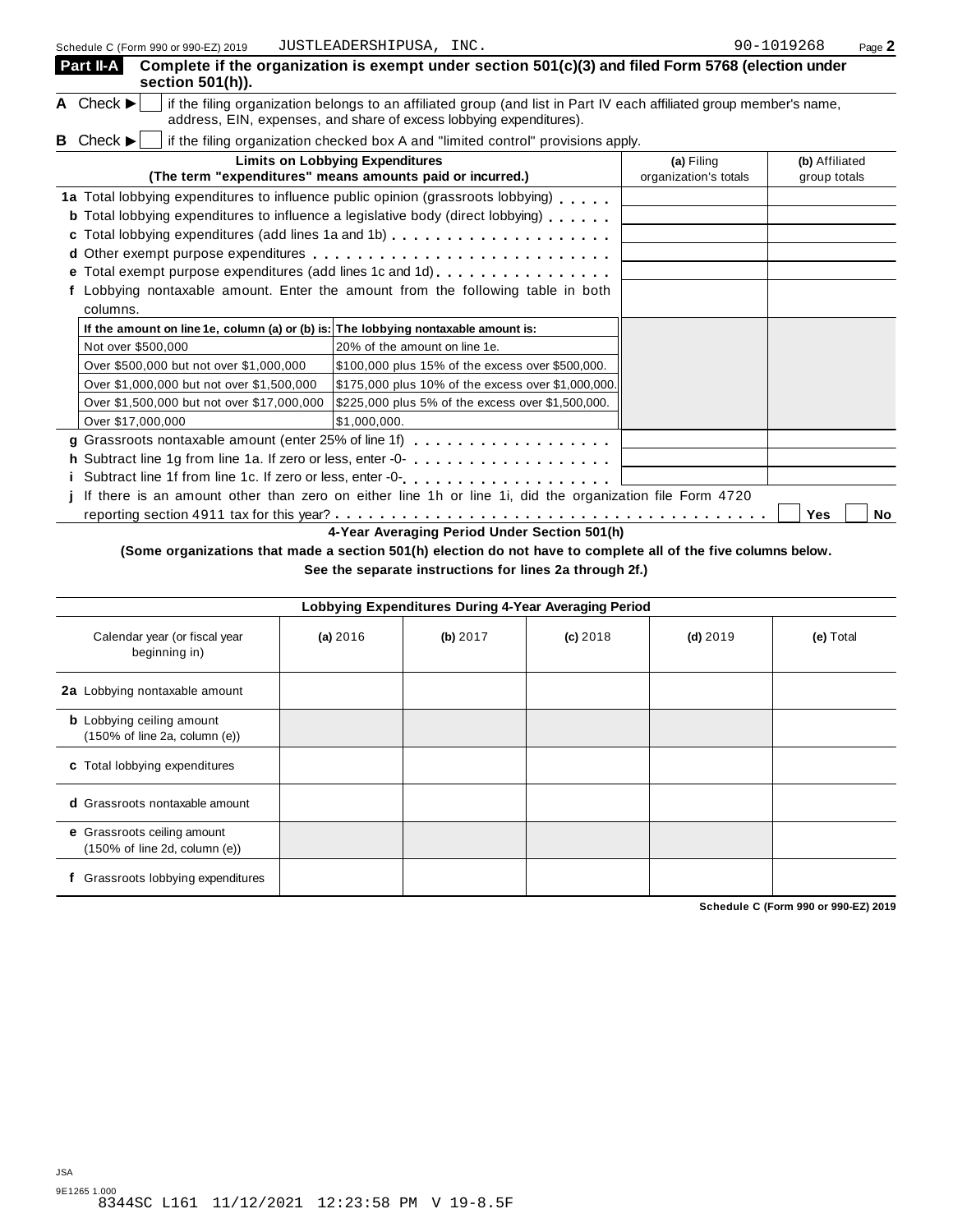Schedule C (Form 990 or 990-EZ) 2019 JUSTLEADERSHIPUSA, INC. 90-1019268 Page 2

**Part II-A** **Complete if the organization is exempt under section 501(c)(3) and filed Form 5768 (election under section 501(h)).**

**A** Check ▶ ☐ if the filing organization belongs to an affiliated group (and list in Part IV each affiliated group member's name, address, EIN, expenses, and share of excess lobbying expenditures).

**B** Check ▶ ☐ if the filing organization checked box A and "limited control" provisions apply.

| **Limits on Lobbying Expenditures** (The term "expenditures" means amounts paid or incurred.) | **(a)** Filing organization's totals | **(b)** Affiliated group totals |
|---|---|---|
| **1a** Total lobbying expenditures to influence public opinion (grassroots lobbying) | | |
| **b** Total lobbying expenditures to influence a legislative body (direct lobbying) | | |
| **c** Total lobbying expenditures (add lines 1a and 1b) | | |
| **d** Other exempt purpose expenditures | | |
| **e** Total exempt purpose expenditures (add lines 1c and 1d) | | |
| **f** Lobbying nontaxable amount. Enter the amount from the following table in both columns. | | |

| If the amount on line 1e, column (a) or (b) is: | The lobbying nontaxable amount is: |
|---|---|
| Not over $500,000 | 20% of the amount on line 1e. |
| Over $500,000 but not over $1,000,000 | $100,000 plus 15% of the excess over $500,000. |
| Over $1,000,000 but not over $1,500,000 | $175,000 plus 10% of the excess over $1,000,000. |
| Over $1,500,000 but not over $17,000,000 | $225,000 plus 5% of the excess over $1,500,000. |
| Over $17,000,000 | $1,000,000. |

| | (a) | (b) |
|---|---|---|
| **g** Grassroots nontaxable amount (enter 25% of line 1f) | | |
| **h** Subtract line 1g from line 1a. If zero or less, enter -0- | | |
| **i** Subtract line 1f from line 1c. If zero or less, enter -0- | | |

**j** If there is an amount other than zero on either line 1h or line 1i, did the organization file Form 4720 reporting section 4911 tax for this year? ☐ **Yes** ☐ **No**

**4-Year Averaging Period Under Section 501(h)**

**(Some organizations that made a section 501(h) election do not have to complete all of the five columns below. See the separate instructions for lines 2a through 2f.)**

| **Lobbying Expenditures During 4-Year Averaging Period** | | | | | |
|---|---|---|---|---|---|
| Calendar year (or fiscal year beginning in) | **(a)** 2016 | **(b)** 2017 | **(c)** 2018 | **(d)** 2019 | **(e)** Total |
| **2a** Lobbying nontaxable amount | | | | | |
| **b** Lobbying ceiling amount (150% of line 2a, column (e)) | | | | | |
| **c** Total lobbying expenditures | | | | | |
| **d** Grassroots nontaxable amount | | | | | |
| **e** Grassroots ceiling amount (150% of line 2d, column (e)) | | | | | |
| **f** Grassroots lobbying expenditures | | | | | |

**Schedule C (Form 990 or 990-EZ) 2019**

JSA
9E1265 1.000
8344SC L161 11/12/2021 12:23:58 PM V 19-8.5F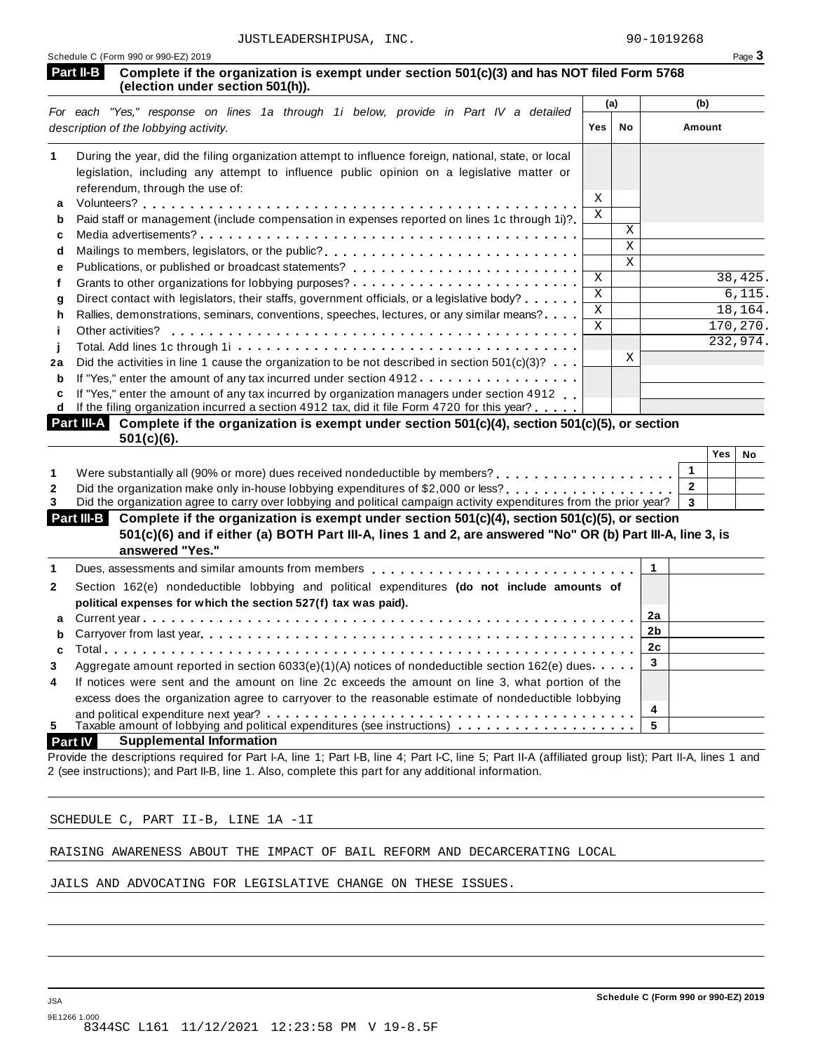JUSTLEADERSHIPUSA, INC. 90-1019268

Schedule C (Form 990 or 990-EZ) 2019 Page **3**

**Part II-B** **Complete if the organization is exempt under section 501(c)(3) and has NOT filed Form 5768 (election under section 501(h)).**

| *For each "Yes," response on lines 1a through 1i below, provide in Part IV a detailed description of the lobbying activity.* | (a) Yes | (a) No | (b) Amount |
|---|---|---|---|
| **1** During the year, did the filing organization attempt to influence foreign, national, state, or local legislation, including any attempt to influence public opinion on a legislative matter or referendum, through the use of: | | | |
| **a** Volunteers? | X | | |
| **b** Paid staff or management (include compensation in expenses reported on lines 1c through 1i)? | X | | |
| **c** Media advertisements? | | X | |
| **d** Mailings to members, legislators, or the public? | | X | |
| **e** Publications, or published or broadcast statements? | | X | |
| **f** Grants to other organizations for lobbying purposes? | X | | 38,425. |
| **g** Direct contact with legislators, their staffs, government officials, or a legislative body? | X | | 6,115. |
| **h** Rallies, demonstrations, seminars, conventions, speeches, lectures, or any similar means? | X | | 18,164. |
| **i** Other activities? | X | | 170,270. |
| **j** Total. Add lines 1c through 1i | | | 232,974. |
| **2a** Did the activities in line 1 cause the organization to be not described in section 501(c)(3)? | | X | |
| **b** If "Yes," enter the amount of any tax incurred under section 4912 | | | |
| **c** If "Yes," enter the amount of any tax incurred by organization managers under section 4912 | | | |
| **d** If the filing organization incurred a section 4912 tax, did it file Form 4720 for this year? | | | |

**Part III-A** **Complete if the organization is exempt under section 501(c)(4), section 501(c)(5), or section 501(c)(6).**

| | | Yes | No |
|---|---|---|---|
| **1** Were substantially all (90% or more) dues received nondeductible by members? | **1** | | |
| **2** Did the organization make only in-house lobbying expenditures of $2,000 or less? | **2** | | |
| **3** Did the organization agree to carry over lobbying and political campaign activity expenditures from the prior year? | **3** | | |

**Part III-B** **Complete if the organization is exempt under section 501(c)(4), section 501(c)(5), or section 501(c)(6) and if either (a) BOTH Part III-A, lines 1 and 2, are answered "No" OR (b) Part III-A, line 3, is answered "Yes."**

| | | |
|---|---|---|
| **1** Dues, assessments and similar amounts from members | **1** | |
| **2** Section 162(e) nondeductible lobbying and political expenditures **(do not include amounts of political expenses for which the section 527(f) tax was paid).** | | |
| **a** Current year | **2a** | |
| **b** Carryover from last year | **2b** | |
| **c** Total | **2c** | |
| **3** Aggregate amount reported in section 6033(e)(1)(A) notices of nondeductible section 162(e) dues | **3** | |
| **4** If notices were sent and the amount on line 2c exceeds the amount on line 3, what portion of the excess does the organization agree to carryover to the reasonable estimate of nondeductible lobbying and political expenditure next year? | **4** | |
| **5** Taxable amount of lobbying and political expenditures (see instructions) | **5** | |

**Part IV** **Supplemental Information**

Provide the descriptions required for Part I-A, line 1; Part I-B, line 4; Part I-C, line 5; Part II-A (affiliated group list); Part II-A, lines 1 and 2 (see instructions); and Part II-B, line 1. Also, complete this part for any additional information.

SCHEDULE C, PART II-B, LINE 1A -1I

RAISING AWARENESS ABOUT THE IMPACT OF BAIL REFORM AND DECARCERATING LOCAL JAILS AND ADVOCATING FOR LEGISLATIVE CHANGE ON THESE ISSUES.

JSA **Schedule C (Form 990 or 990-EZ) 2019**

9E1266 1.000
8344SC L161 11/12/2021 12:23:58 PM V 19-8.5F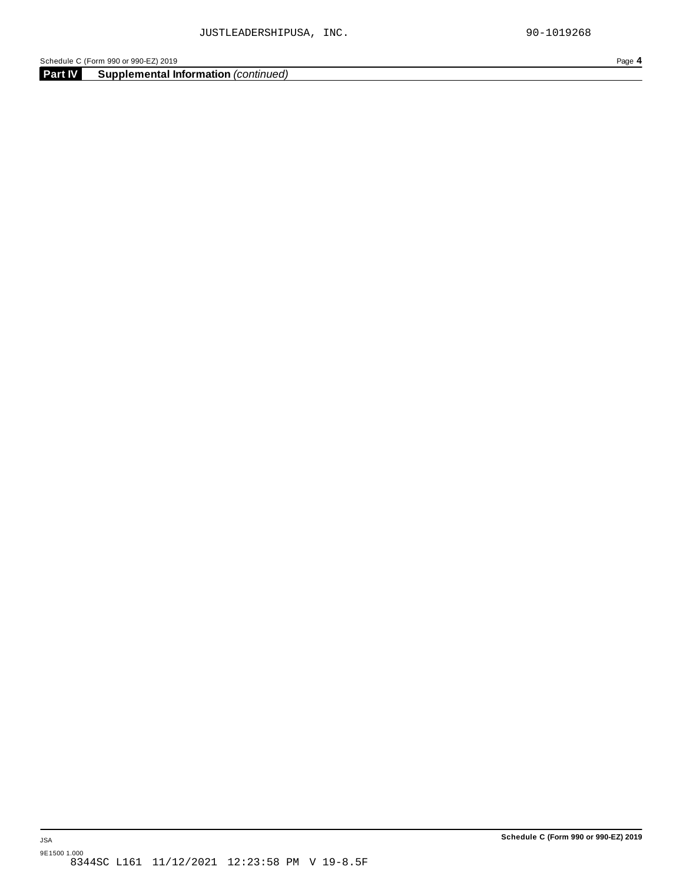## Part IV Supplemental Information *(continued)*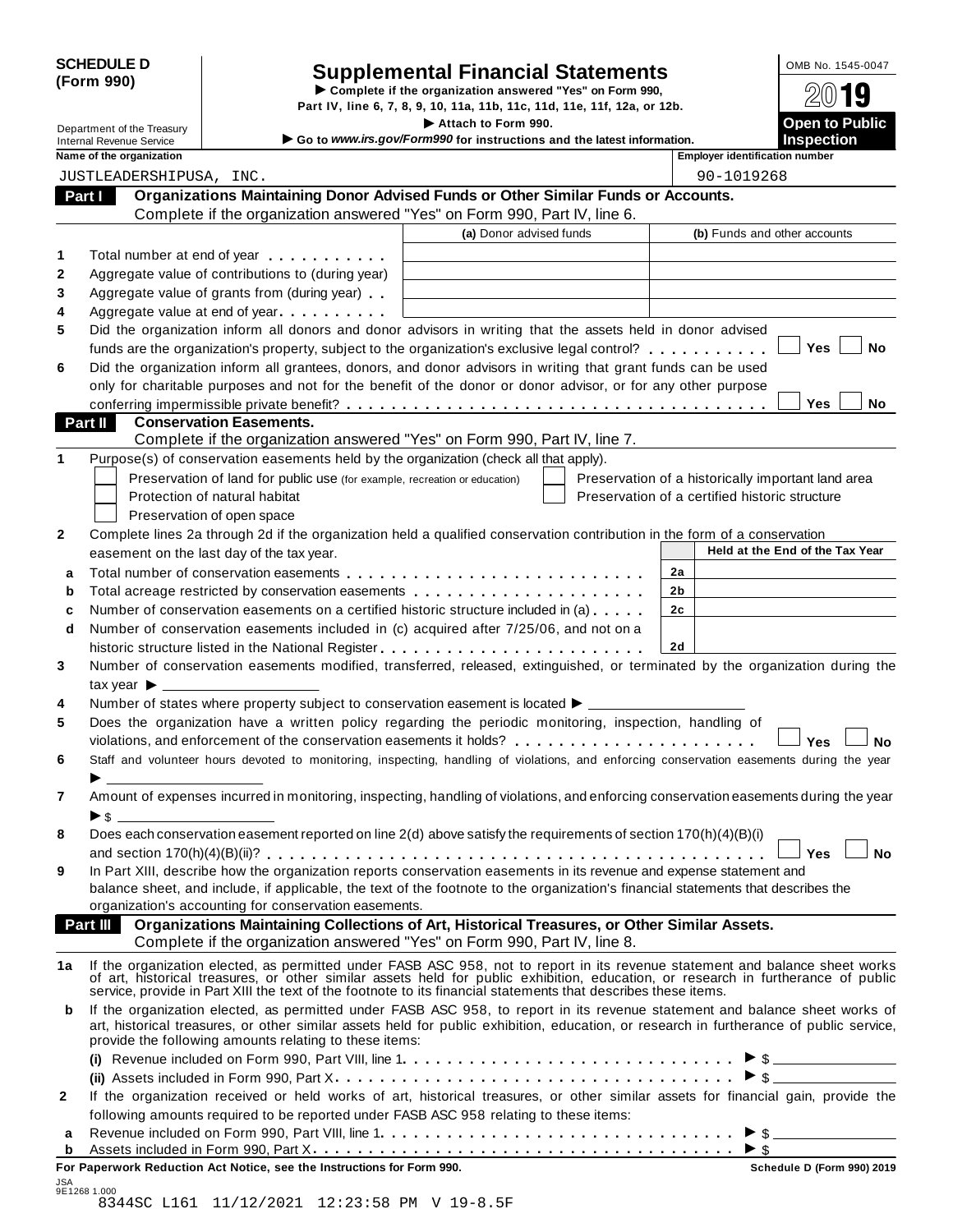**SCHEDULE D (Form 990)**

Department of the Treasury
Internal Revenue Service

# Supplemental Financial Statements

▶ Complete if the organization answered "Yes" on Form 990, Part IV, line 6, 7, 8, 9, 10, 11a, 11b, 11c, 11d, 11e, 11f, 12a, or 12b.
▶ Attach to Form 990.
▶ Go to *www.irs.gov/Form990* for instructions and the latest information.

OMB No. 1545-0047
**2019**
**Open to Public Inspection**

| Name of the organization | Employer identification number |
|---|---|
| JUSTLEADERSHIPUSA, INC. | 90-1019268 |

## Part I Organizations Maintaining Donor Advised Funds or Other Similar Funds or Accounts.
Complete if the organization answered "Yes" on Form 990, Part IV, line 6.

| | | (a) Donor advised funds | (b) Funds and other accounts |
|---|---|---|---|
| 1 | Total number at end of year | | |
| 2 | Aggregate value of contributions to (during year) | | |
| 3 | Aggregate value of grants from (during year) | | |
| 4 | Aggregate value at end of year | | |

**5** Did the organization inform all donors and donor advisors in writing that the assets held in donor advised funds are the organization's property, subject to the organization's exclusive legal control? ☐ Yes ☐ No

**6** Did the organization inform all grantees, donors, and donor advisors in writing that grant funds can be used only for charitable purposes and not for the benefit of the donor or donor advisor, or for any other purpose conferring impermissible private benefit? ☐ Yes ☐ No

## Part II Conservation Easements.
Complete if the organization answered "Yes" on Form 990, Part IV, line 7.

**1** Purpose(s) of conservation easements held by the organization (check all that apply).

- ☐ Preservation of land for public use (for example, recreation or education)
- ☐ Protection of natural habitat
- ☐ Preservation of open space
- ☐ Preservation of a historically important land area
- ☐ Preservation of a certified historic structure

**2** Complete lines 2a through 2d if the organization held a qualified conservation contribution in the form of a conservation easement on the last day of the tax year.

| | | | Held at the End of the Tax Year |
|---|---|---|---|
| a | Total number of conservation easements | 2a | |
| b | Total acreage restricted by conservation easements | 2b | |
| c | Number of conservation easements on a certified historic structure included in (a) | 2c | |
| d | Number of conservation easements included in (c) acquired after 7/25/06, and not on a historic structure listed in the National Register | 2d | |

**3** Number of conservation easements modified, transferred, released, extinguished, or terminated by the organization during the tax year ▶ ______

**4** Number of states where property subject to conservation easement is located ▶ ______

**5** Does the organization have a written policy regarding the periodic monitoring, inspection, handling of violations, and enforcement of the conservation easements it holds? ☐ Yes ☐ No

**6** Staff and volunteer hours devoted to monitoring, inspecting, handling of violations, and enforcing conservation easements during the year ▶ ______

**7** Amount of expenses incurred in monitoring, inspecting, handling of violations, and enforcing conservation easements during the year ▶ $ ______

**8** Does each conservation easement reported on line 2(d) above satisfy the requirements of section 170(h)(4)(B)(i) and section 170(h)(4)(B)(ii)? ☐ Yes ☐ No

**9** In Part XIII, describe how the organization reports conservation easements in its revenue and expense statement and balance sheet, and include, if applicable, the text of the footnote to the organization's financial statements that describes the organization's accounting for conservation easements.

## Part III Organizations Maintaining Collections of Art, Historical Treasures, or Other Similar Assets.
Complete if the organization answered "Yes" on Form 990, Part IV, line 8.

**1a** If the organization elected, as permitted under FASB ASC 958, not to report in its revenue statement and balance sheet works of art, historical treasures, or other similar assets held for public exhibition, education, or research in furtherance of public service, provide in Part XIII the text of the footnote to its financial statements that describes these items.

**b** If the organization elected, as permitted under FASB ASC 958, to report in its revenue statement and balance sheet works of art, historical treasures, or other similar assets held for public exhibition, education, or research in furtherance of public service, provide the following amounts relating to these items:

**(i)** Revenue included on Form 990, Part VIII, line 1 ▶ $ ______

**(ii)** Assets included in Form 990, Part X ▶ $ ______

**2** If the organization received or held works of art, historical treasures, or other similar assets for financial gain, provide the following amounts required to be reported under FASB ASC 958 relating to these items:

**a** Revenue included on Form 990, Part VIII, line 1 ▶ $ ______

**b** Assets included in Form 990, Part X ▶ $ ______

**For Paperwork Reduction Act Notice, see the Instructions for Form 990.** Schedule D (Form 990) 2019

JSA
9E1268 1.000
8344SC L161 11/12/2021 12:23:58 PM V 19-8.5F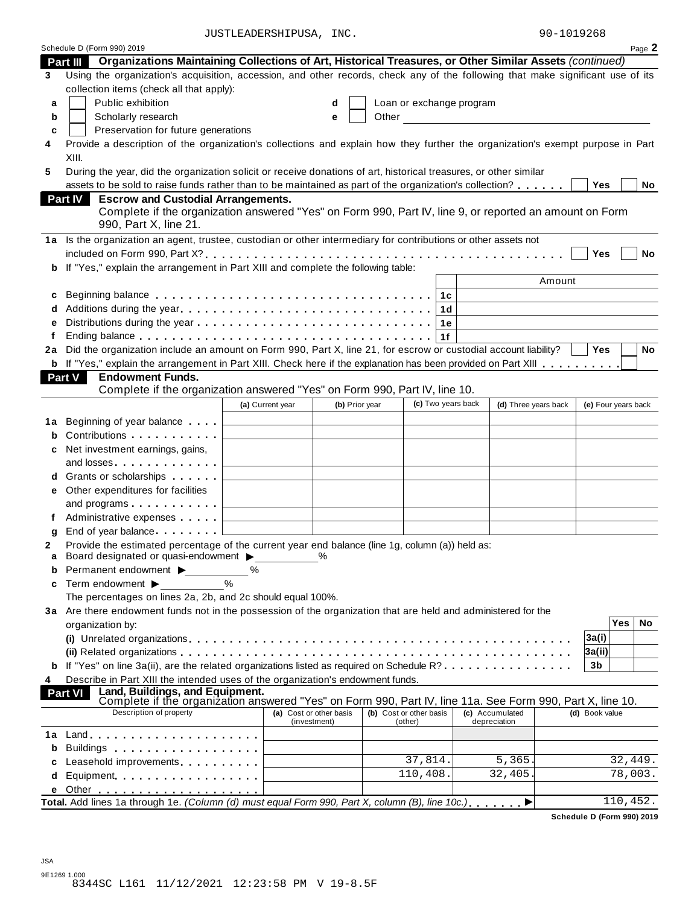JUSTLEADERSHIPUSA, INC. 90-1019268

Schedule D (Form 990) 2019 Page **2**

**Part III Organizations Maintaining Collections of Art, Historical Treasures, or Other Similar Assets** *(continued)*

**3** Using the organization's acquisition, accession, and other records, check any of the following that make significant use of its collection items (check all that apply):

- **a** ☐ Public exhibition
- **b** ☐ Scholarly research
- **c** ☐ Preservation for future generations
- **d** ☐ Loan or exchange program
- **e** ☐ Other

**4** Provide a description of the organization's collections and explain how they further the organization's exempt purpose in Part XIII.

**5** During the year, did the organization solicit or receive donations of art, historical treasures, or other similar assets to be sold to raise funds rather than to be maintained as part of the organization's collection? ☐ Yes ☐ No

**Part IV Escrow and Custodial Arrangements.**
Complete if the organization answered "Yes" on Form 990, Part IV, line 9, or reported an amount on Form 990, Part X, line 21.

**1a** Is the organization an agent, trustee, custodian or other intermediary for contributions or other assets not included on Form 990, Part X? ☐ Yes ☐ No

**b** If "Yes," explain the arrangement in Part XIII and complete the following table:

| | | | Amount |
|---|---|---|---|
| **c** | Beginning balance | 1c | |
| **d** | Additions during the year | 1d | |
| **e** | Distributions during the year | 1e | |
| **f** | Ending balance | 1f | |

**2a** Did the organization include an amount on Form 990, Part X, line 21, for escrow or custodial account liability? ☐ Yes ☐ No

**b** If "Yes," explain the arrangement in Part XIII. Check here if the explanation has been provided on Part XIII ☐

**Part V Endowment Funds.**
Complete if the organization answered "Yes" on Form 990, Part IV, line 10.

| | | (a) Current year | (b) Prior year | (c) Two years back | (d) Three years back | (e) Four years back |
|---|---|---|---|---|---|---|
| **1a** | Beginning of year balance | | | | | |
| **b** | Contributions | | | | | |
| **c** | Net investment earnings, gains, and losses | | | | | |
| **d** | Grants or scholarships | | | | | |
| **e** | Other expenditures for facilities and programs | | | | | |
| **f** | Administrative expenses | | | | | |
| **g** | End of year balance | | | | | |

**2** Provide the estimated percentage of the current year end balance (line 1g, column (a)) held as:

- **a** Board designated or quasi-endowment ▶ ______ %
- **b** Permanent endowment ▶ ______ %
- **c** Term endowment ▶ ______ %

The percentages on lines 2a, 2b, and 2c should equal 100%.

**3a** Are there endowment funds not in the possession of the organization that are held and administered for the organization by:

| | | | Yes | No |
|---|---|---|---|---|
| | **(i)** Unrelated organizations | 3a(i) | | |
| | **(ii)** Related organizations | 3a(ii) | | |
| **b** | If "Yes" on line 3a(ii), are the related organizations listed as required on Schedule R? | 3b | | |

**4** Describe in Part XIII the intended uses of the organization's endowment funds.

**Part VI Land, Buildings, and Equipment.**
Complete if the organization answered "Yes" on Form 990, Part IV, line 11a. See Form 990, Part X, line 10.

| Description of property | (a) Cost or other basis (investment) | (b) Cost or other basis (other) | (c) Accumulated depreciation | (d) Book value |
|---|---|---|---|---|
| **1a** Land | | | | |
| **b** Buildings | | | | |
| **c** Leasehold improvements | | 37,814. | 5,365. | 32,449. |
| **d** Equipment | | 110,408. | 32,405. | 78,003. |
| **e** Other | | | | |
| **Total.** Add lines 1a through 1e. *(Column (d) must equal Form 990, Part X, column (B), line 10c.)* ▶ | | | | 110,452. |

**Schedule D (Form 990) 2019**

JSA
9E1269 1.000
8344SC L161 11/12/2021 12:23:58 PM V 19-8.5F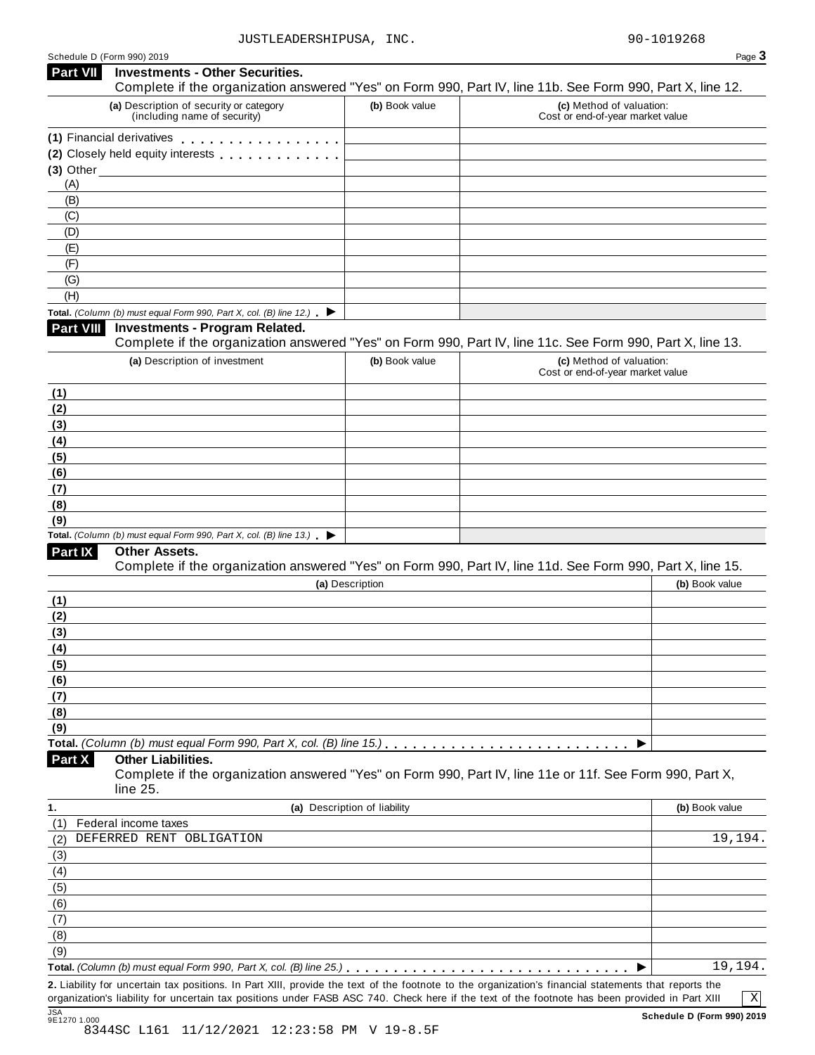JUSTLEADERSHIPUSA, INC. 90-1019268

Schedule D (Form 990) 2019

## Part VII Investments - Other Securities.

Complete if the organization answered "Yes" on Form 990, Part IV, line 11b. See Form 990, Part X, line 12.

| (a) Description of security or category (including name of security) | (b) Book value | (c) Method of valuation: Cost or end-of-year market value |
|---|---|---|
| (1) Financial derivatives | | |
| (2) Closely held equity interests | | |
| (3) Other | | |
| (A) | | |
| (B) | | |
| (C) | | |
| (D) | | |
| (E) | | |
| (F) | | |
| (G) | | |
| (H) | | |
| **Total.** *(Column (b) must equal Form 990, Part X, col. (B) line 12.)* ▶ | | |

## Part VIII Investments - Program Related.

Complete if the organization answered "Yes" on Form 990, Part IV, line 11c. See Form 990, Part X, line 13.

| (a) Description of investment | (b) Book value | (c) Method of valuation: Cost or end-of-year market value |
|---|---|---|
| (1) | | |
| (2) | | |
| (3) | | |
| (4) | | |
| (5) | | |
| (6) | | |
| (7) | | |
| (8) | | |
| (9) | | |
| **Total.** *(Column (b) must equal Form 990, Part X, col. (B) line 13.)* ▶ | | |

## Part IX Other Assets.

Complete if the organization answered "Yes" on Form 990, Part IV, line 11d. See Form 990, Part X, line 15.

| (a) Description | (b) Book value |
|---|---|
| (1) | |
| (2) | |
| (3) | |
| (4) | |
| (5) | |
| (6) | |
| (7) | |
| (8) | |
| (9) | |
| **Total.** *(Column (b) must equal Form 990, Part X, col. (B) line 15.)* ▶ | |

## Part X Other Liabilities.

Complete if the organization answered "Yes" on Form 990, Part IV, line 11e or 11f. See Form 990, Part X, line 25.

| 1. (a) Description of liability | (b) Book value |
|---|---|
| (1) Federal income taxes | |
| (2) DEFERRED RENT OBLIGATION | 19,194. |
| (3) | |
| (4) | |
| (5) | |
| (6) | |
| (7) | |
| (8) | |
| (9) | |
| **Total.** *(Column (b) must equal Form 990, Part X, col. (B) line 25.)* ▶ | 19,194. |

**2.** Liability for uncertain tax positions. In Part XIII, provide the text of the footnote to the organization's financial statements that reports the organization's liability for uncertain tax positions under FASB ASC 740. Check here if the text of the footnote has been provided in Part XIII [X]

Schedule D (Form 990) 2019

JSA 9E1270 1.000

8344SC L161 11/12/2021 12:23:58 PM V 19-8.5F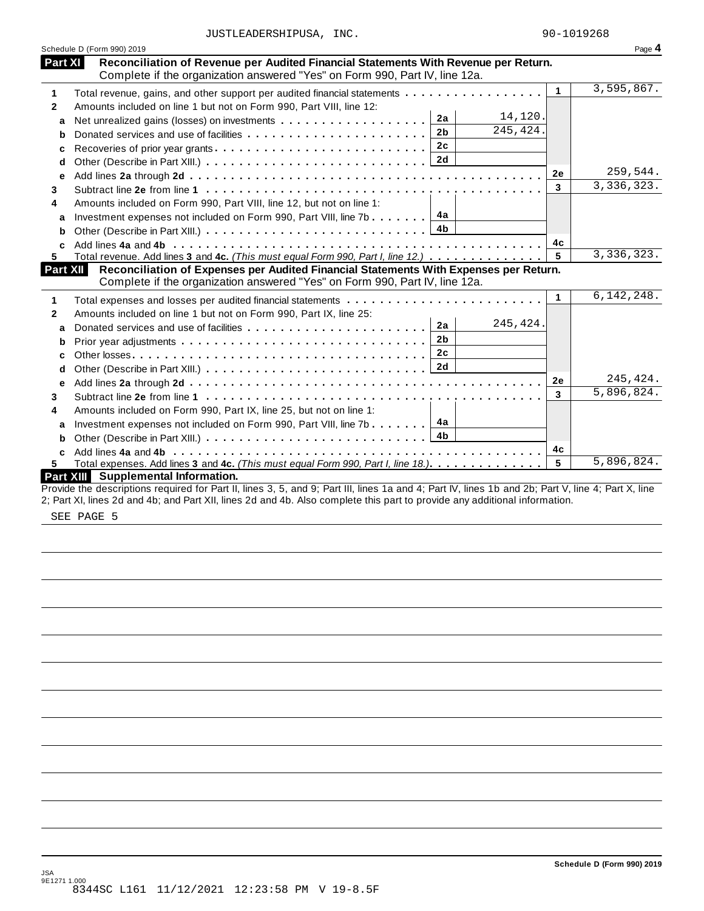JUSTLEADERSHIPUSA, INC. 90-1019268

Schedule D (Form 990) 2019 Page **4**

## Part XI Reconciliation of Revenue per Audited Financial Statements With Revenue per Return.

Complete if the organization answered "Yes" on Form 990, Part IV, line 12a.

| | | | | | |
|---|---|---|---|---|---|
| **1** | Total revenue, gains, and other support per audited financial statements | | | 1 | 3,595,867. |
| **2** | Amounts included on line 1 but not on Form 990, Part VIII, line 12: | | | | |
| **a** | Net unrealized gains (losses) on investments | 2a | 14,120. | | |
| **b** | Donated services and use of facilities | 2b | 245,424. | | |
| **c** | Recoveries of prior year grants | 2c | | | |
| **d** | Other (Describe in Part XIII.) | 2d | | | |
| **e** | Add lines **2a** through **2d** | | | 2e | 259,544. |
| **3** | Subtract line **2e** from line **1** | | | 3 | 3,336,323. |
| **4** | Amounts included on Form 990, Part VIII, line 12, but not on line 1: | | | | |
| **a** | Investment expenses not included on Form 990, Part VIII, line 7b | 4a | | | |
| **b** | Other (Describe in Part XIII.) | 4b | | | |
| **c** | Add lines **4a** and **4b** | | | 4c | |
| **5** | Total revenue. Add lines **3** and **4c.** *(This must equal Form 990, Part I, line 12.)* | | | 5 | 3,336,323. |

## Part XII Reconciliation of Expenses per Audited Financial Statements With Expenses per Return.

Complete if the organization answered "Yes" on Form 990, Part IV, line 12a.

| | | | | | |
|---|---|---|---|---|---|
| **1** | Total expenses and losses per audited financial statements | | | 1 | 6,142,248. |
| **2** | Amounts included on line 1 but not on Form 990, Part IX, line 25: | | | | |
| **a** | Donated services and use of facilities | 2a | 245,424. | | |
| **b** | Prior year adjustments | 2b | | | |
| **c** | Other losses | 2c | | | |
| **d** | Other (Describe in Part XIII.) | 2d | | | |
| **e** | Add lines **2a** through **2d** | | | 2e | 245,424. |
| **3** | Subtract line **2e** from line **1** | | | 3 | 5,896,824. |
| **4** | Amounts included on Form 990, Part IX, line 25, but not on line 1: | | | | |
| **a** | Investment expenses not included on Form 990, Part VIII, line 7b | 4a | | | |
| **b** | Other (Describe in Part XIII.) | 4b | | | |
| **c** | Add lines **4a** and **4b** | | | 4c | |
| **5** | Total expenses. Add lines **3** and **4c.** *(This must equal Form 990, Part I, line 18.)* | | | 5 | 5,896,824. |

## Part XIII Supplemental Information.

Provide the descriptions required for Part II, lines 3, 5, and 9; Part III, lines 1a and 4; Part IV, lines 1b and 2b; Part V, line 4; Part X, line 2; Part XI, lines 2d and 4b; and Part XII, lines 2d and 4b. Also complete this part to provide any additional information.

SEE PAGE 5

**Schedule D (Form 990) 2019**

JSA
9E1271 1.000
8344SC L161 11/12/2021 12:23:58 PM V 19-8.5F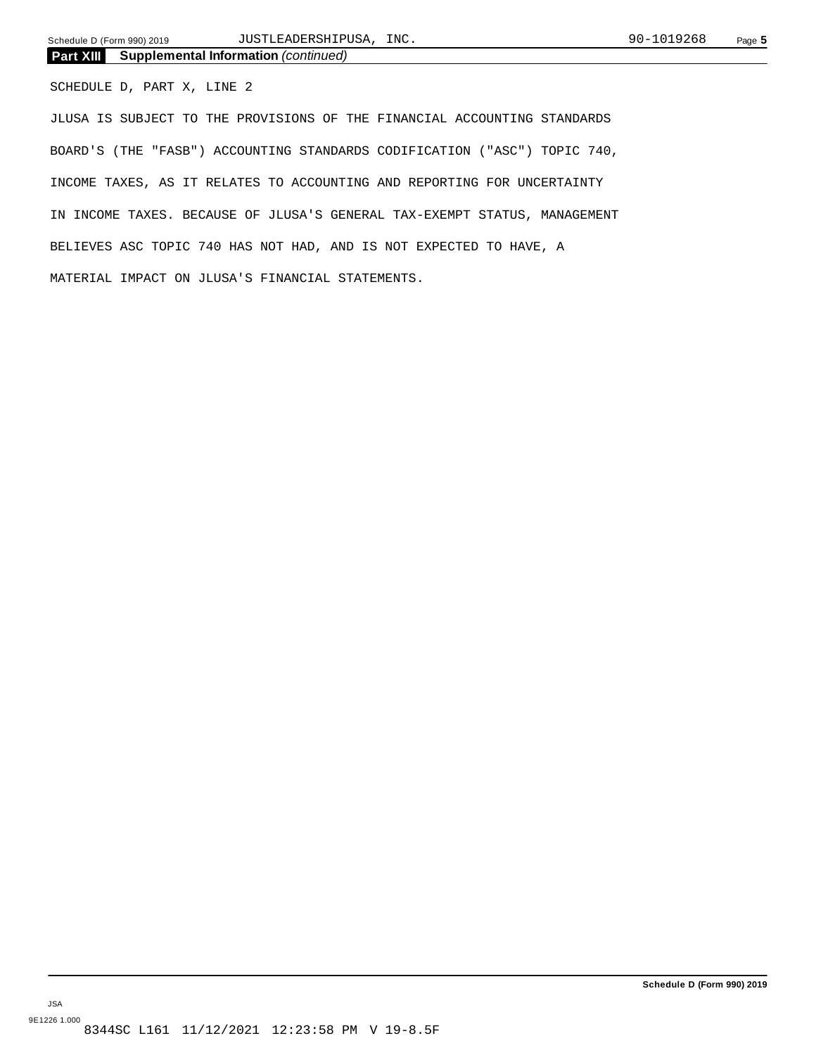**Part XIII Supplemental Information** *(continued)*

SCHEDULE D, PART X, LINE 2

JLUSA IS SUBJECT TO THE PROVISIONS OF THE FINANCIAL ACCOUNTING STANDARDS BOARD'S (THE "FASB") ACCOUNTING STANDARDS CODIFICATION ("ASC") TOPIC 740, INCOME TAXES, AS IT RELATES TO ACCOUNTING AND REPORTING FOR UNCERTAINTY IN INCOME TAXES. BECAUSE OF JLUSA'S GENERAL TAX-EXEMPT STATUS, MANAGEMENT BELIEVES ASC TOPIC 740 HAS NOT HAD, AND IS NOT EXPECTED TO HAVE, A MATERIAL IMPACT ON JLUSA'S FINANCIAL STATEMENTS.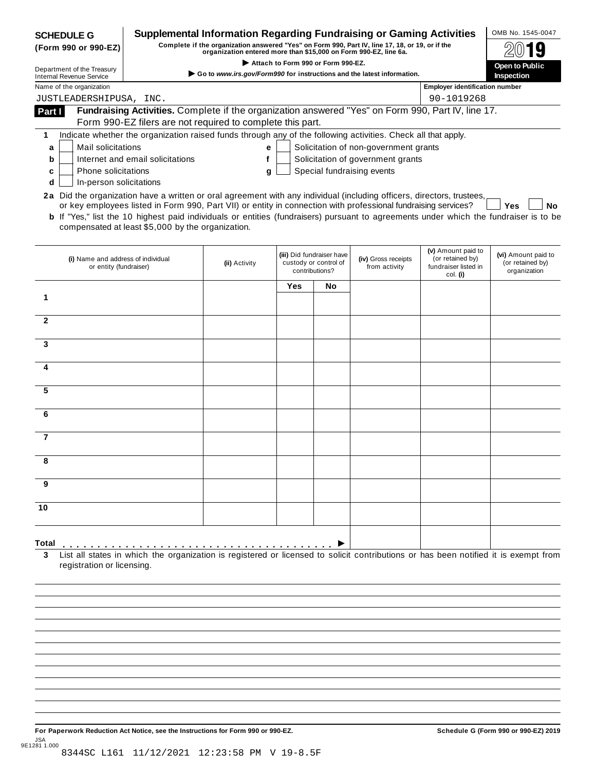**SCHEDULE G (Form 990 or 990-EZ)**

Department of the Treasury
Internal Revenue Service

# Supplemental Information Regarding Fundraising or Gaming Activities

**Complete if the organization answered "Yes" on Form 990, Part IV, line 17, 18, or 19, or if the organization entered more than $15,000 on Form 990-EZ, line 6a.**

▶ Attach to Form 990 or Form 990-EZ.

▶ Go to *www.irs.gov/Form990* for instructions and the latest information.

OMB No. 1545-0047

2019

**Open to Public Inspection**

Name of the organization: JUSTLEADERSHIPUSA, INC.

Employer identification number: 90-1019268

**Part I** **Fundraising Activities.** Complete if the organization answered "Yes" on Form 990, Part IV, line 17. Form 990-EZ filers are not required to complete this part.

**1** Indicate whether the organization raised funds through any of the following activities. Check all that apply.

- **a** ☐ Mail solicitations
- **b** ☐ Internet and email solicitations
- **c** ☐ Phone solicitations
- **d** ☐ In-person solicitations
- **e** ☐ Solicitation of non-government grants
- **f** ☐ Solicitation of government grants
- **g** ☐ Special fundraising events

**2a** Did the organization have a written or oral agreement with any individual (including officers, directors, trustees, or key employees listed in Form 990, Part VII) or entity in connection with professional fundraising services? ☐ **Yes** ☐ **No**

**b** If "Yes," list the 10 highest paid individuals or entities (fundraisers) pursuant to agreements under which the fundraiser is to be compensated at least $5,000 by the organization.

| | (i) Name and address of individual or entity (fundraiser) | (ii) Activity | (iii) Did fundraiser have custody or control of contributions? Yes | No | (iv) Gross receipts from activity | (v) Amount paid to (or retained by) fundraiser listed in col. (i) | (vi) Amount paid to (or retained by) organization |
|---|---|---|---|---|---|---|---|
| 1 | | | | | | | |
| 2 | | | | | | | |
| 3 | | | | | | | |
| 4 | | | | | | | |
| 5 | | | | | | | |
| 6 | | | | | | | |
| 7 | | | | | | | |
| 8 | | | | | | | |
| 9 | | | | | | | |
| 10 | | | | | | | |
| **Total** ▶ | | | | | | | |

**3** List all states in which the organization is registered or licensed to solicit contributions or has been notified it is exempt from registration or licensing.

**For Paperwork Reduction Act Notice, see the Instructions for Form 990 or 990-EZ.** **Schedule G (Form 990 or 990-EZ) 2019**

JSA
9E1281 1.000

8344SC L161 11/12/2021 12:23:58 PM V 19-8.5F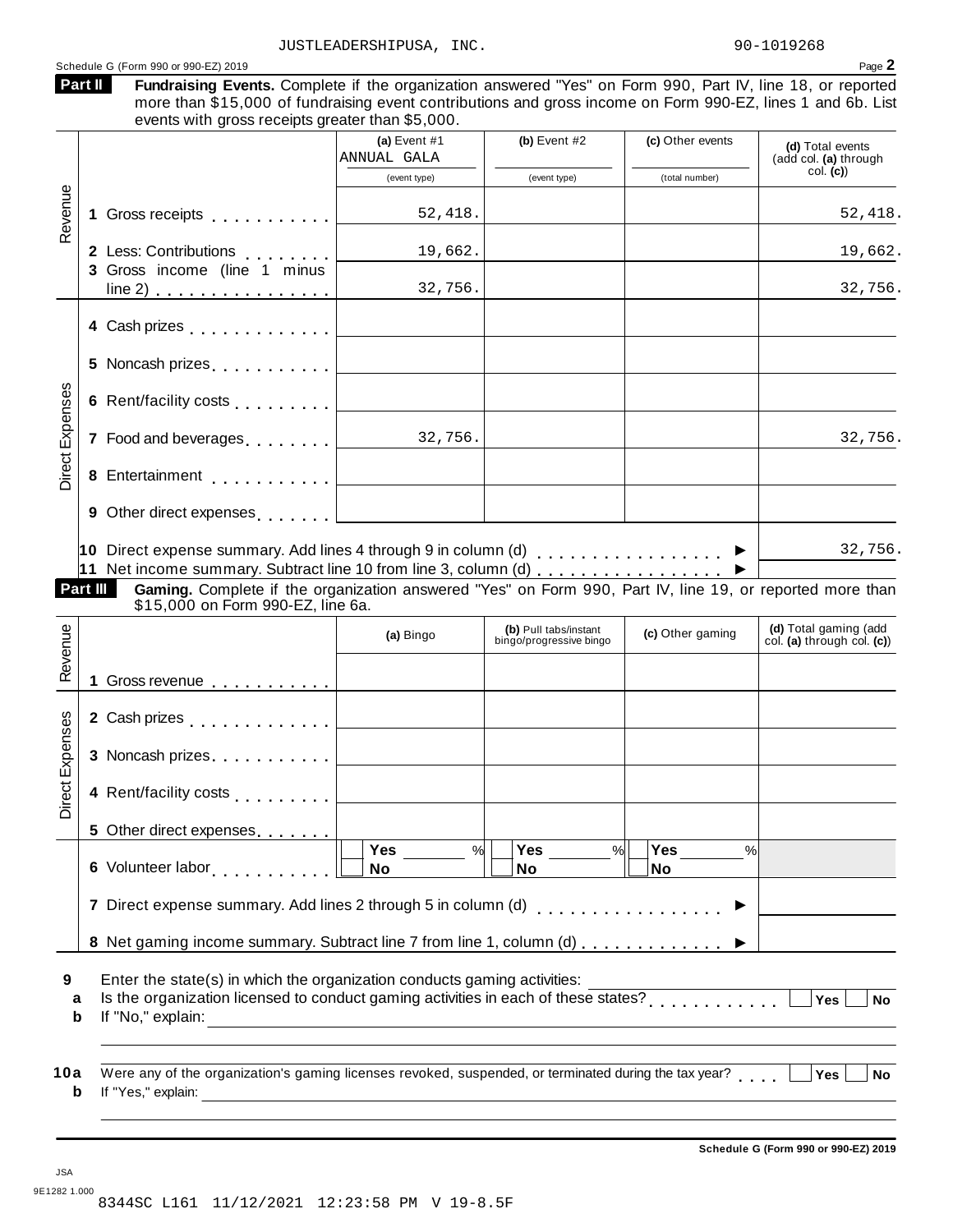JUSTLEADERSHIPUSA, INC. 90-1019268

Schedule G (Form 990 or 990-EZ) 2019 Page **2**

**Part II** **Fundraising Events.** Complete if the organization answered "Yes" on Form 990, Part IV, line 18, or reported more than $15,000 of fundraising event contributions and gross income on Form 990-EZ, lines 1 and 6b. List events with gross receipts greater than $5,000.

| | | (a) Event #1 ANNUAL GALA (event type) | (b) Event #2 (event type) | (c) Other events (total number) | (d) Total events (add col. (a) through col. (c)) |
|---|---|---|---|---|---|
| Revenue | 1 Gross receipts | 52,418. | | | 52,418. |
| | 2 Less: Contributions | 19,662. | | | 19,662. |
| | 3 Gross income (line 1 minus line 2) | 32,756. | | | 32,756. |
| Direct Expenses | 4 Cash prizes | | | | |
| | 5 Noncash prizes | | | | |
| | 6 Rent/facility costs | | | | |
| | 7 Food and beverages | 32,756. | | | 32,756. |
| | 8 Entertainment | | | | |
| | 9 Other direct expenses | | | | |
| | 10 Direct expense summary. Add lines 4 through 9 in column (d) | | | ▶ | 32,756. |
| | 11 Net income summary. Subtract line 10 from line 3, column (d) | | | ▶ | |

**Part III** **Gaming.** Complete if the organization answered "Yes" on Form 990, Part IV, line 19, or reported more than $15,000 on Form 990-EZ, line 6a.

| | | (a) Bingo | (b) Pull tabs/instant bingo/progressive bingo | (c) Other gaming | (d) Total gaming (add col. (a) through col. (c)) |
|---|---|---|---|---|---|
| Revenue | 1 Gross revenue | | | | |
| Direct Expenses | 2 Cash prizes | | | | |
| | 3 Noncash prizes | | | | |
| | 4 Rent/facility costs | | | | |
| | 5 Other direct expenses | | | | |
| | 6 Volunteer labor | Yes ___ % / No | Yes ___ % / No | Yes ___ % / No | |
| | 7 Direct expense summary. Add lines 2 through 5 in column (d) | | | ▶ | |
| | 8 Net gaming income summary. Subtract line 7 from line 1, column (d) | | | ▶ | |

**9** Enter the state(s) in which the organization conducts gaming activities: ____________

**a** Is the organization licensed to conduct gaming activities in each of these states? ☐ Yes ☐ No

**b** If "No," explain: ____________

**10a** Were any of the organization's gaming licenses revoked, suspended, or terminated during the tax year? ☐ Yes ☐ No

**b** If "Yes," explain: ____________

**Schedule G (Form 990 or 990-EZ) 2019**

JSA
9E1282 1.000
8344SC L161 11/12/2021 12:23:58 PM V 19-8.5F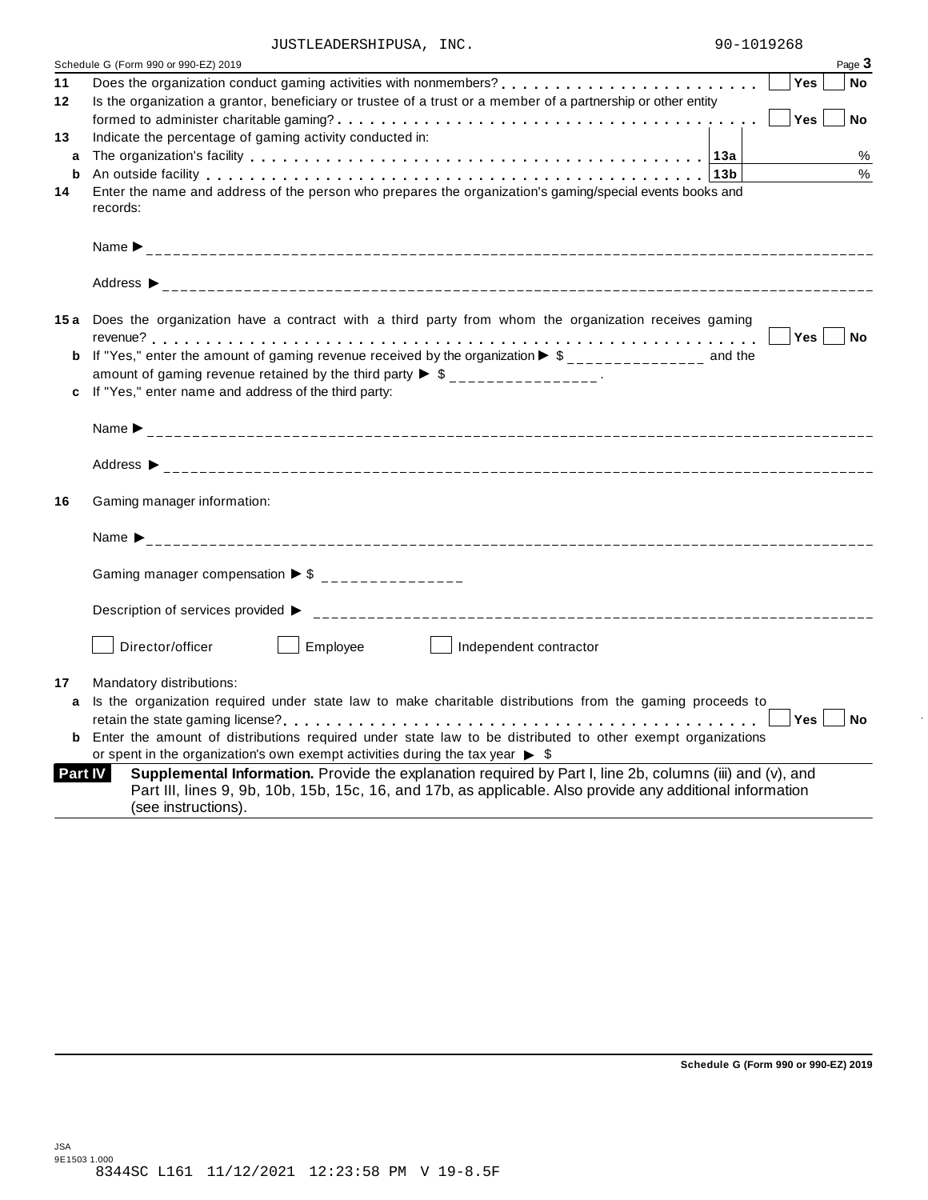JUSTLEADERSHIPUSA, INC. 90-1019268

Schedule G (Form 990 or 990-EZ) 2019 Page **3**

**11** Does the organization conduct gaming activities with nonmembers? . . . . . . . . . . . . . . . . . . . . . . . . ☐ **Yes** ☐ **No**

**12** Is the organization a grantor, beneficiary or trustee of a trust or a member of a partnership or other entity formed to administer charitable gaming? . . . . . . . . . . . . . . . . . . . . . . . . . . . . . . . . . . . . ☐ **Yes** ☐ **No**

**13** Indicate the percentage of gaming activity conducted in:

| | | | |
|---|---|---|---|
| **a** | The organization's facility | **13a** | % |
| **b** | An outside facility | **13b** | % |

**14** Enter the name and address of the person who prepares the organization's gaming/special events books and records:

Name ▶ ______________________________

Address ▶ ______________________________

**15a** Does the organization have a contract with a third party from whom the organization receives gaming revenue? . . . . . . . . . . . . . . . . . . . . . . . . . . . . . . . . . . . . . . . . . . . . . . . . . . . . . . . . . ☐ **Yes** ☐ **No**

**b** If "Yes," enter the amount of gaming revenue received by the organization ▶ $ _______________ and the amount of gaming revenue retained by the third party ▶ $ _______________ .

**c** If "Yes," enter name and address of the third party:

Name ▶ ______________________________

Address ▶ ______________________________

**16** Gaming manager information:

Name ▶ ______________________________

Gaming manager compensation ▶ $ _______________

Description of services provided ▶ ______________________________

☐ Director/officer ☐ Employee ☐ Independent contractor

**17** Mandatory distributions:

**a** Is the organization required under state law to make charitable distributions from the gaming proceeds to retain the state gaming license? . . . . . . . . . . . . . . . . . . . . . . . . . . . . . . . . . . . . . . . . . ☐ **Yes** ☐ **No**

**b** Enter the amount of distributions required under state law to be distributed to other exempt organizations or spent in the organization's own exempt activities during the tax year ▶ $

**Part IV** **Supplemental Information.** Provide the explanation required by Part I, line 2b, columns (iii) and (v), and Part III, lines 9, 9b, 10b, 15b, 15c, 16, and 17b, as applicable. Also provide any additional information (see instructions).

**Schedule G (Form 990 or 990-EZ) 2019**

JSA
9E1503 1.000
8344SC L161 11/12/2021 12:23:58 PM V 19-8.5F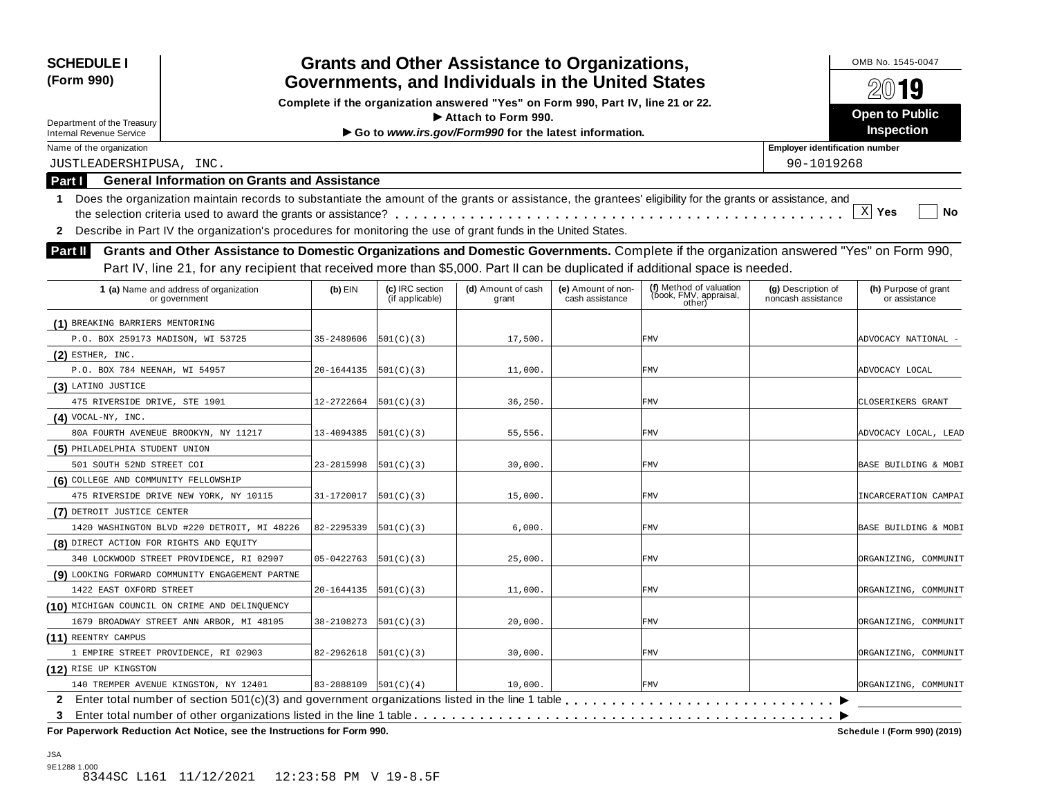**SCHEDULE I (Form 990)**

Department of the Treasury
Internal Revenue Service

# Grants and Other Assistance to Organizations, Governments, and Individuals in the United States

**Complete if the organization answered "Yes" on Form 990, Part IV, line 21 or 22.**
**► Attach to Form 990.**
**► Go to *www.irs.gov/Form990* for the latest information.**

OMB No. 1545-0047

**2019**

**Open to Public Inspection**

Name of the organization: JUSTLEADERSHIPUSA, INC.

Employer identification number: 90-1019268

## Part I General Information on Grants and Assistance

**1** Does the organization maintain records to substantiate the amount of the grants or assistance, the grantees' eligibility for the grants or assistance, and the selection criteria used to award the grants or assistance? . . . . . . . . . . . . . . . . . . . . . . . . . . . . . . . . . . . . . . . . . . . . . . [X] Yes [ ] No

**2** Describe in Part IV the organization's procedures for monitoring the use of grant funds in the United States.

## Part II Grants and Other Assistance to Domestic Organizations and Domestic Governments.

Complete if the organization answered "Yes" on Form 990, Part IV, line 21, for any recipient that received more than $5,000. Part II can be duplicated if additional space is needed.

| 1 (a) Name and address of organization or government | (b) EIN | (c) IRC section (if applicable) | (d) Amount of cash grant | (e) Amount of non-cash assistance | (f) Method of valuation (book, FMV, appraisal, other) | (g) Description of noncash assistance | (h) Purpose of grant or assistance |
|---|---|---|---|---|---|---|---|
| (1) BREAKING BARRIERS MENTORING<br>P.O. BOX 259173 MADISON, WI 53725 | 35-2489606 | 501(C)(3) | 17,500. | | FMV | | ADVOCACY NATIONAL - |
| (2) ESTHER, INC.<br>P.O. BOX 784 NEENAH, WI 54957 | 20-1644135 | 501(C)(3) | 11,000. | | FMV | | ADVOCACY LOCAL |
| (3) LATINO JUSTICE<br>475 RIVERSIDE DRIVE, STE 1901 | 12-2722664 | 501(C)(3) | 36,250. | | FMV | | CLOSERIKERS GRANT |
| (4) VOCAL-NY, INC.<br>80A FOURTH AVENEUE BROOKYN, NY 11217 | 13-4094385 | 501(C)(3) | 55,556. | | FMV | | ADVOCACY LOCAL, LEAD |
| (5) PHILADELPHIA STUDENT UNION<br>501 SOUTH 52ND STREET COI | 23-2815998 | 501(C)(3) | 30,000. | | FMV | | BASE BUILDING & MOBI |
| (6) COLLEGE AND COMMUNITY FELLOWSHIP<br>475 RIVERSIDE DRIVE NEW YORK, NY 10115 | 31-1720017 | 501(C)(3) | 15,000. | | FMV | | INCARCERATION CAMPAI |
| (7) DETROIT JUSTICE CENTER<br>1420 WASHINGTON BLVD #220 DETROIT, MI 48226 | 82-2295339 | 501(C)(3) | 6,000. | | FMV | | BASE BUILDING & MOBI |
| (8) DIRECT ACTION FOR RIGHTS AND EQUITY<br>340 LOCKWOOD STREET PROVIDENCE, RI 02907 | 05-0422763 | 501(C)(3) | 25,000. | | FMV | | ORGANIZING, COMMUNIT |
| (9) LOOKING FORWARD COMMUNITY ENGAGEMENT PARTNE<br>1422 EAST OXFORD STREET | 20-1644135 | 501(C)(3) | 11,000. | | FMV | | ORGANIZING, COMMUNIT |
| (10) MICHIGAN COUNCIL ON CRIME AND DELINQUENCY<br>1679 BROADWAY STREET ANN ARBOR, MI 48105 | 38-2108273 | 501(C)(3) | 20,000. | | FMV | | ORGANIZING, COMMUNIT |
| (11) REENTRY CAMPUS<br>1 EMPIRE STREET PROVIDENCE, RI 02903 | 82-2962618 | 501(C)(3) | 30,000. | | FMV | | ORGANIZING, COMMUNIT |
| (12) RISE UP KINGSTON<br>140 TREMPER AVENUE KINGSTON, NY 12401 | 83-2888109 | 501(C)(4) | 10,000. | | FMV | | ORGANIZING, COMMUNIT |

**2** Enter total number of section 501(c)(3) and government organizations listed in the line 1 table . . . . . . . . . . . . . . . . . . . . . . . . . . . . . ►

**3** Enter total number of other organizations listed in the line 1 table . . . . . . . . . . . . . . . . . . . . . . . . . . . . . . . . . . . . . . . . . . . . . . ►

**For Paperwork Reduction Act Notice, see the Instructions for Form 990.** **Schedule I (Form 990) (2019)**

JSA
9E1288 1.000
8344SC L161 11/12/2021 12:23:58 PM V 19-8.5F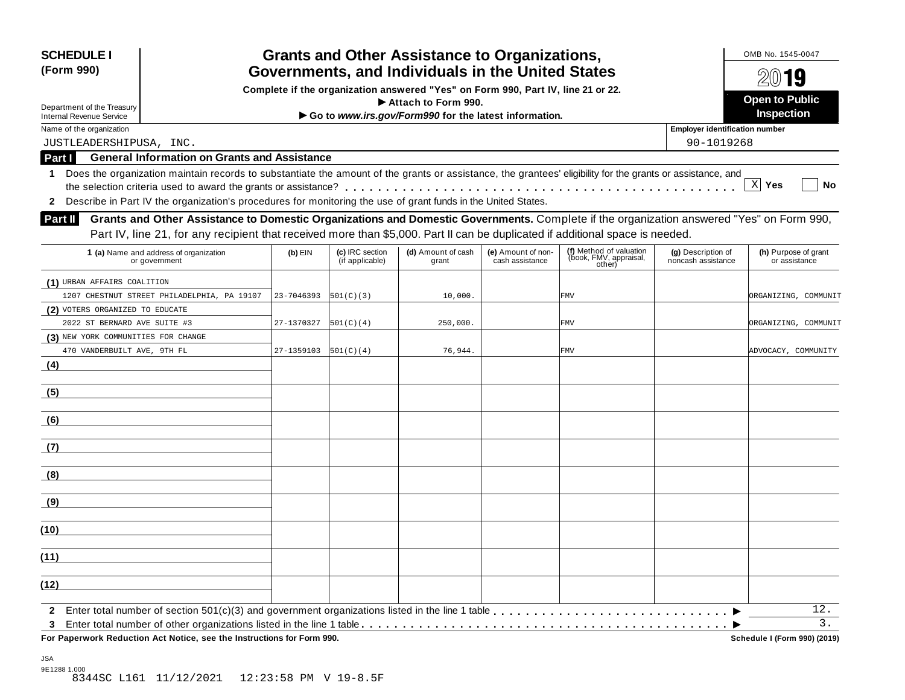**SCHEDULE I (Form 990)**

Department of the Treasury
Internal Revenue Service

# Grants and Other Assistance to Organizations, Governments, and Individuals in the United States

**Complete if the organization answered "Yes" on Form 990, Part IV, line 21 or 22.**
**▶ Attach to Form 990.**
**▶ Go to *www.irs.gov/Form990* for the latest information.**

OMB No. 1545-0047

**2019**

**Open to Public Inspection**

Name of the organization: JUSTLEADERSHIPUSA, INC.

Employer identification number: 90-1019268

## Part I General Information on Grants and Assistance

1 Does the organization maintain records to substantiate the amount of the grants or assistance, the grantees' eligibility for the grants or assistance, and the selection criteria used to award the grants or assistance? . . . . . . [X] Yes [ ] No

2 Describe in Part IV the organization's procedures for monitoring the use of grant funds in the United States.

## Part II Grants and Other Assistance to Domestic Organizations and Domestic Governments.

Complete if the organization answered "Yes" on Form 990, Part IV, line 21, for any recipient that received more than $5,000. Part II can be duplicated if additional space is needed.

| 1 (a) Name and address of organization or government | (b) EIN | (c) IRC section (if applicable) | (d) Amount of cash grant | (e) Amount of non-cash assistance | (f) Method of valuation (book, FMV, appraisal, other) | (g) Description of noncash assistance | (h) Purpose of grant or assistance |
|---|---|---|---|---|---|---|---|
| (1) URBAN AFFAIRS COALITION<br>1207 CHESTNUT STREET PHILADELPHIA, PA 19107 | 23-7046393 | 501(C)(3) | 10,000. | | FMV | | ORGANIZING, COMMUNIT |
| (2) VOTERS ORGANIZED TO EDUCATE<br>2022 ST BERNARD AVE SUITE #3 | 27-1370327 | 501(C)(4) | 250,000. | | FMV | | ORGANIZING, COMMUNIT |
| (3) NEW YORK COMMUNITIES FOR CHANGE<br>470 VANDERBUILT AVE, 9TH FL | 27-1359103 | 501(C)(4) | 76,944. | | FMV | | ADVOCACY, COMMUNITY |
| (4) | | | | | | | |
| (5) | | | | | | | |
| (6) | | | | | | | |
| (7) | | | | | | | |
| (8) | | | | | | | |
| (9) | | | | | | | |
| (10) | | | | | | | |
| (11) | | | | | | | |
| (12) | | | | | | | |

2 Enter total number of section 501(c)(3) and government organizations listed in the line 1 table . . . . . . ▶ 12.

3 Enter total number of other organizations listed in the line 1 table . . . . . . ▶ 3.

**For Paperwork Reduction Act Notice, see the Instructions for Form 990.**

**Schedule I (Form 990) (2019)**

JSA
9E1288 1.000
8344SC L161 11/12/2021 12:23:58 PM V 19-8.5F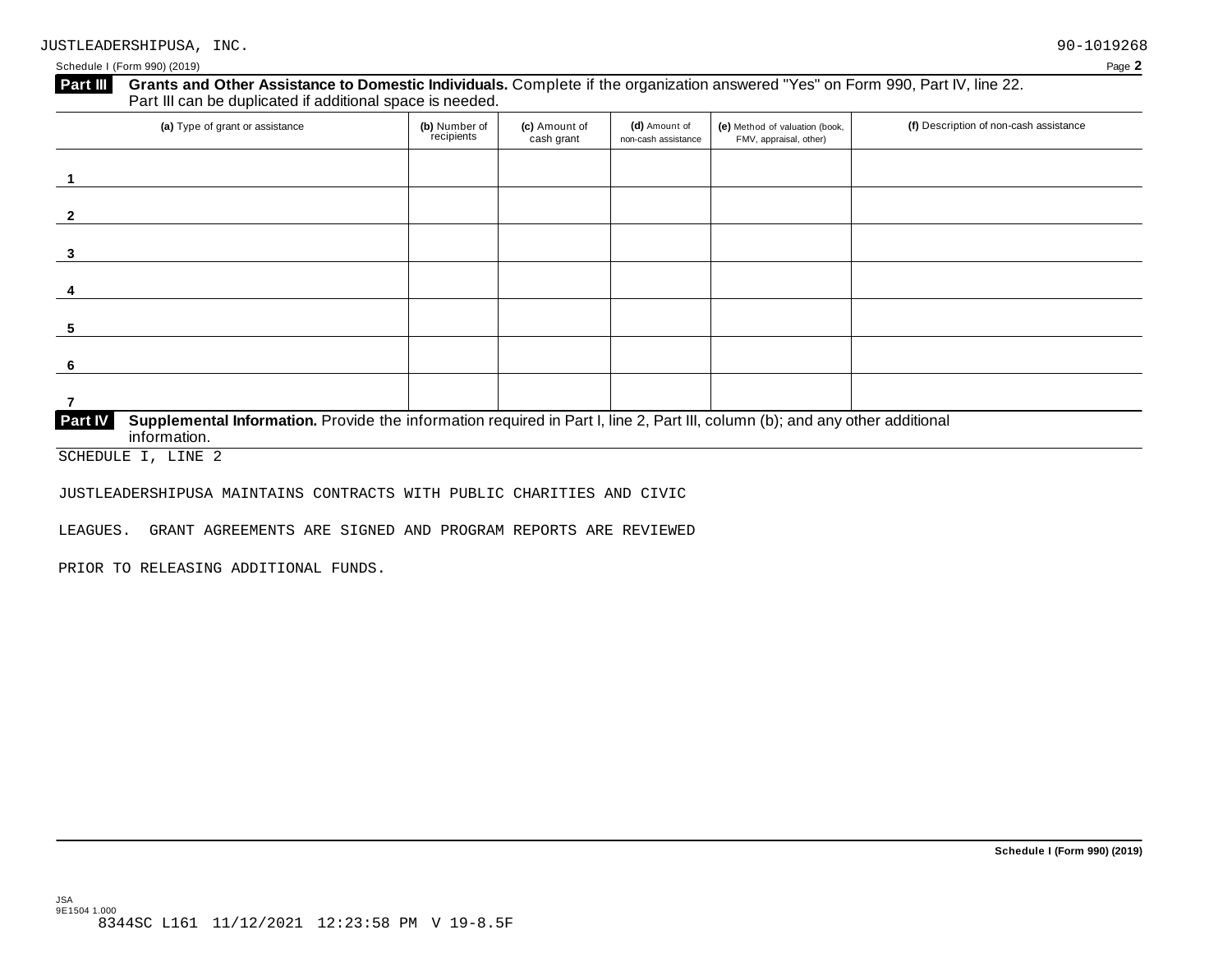JUSTLEADERSHIPUSA, INC. 90-1019268

Schedule I (Form 990) (2019) Page **2**

**Part III** **Grants and Other Assistance to Domestic Individuals.** Complete if the organization answered "Yes" on Form 990, Part IV, line 22. Part III can be duplicated if additional space is needed.

| (a) Type of grant or assistance | (b) Number of recipients | (c) Amount of cash grant | (d) Amount of non-cash assistance | (e) Method of valuation (book, FMV, appraisal, other) | (f) Description of non-cash assistance |
|---|---|---|---|---|---|
| 1 | | | | | |
| 2 | | | | | |
| 3 | | | | | |
| 4 | | | | | |
| 5 | | | | | |
| 6 | | | | | |
| 7 | | | | | |

**Part IV** **Supplemental Information.** Provide the information required in Part I, line 2, Part III, column (b); and any other additional information.

SCHEDULE I, LINE 2

JUSTLEADERSHIPUSA MAINTAINS CONTRACTS WITH PUBLIC CHARITIES AND CIVIC LEAGUES. GRANT AGREEMENTS ARE SIGNED AND PROGRAM REPORTS ARE REVIEWED PRIOR TO RELEASING ADDITIONAL FUNDS.

**Schedule I (Form 990) (2019)**

JSA
9E1504 1.000
8344SC L161 11/12/2021 12:23:58 PM V 19-8.5F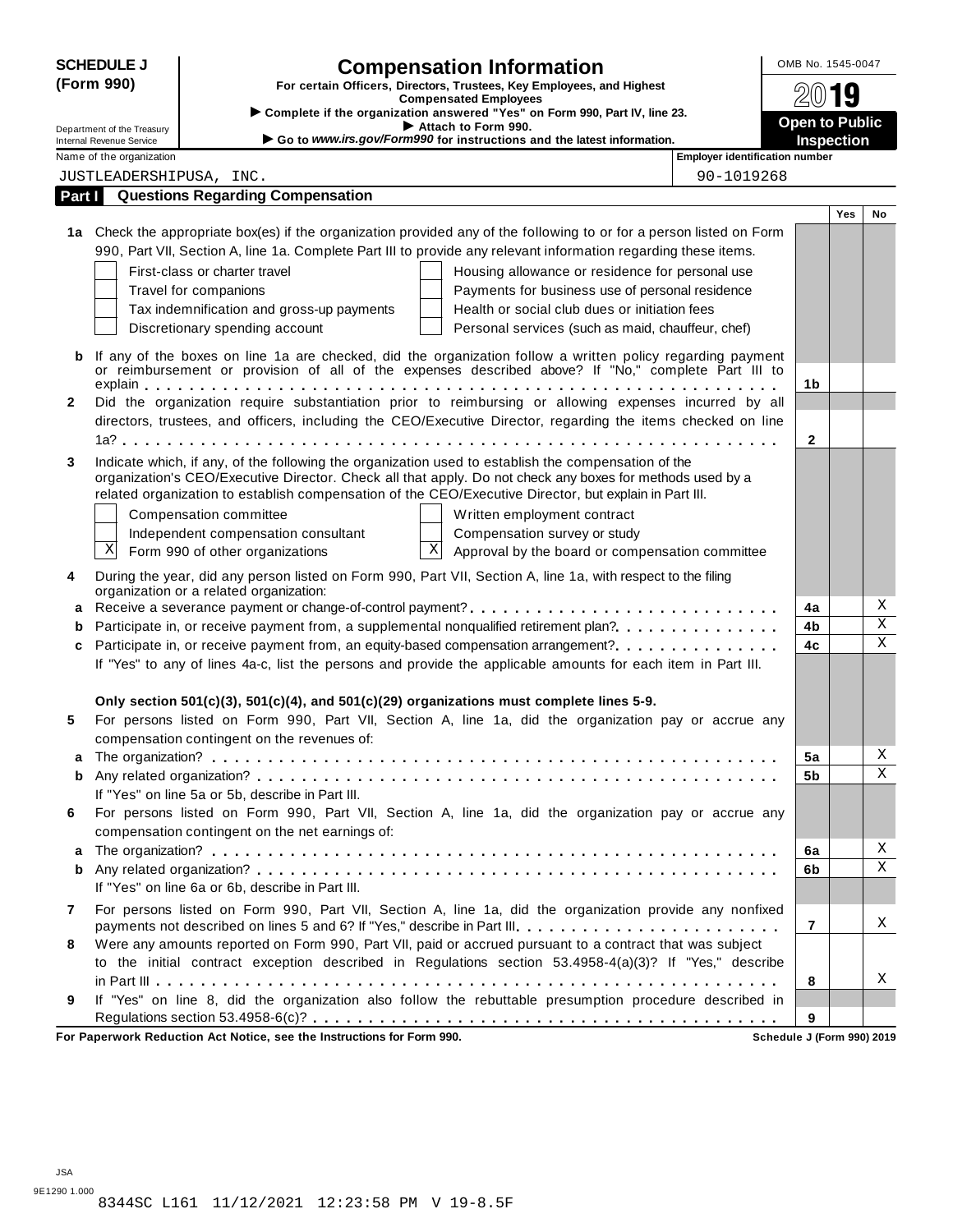**SCHEDULE J (Form 990)**

Department of the Treasury
Internal Revenue Service

# Compensation Information

**For certain Officers, Directors, Trustees, Key Employees, and Highest Compensated Employees**

▶ Complete if the organization answered "Yes" on Form 990, Part IV, line 23.
▶ Attach to Form 990.
▶ Go to *www.irs.gov/Form990* for instructions and the latest information.

OMB No. 1545-0047

**2019**

**Open to Public Inspection**

Name of the organization: JUSTLEADERSHIPUSA, INC.

Employer identification number: 90-1019268

## Part I Questions Regarding Compensation

| | | | Yes | No |
|---|---|---|---|---|
| **1a** | Check the appropriate box(es) if the organization provided any of the following to or for a person listed on Form 990, Part VII, Section A, line 1a. Complete Part III to provide any relevant information regarding these items.<br>☐ First-class or charter travel ☐ Housing allowance or residence for personal use<br>☐ Travel for companions ☐ Payments for business use of personal residence<br>☐ Tax indemnification and gross-up payments ☐ Health or social club dues or initiation fees<br>☐ Discretionary spending account ☐ Personal services (such as maid, chauffeur, chef) | | | |
| **b** | If any of the boxes on line 1a are checked, did the organization follow a written policy regarding payment or reimbursement or provision of all of the expenses described above? If "No," complete Part III to explain | 1b | | |
| **2** | Did the organization require substantiation prior to reimbursing or allowing expenses incurred by all directors, trustees, and officers, including the CEO/Executive Director, regarding the items checked on line 1a? | 2 | | |
| **3** | Indicate which, if any, of the following the organization used to establish the compensation of the organization's CEO/Executive Director. Check all that apply. Do not check any boxes for methods used by a related organization to establish compensation of the CEO/Executive Director, but explain in Part III.<br>☐ Compensation committee ☐ Written employment contract<br>☐ Independent compensation consultant ☐ Compensation survey or study<br>☒ Form 990 of other organizations ☒ Approval by the board or compensation committee | | | |
| **4** | During the year, did any person listed on Form 990, Part VII, Section A, line 1a, with respect to the filing organization or a related organization: | | | |
| **a** | Receive a severance payment or change-of-control payment? | 4a | | X |
| **b** | Participate in, or receive payment from, a supplemental nonqualified retirement plan? | 4b | | X |
| **c** | Participate in, or receive payment from, an equity-based compensation arrangement? | 4c | | X |
| | If "Yes" to any of lines 4a-c, list the persons and provide the applicable amounts for each item in Part III. | | | |
| | **Only section 501(c)(3), 501(c)(4), and 501(c)(29) organizations must complete lines 5-9.** | | | |
| **5** | For persons listed on Form 990, Part VII, Section A, line 1a, did the organization pay or accrue any compensation contingent on the revenues of: | | | |
| **a** | The organization? | 5a | | X |
| **b** | Any related organization? | 5b | | X |
| | If "Yes" on line 5a or 5b, describe in Part III. | | | |
| **6** | For persons listed on Form 990, Part VII, Section A, line 1a, did the organization pay or accrue any compensation contingent on the net earnings of: | | | |
| **a** | The organization? | 6a | | X |
| **b** | Any related organization? | 6b | | X |
| | If "Yes" on line 6a or 6b, describe in Part III. | | | |
| **7** | For persons listed on Form 990, Part VII, Section A, line 1a, did the organization provide any nonfixed payments not described on lines 5 and 6? If "Yes," describe in Part III. | 7 | | X |
| **8** | Were any amounts reported on Form 990, Part VII, paid or accrued pursuant to a contract that was subject to the initial contract exception described in Regulations section 53.4958-4(a)(3)? If "Yes," describe in Part III | 8 | | X |
| **9** | If "Yes" on line 8, did the organization also follow the rebuttable presumption procedure described in Regulations section 53.4958-6(c)? | 9 | | |

**For Paperwork Reduction Act Notice, see the Instructions for Form 990.** **Schedule J (Form 990) 2019**

JSA
9E1290 1.000
8344SC L161 11/12/2021 12:23:58 PM V 19-8.5F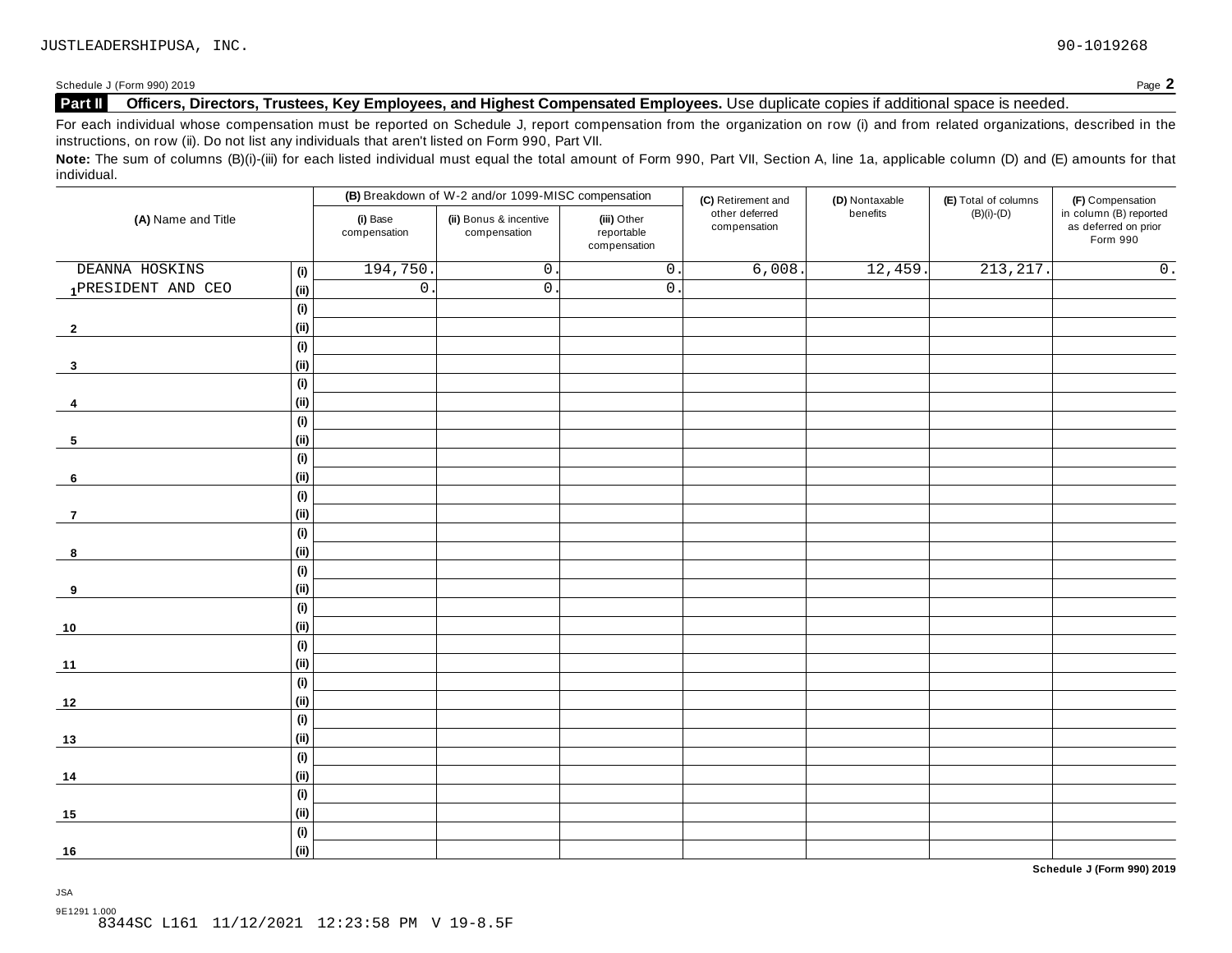JUSTLEADERSHIPUSA, INC. 90-1019268

Schedule J (Form 990) 2019 Page **2**

**Part II** **Officers, Directors, Trustees, Key Employees, and Highest Compensated Employees.** Use duplicate copies if additional space is needed.

For each individual whose compensation must be reported on Schedule J, report compensation from the organization on row (i) and from related organizations, described in the instructions, on row (ii). Do not list any individuals that aren't listed on Form 990, Part VII.

**Note:** The sum of columns (B)(i)-(iii) for each listed individual must equal the total amount of Form 990, Part VII, Section A, line 1a, applicable column (D) and (E) amounts for that individual.

| (A) Name and Title | | (B) Breakdown of W-2 and/or 1099-MISC compensation | | | (C) Retirement and other deferred compensation | (D) Nontaxable benefits | (E) Total of columns (B)(i)-(D) | (F) Compensation in column (B) reported as deferred on prior Form 990 |
|---|---|---|---|---|---|---|---|---|
| | | (i) Base compensation | (ii) Bonus & incentive compensation | (iii) Other reportable compensation | | | | |
| 1 DEANNA HOSKINS | (i) | 194,750. | 0. | 0. | 6,008. | 12,459. | 213,217. | 0. |
| PRESIDENT AND CEO | (ii) | 0. | 0. | 0. | | | | |
| 2 | (i) | | | | | | | |
| | (ii) | | | | | | | |
| 3 | (i) | | | | | | | |
| | (ii) | | | | | | | |
| 4 | (i) | | | | | | | |
| | (ii) | | | | | | | |
| 5 | (i) | | | | | | | |
| | (ii) | | | | | | | |
| 6 | (i) | | | | | | | |
| | (ii) | | | | | | | |
| 7 | (i) | | | | | | | |
| | (ii) | | | | | | | |
| 8 | (i) | | | | | | | |
| | (ii) | | | | | | | |
| 9 | (i) | | | | | | | |
| | (ii) | | | | | | | |
| 10 | (i) | | | | | | | |
| | (ii) | | | | | | | |
| 11 | (i) | | | | | | | |
| | (ii) | | | | | | | |
| 12 | (i) | | | | | | | |
| | (ii) | | | | | | | |
| 13 | (i) | | | | | | | |
| | (ii) | | | | | | | |
| 14 | (i) | | | | | | | |
| | (ii) | | | | | | | |
| 15 | (i) | | | | | | | |
| | (ii) | | | | | | | |
| 16 | (i) | | | | | | | |
| | (ii) | | | | | | | |

**Schedule J (Form 990) 2019**

JSA

9E1291 1.000
8344SC L161 11/12/2021 12:23:58 PM V 19-8.5F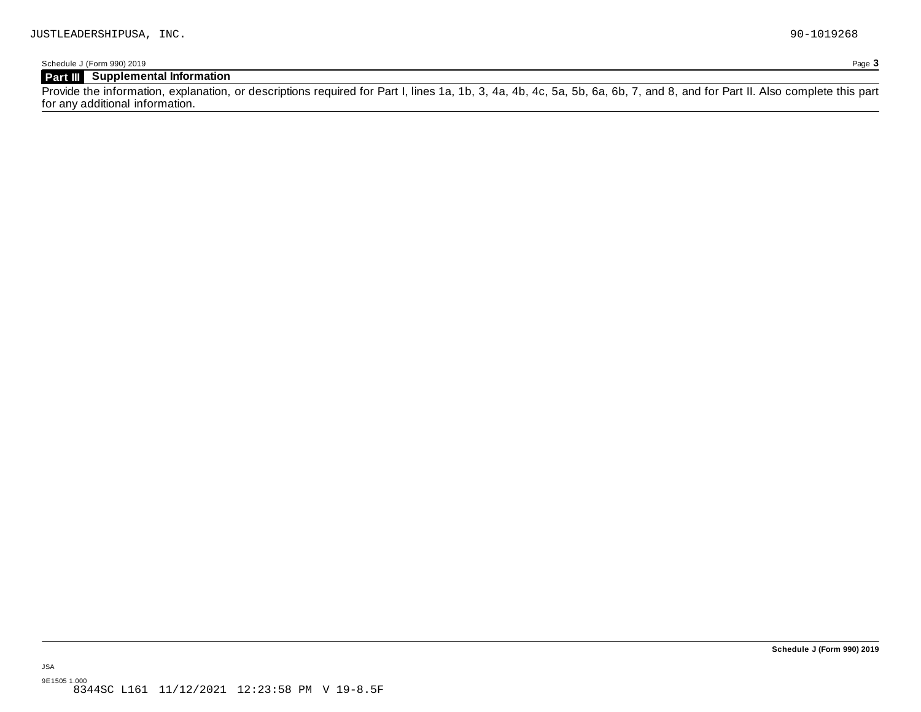JUSTLEADERSHIPUSA, INC. 90-1019268

Schedule J (Form 990) 2019

## Part III Supplemental Information

Provide the information, explanation, or descriptions required for Part I, lines 1a, 1b, 3, 4a, 4b, 4c, 5a, 5b, 6a, 6b, 7, and 8, and for Part II. Also complete this part for any additional information.

**Schedule J (Form 990) 2019**

JSA

9E1505 1.000
8344SC L161 11/12/2021 12:23:58 PM V 19-8.5F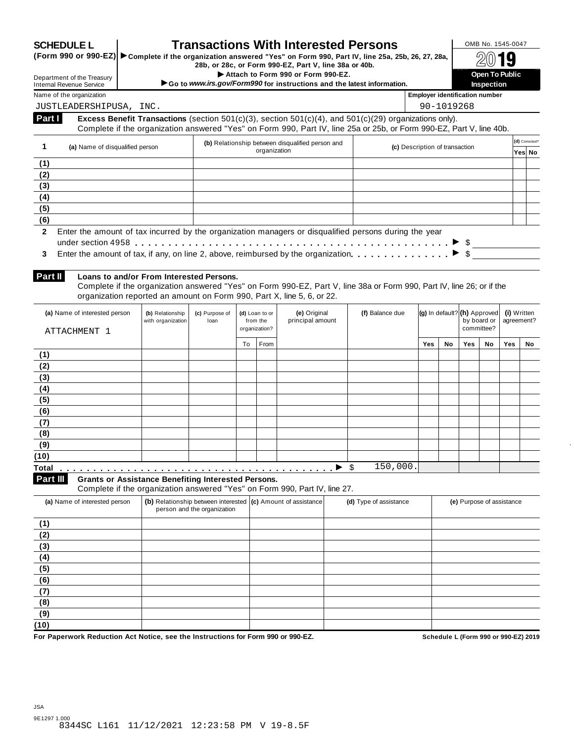# SCHEDULE L (Form 990 or 990-EZ)

# Transactions With Interested Persons

▶ Complete if the organization answered "Yes" on Form 990, Part IV, line 25a, 25b, 26, 27, 28a, 28b, or 28c, or Form 990-EZ, Part V, line 38a or 40b.

▶ Attach to Form 990 or Form 990-EZ.

▶ Go to *www.irs.gov/Form990* for instructions and the latest information.

Department of the Treasury
Internal Revenue Service

OMB No. 1545-0047

2019

**Open To Public Inspection**

Name of the organization: JUSTLEADERSHIPUSA, INC.

Employer identification number: 90-1019268

**Part I** **Excess Benefit Transactions** (section 501(c)(3), section 501(c)(4), and 501(c)(29) organizations only).
Complete if the organization answered "Yes" on Form 990, Part IV, line 25a or 25b, or Form 990-EZ, Part V, line 40b.

| 1 | (a) Name of disqualified person | (b) Relationship between disqualified person and organization | (c) Description of transaction | (d) Corrected? Yes | No |
|---|---|---|---|---|---|
| (1) | | | | | |
| (2) | | | | | |
| (3) | | | | | |
| (4) | | | | | |
| (5) | | | | | |
| (6) | | | | | |

**2** Enter the amount of tax incurred by the organization managers or disqualified persons during the year under section 4958 . . . . . ▶ $

**3** Enter the amount of tax, if any, on line 2, above, reimbursed by the organization . . . . . ▶ $

**Part II** **Loans to and/or From Interested Persons.**
Complete if the organization answered "Yes" on Form 990-EZ, Part V, line 38a or Form 990, Part IV, line 26; or if the organization reported an amount on Form 990, Part X, line 5, 6, or 22.

| | (a) Name of interested person | (b) Relationship with organization | (c) Purpose of loan | (d) Loan to or from the organization? To | From | (e) Original principal amount | (f) Balance due | (g) In default? Yes | No | (h) Approved by board or committee? Yes | No | (i) Written agreement? Yes | No |
|---|---|---|---|---|---|---|---|---|---|---|---|---|---|
| | ATTACHMENT 1 | | | | | | | | | | | | |
| (1) | | | | | | | | | | | | | |
| (2) | | | | | | | | | | | | | |
| (3) | | | | | | | | | | | | | |
| (4) | | | | | | | | | | | | | |
| (5) | | | | | | | | | | | | | |
| (6) | | | | | | | | | | | | | |
| (7) | | | | | | | | | | | | | |
| (8) | | | | | | | | | | | | | |
| (9) | | | | | | | | | | | | | |
| (10) | | | | | | | | | | | | | |
| Total | | | | | | ▶ $ | 150,000. | | | | | | |

**Part III** **Grants or Assistance Benefiting Interested Persons.**
Complete if the organization answered "Yes" on Form 990, Part IV, line 27.

| | (a) Name of interested person | (b) Relationship between interested person and the organization | (c) Amount of assistance | (d) Type of assistance | (e) Purpose of assistance |
|---|---|---|---|---|---|
| (1) | | | | | |
| (2) | | | | | |
| (3) | | | | | |
| (4) | | | | | |
| (5) | | | | | |
| (6) | | | | | |
| (7) | | | | | |
| (8) | | | | | |
| (9) | | | | | |
| (10) | | | | | |

**For Paperwork Reduction Act Notice, see the Instructions for Form 990 or 990-EZ.** **Schedule L (Form 990 or 990-EZ) 2019**

JSA
9E1297 1.000
8344SC L161 11/12/2021 12:23:58 PM V 19-8.5F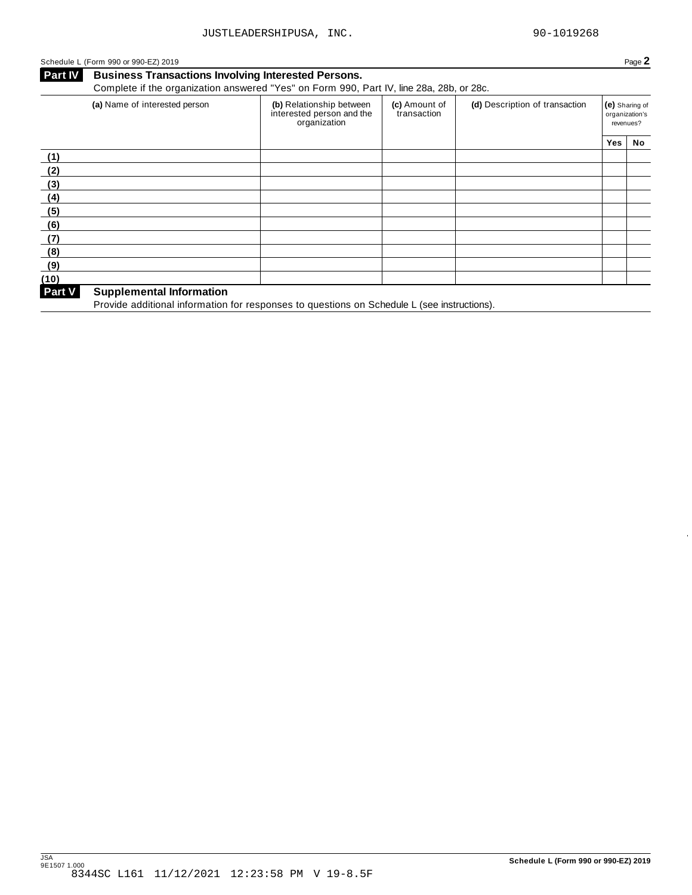JUSTLEADERSHIPUSA, INC. 90-1019268

Schedule L (Form 990 or 990-EZ) 2019 Page **2**

## Part IV Business Transactions Involving Interested Persons.

Complete if the organization answered "Yes" on Form 990, Part IV, line 28a, 28b, or 28c.

| | (a) Name of interested person | (b) Relationship between interested person and the organization | (c) Amount of transaction | (d) Description of transaction | (e) Sharing of organization's revenues? | |
|---|---|---|---|---|---|---|
| | | | | | Yes | No |
| (1) | | | | | | |
| (2) | | | | | | |
| (3) | | | | | | |
| (4) | | | | | | |
| (5) | | | | | | |
| (6) | | | | | | |
| (7) | | | | | | |
| (8) | | | | | | |
| (9) | | | | | | |
| (10) | | | | | | |

## Part V Supplemental Information

Provide additional information for responses to questions on Schedule L (see instructions).

JSA
9E1507 1.000
8344SC L161 11/12/2021 12:23:58 PM V 19-8.5F

Schedule L (Form 990 or 990-EZ) 2019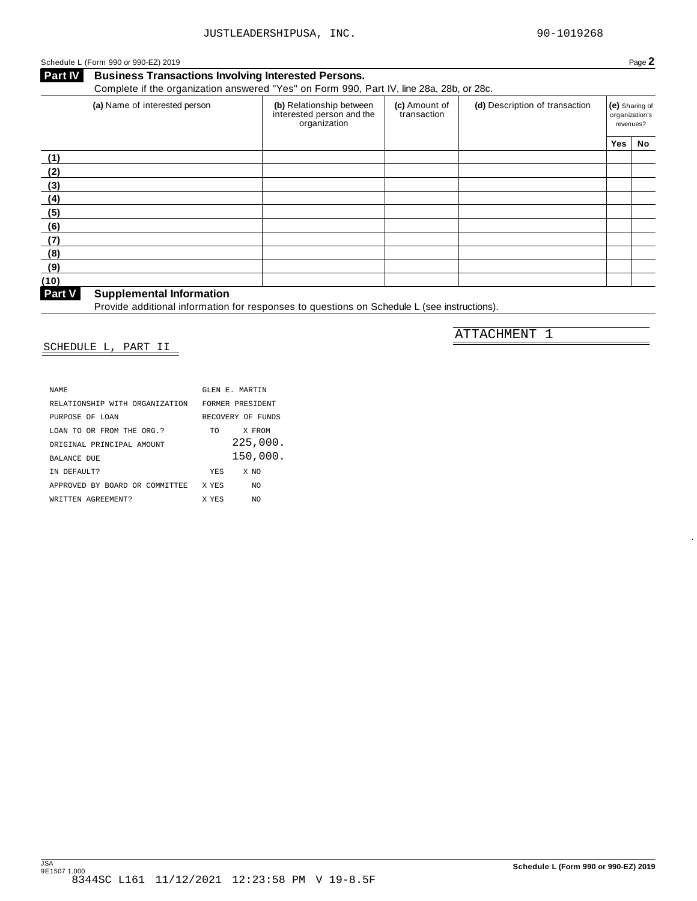JUSTLEADERSHIPUSA, INC. 90-1019268

Schedule L (Form 990 or 990-EZ) 2019 Page **2**

## Part IV Business Transactions Involving Interested Persons.

Complete if the organization answered "Yes" on Form 990, Part IV, line 28a, 28b, or 28c.

| (a) Name of interested person | (b) Relationship between interested person and the organization | (c) Amount of transaction | (d) Description of transaction | (e) Sharing of organization's revenues? | |
|---|---|---|---|---|---|
| | | | | Yes | No |
| (1) | | | | | |
| (2) | | | | | |
| (3) | | | | | |
| (4) | | | | | |
| (5) | | | | | |
| (6) | | | | | |
| (7) | | | | | |
| (8) | | | | | |
| (9) | | | | | |
| (10) | | | | | |

## Part V Supplemental Information

Provide additional information for responses to questions on Schedule L (see instructions).

ATTACHMENT 1

SCHEDULE L, PART II

| | |
|---|---|
| NAME | GLEN E. MARTIN |
| RELATIONSHIP WITH ORGANIZATION | FORMER PRESIDENT |
| PURPOSE OF LOAN | RECOVERY OF FUNDS |
| LOAN TO OR FROM THE ORG.? | TO X FROM |
| ORIGINAL PRINCIPAL AMOUNT | 225,000. |
| BALANCE DUE | 150,000. |
| IN DEFAULT? | YES X NO |
| APPROVED BY BOARD OR COMMITTEE | X YES NO |
| WRITTEN AGREEMENT? | X YES NO |

JSA 9E1507 1.000

Schedule L (Form 990 or 990-EZ) 2019

8344SC L161 11/12/2021 12:23:58 PM V 19-8.5F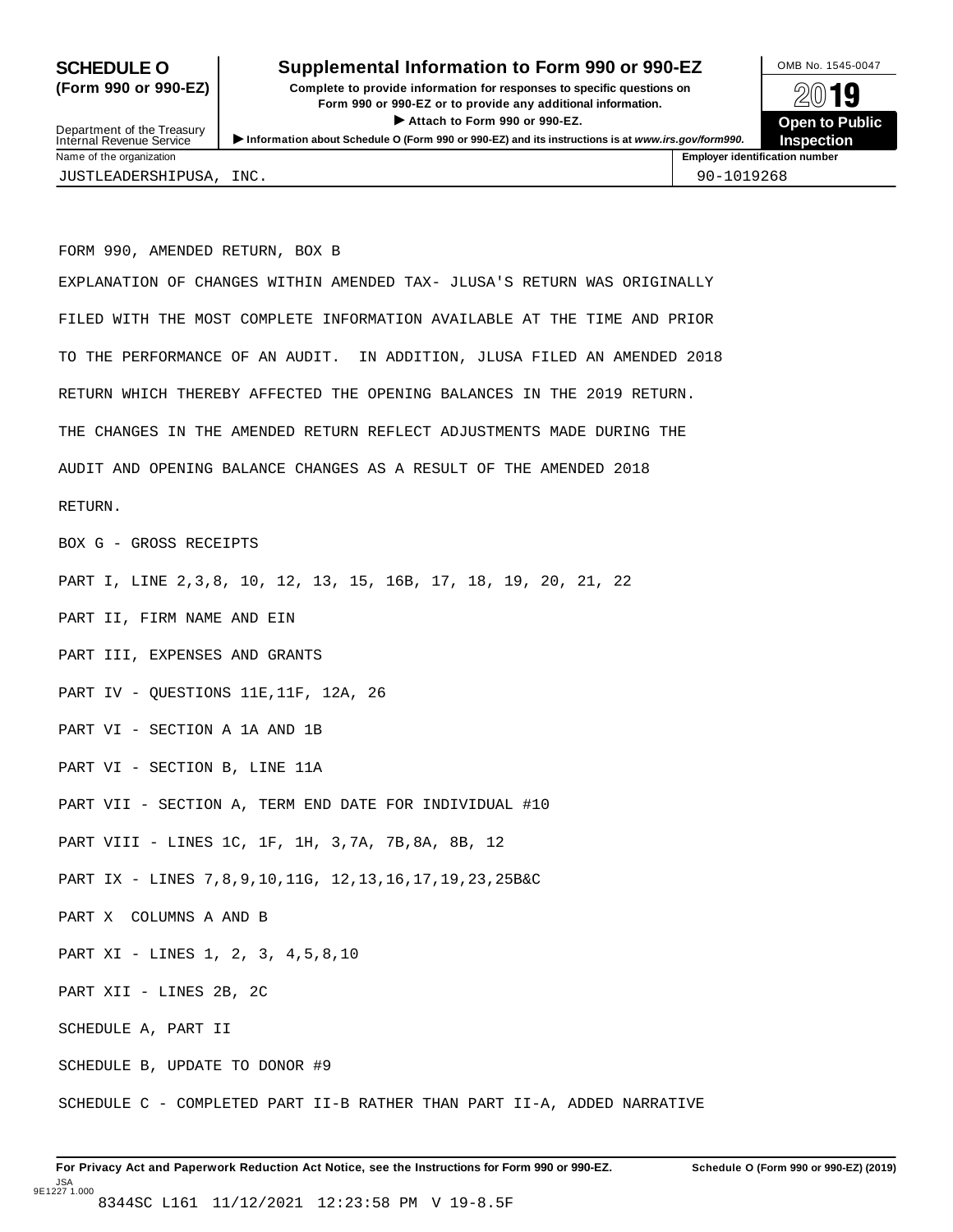**SCHEDULE O** **(Form 990 or 990-EZ)**

Department of the Treasury
Internal Revenue Service

# Supplemental Information to Form 990 or 990-EZ

**Complete to provide information for responses to specific questions on Form 990 or 990-EZ or to provide any additional information.**

**▶ Attach to Form 990 or 990-EZ.**

▶ **Information about Schedule O (Form 990 or 990-EZ) and its instructions is at** ***www.irs.gov/form990.***

OMB No. 1545-0047

**2019**

**Open to Public Inspection**

| Name of the organization | Employer identification number |
| --- | --- |
| JUSTLEADERSHIPUSA, INC. | 90-1019268 |

FORM 990, AMENDED RETURN, BOX B

EXPLANATION OF CHANGES WITHIN AMENDED TAX- JLUSA'S RETURN WAS ORIGINALLY FILED WITH THE MOST COMPLETE INFORMATION AVAILABLE AT THE TIME AND PRIOR TO THE PERFORMANCE OF AN AUDIT. IN ADDITION, JLUSA FILED AN AMENDED 2018 RETURN WHICH THEREBY AFFECTED THE OPENING BALANCES IN THE 2019 RETURN. THE CHANGES IN THE AMENDED RETURN REFLECT ADJUSTMENTS MADE DURING THE AUDIT AND OPENING BALANCE CHANGES AS A RESULT OF THE AMENDED 2018 RETURN.

BOX G - GROSS RECEIPTS

PART I, LINE 2,3,8, 10, 12, 13, 15, 16B, 17, 18, 19, 20, 21, 22

PART II, FIRM NAME AND EIN

PART III, EXPENSES AND GRANTS

PART IV - QUESTIONS 11E,11F, 12A, 26

PART VI - SECTION A 1A AND 1B

PART VI - SECTION B, LINE 11A

PART VII - SECTION A, TERM END DATE FOR INDIVIDUAL #10

PART VIII - LINES 1C, 1F, 1H, 3,7A, 7B,8A, 8B, 12

PART IX - LINES 7,8,9,10,11G, 12,13,16,17,19,23,25B&C

PART X COLUMNS A AND B

PART XI - LINES 1, 2, 3, 4,5,8,10

PART XII - LINES 2B, 2C

SCHEDULE A, PART II

SCHEDULE B, UPDATE TO DONOR #9

SCHEDULE C - COMPLETED PART II-B RATHER THAN PART II-A, ADDED NARRATIVE

**For Privacy Act and Paperwork Reduction Act Notice, see the Instructions for Form 990 or 990-EZ.** **Schedule O (Form 990 or 990-EZ) (2019)**

JSA
9E1227 1.000

8344SC L161 11/12/2021 12:23:58 PM V 19-8.5F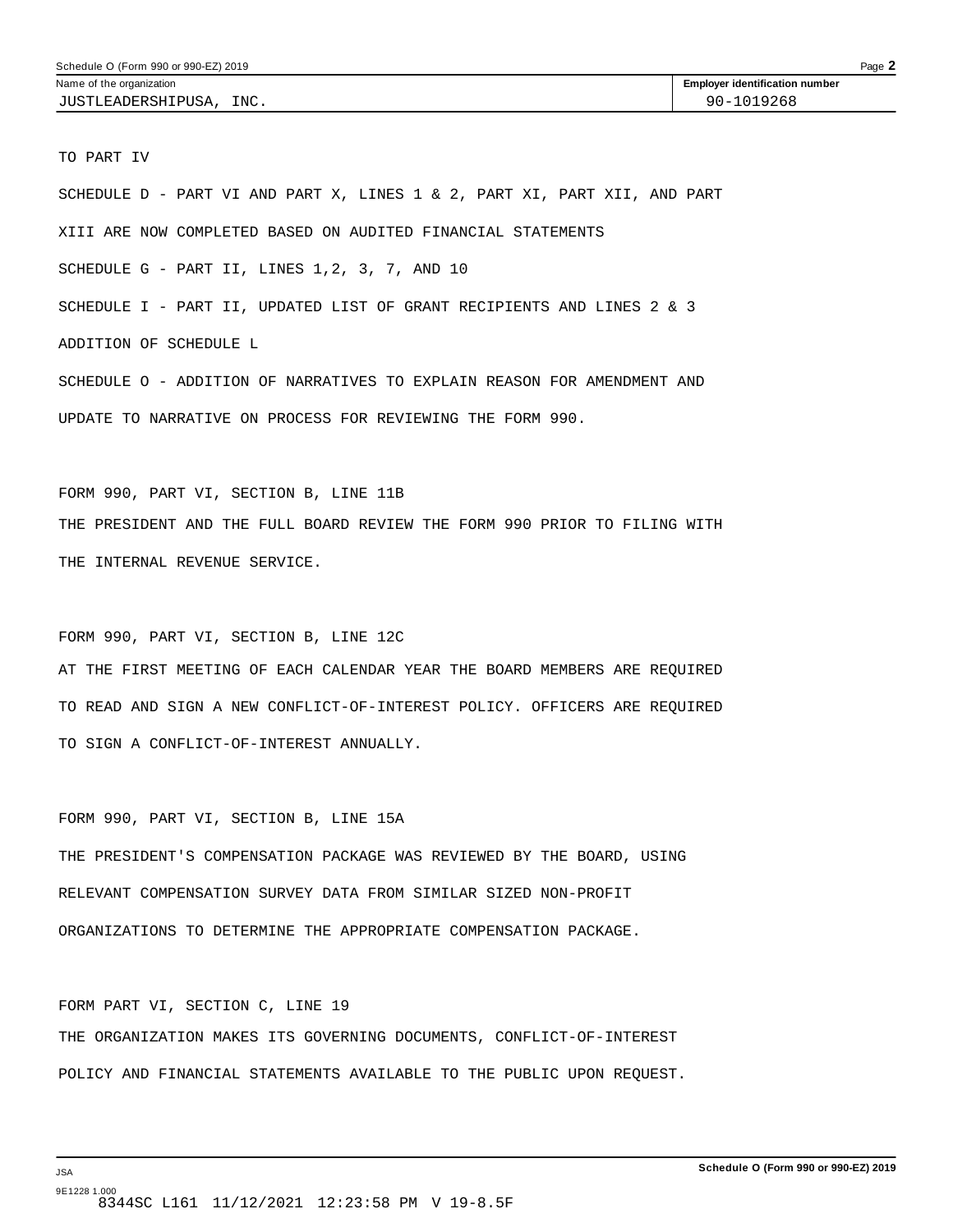Name of the organization: JUSTLEADERSHIPUSA, INC.

Employer identification number: 90-1019268

TO PART IV

SCHEDULE D - PART VI AND PART X, LINES 1 & 2, PART XI, PART XII, AND PART XIII ARE NOW COMPLETED BASED ON AUDITED FINANCIAL STATEMENTS

SCHEDULE G - PART II, LINES 1,2, 3, 7, AND 10

SCHEDULE I - PART II, UPDATED LIST OF GRANT RECIPIENTS AND LINES 2 & 3

ADDITION OF SCHEDULE L

SCHEDULE O - ADDITION OF NARRATIVES TO EXPLAIN REASON FOR AMENDMENT AND UPDATE TO NARRATIVE ON PROCESS FOR REVIEWING THE FORM 990.

FORM 990, PART VI, SECTION B, LINE 11B

THE PRESIDENT AND THE FULL BOARD REVIEW THE FORM 990 PRIOR TO FILING WITH THE INTERNAL REVENUE SERVICE.

FORM 990, PART VI, SECTION B, LINE 12C

AT THE FIRST MEETING OF EACH CALENDAR YEAR THE BOARD MEMBERS ARE REQUIRED TO READ AND SIGN A NEW CONFLICT-OF-INTEREST POLICY. OFFICERS ARE REQUIRED TO SIGN A CONFLICT-OF-INTEREST ANNUALLY.

FORM 990, PART VI, SECTION B, LINE 15A

THE PRESIDENT'S COMPENSATION PACKAGE WAS REVIEWED BY THE BOARD, USING RELEVANT COMPENSATION SURVEY DATA FROM SIMILAR SIZED NON-PROFIT ORGANIZATIONS TO DETERMINE THE APPROPRIATE COMPENSATION PACKAGE.

FORM PART VI, SECTION C, LINE 19

THE ORGANIZATION MAKES ITS GOVERNING DOCUMENTS, CONFLICT-OF-INTEREST POLICY AND FINANCIAL STATEMENTS AVAILABLE TO THE PUBLIC UPON REQUEST.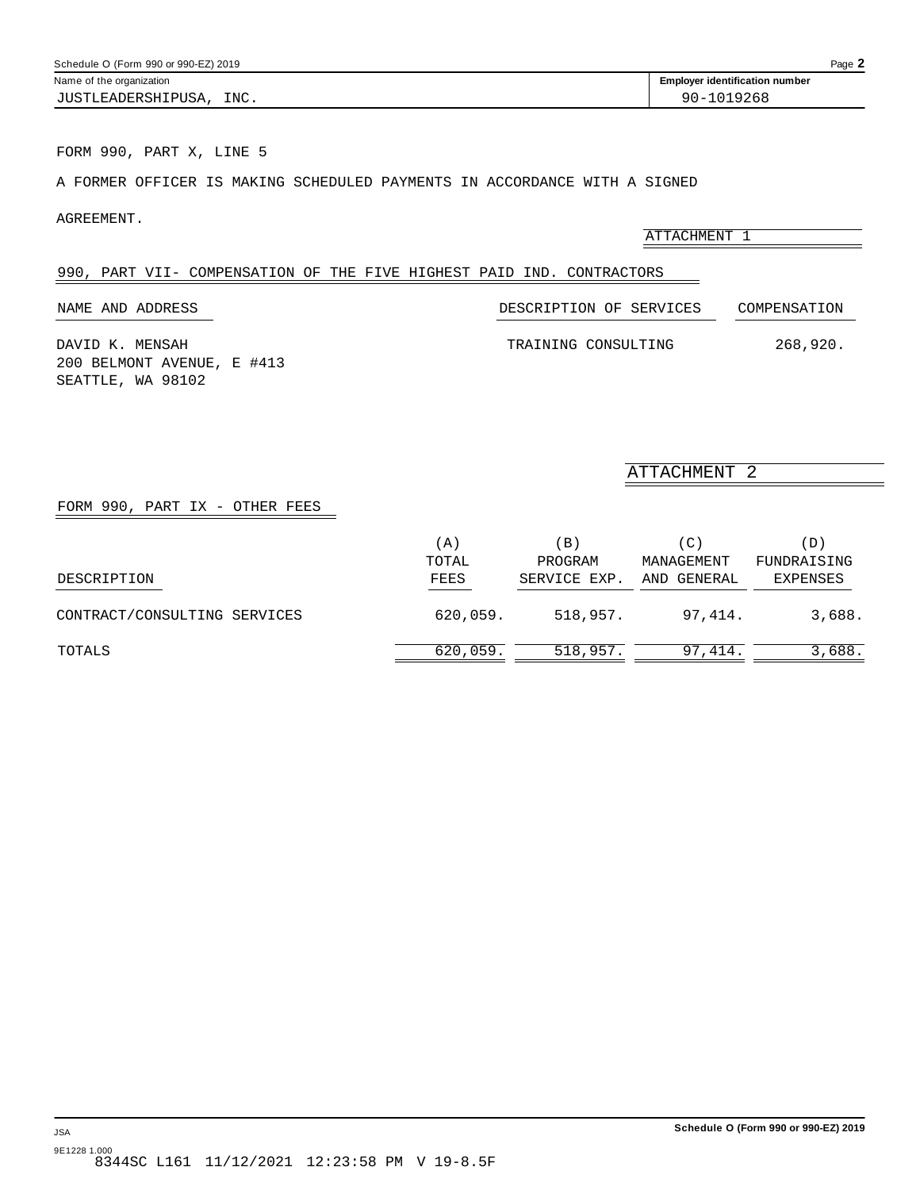Name of the organization: JUSTLEADERSHIPUSA, INC.

Employer identification number: 90-1019268

FORM 990, PART X, LINE 5

A FORMER OFFICER IS MAKING SCHEDULED PAYMENTS IN ACCORDANCE WITH A SIGNED AGREEMENT.

ATTACHMENT 1

990, PART VII- COMPENSATION OF THE FIVE HIGHEST PAID IND. CONTRACTORS

| NAME AND ADDRESS | DESCRIPTION OF SERVICES | COMPENSATION |
|---|---|---|
| DAVID K. MENSAH<br>200 BELMONT AVENUE, E #413<br>SEATTLE, WA 98102 | TRAINING CONSULTING | 268,920. |

ATTACHMENT 2

FORM 990, PART IX - OTHER FEES

| DESCRIPTION | (A) TOTAL FEES | (B) PROGRAM SERVICE EXP. | (C) MANAGEMENT AND GENERAL | (D) FUNDRAISING EXPENSES |
|---|---|---|---|---|
| CONTRACT/CONSULTING SERVICES | 620,059. | 518,957. | 97,414. | 3,688. |
| TOTALS | 620,059. | 518,957. | 97,414. | 3,688. |

JSA

9E1228 1.000

8344SC L161 11/12/2021 12:23:58 PM V 19-8.5F